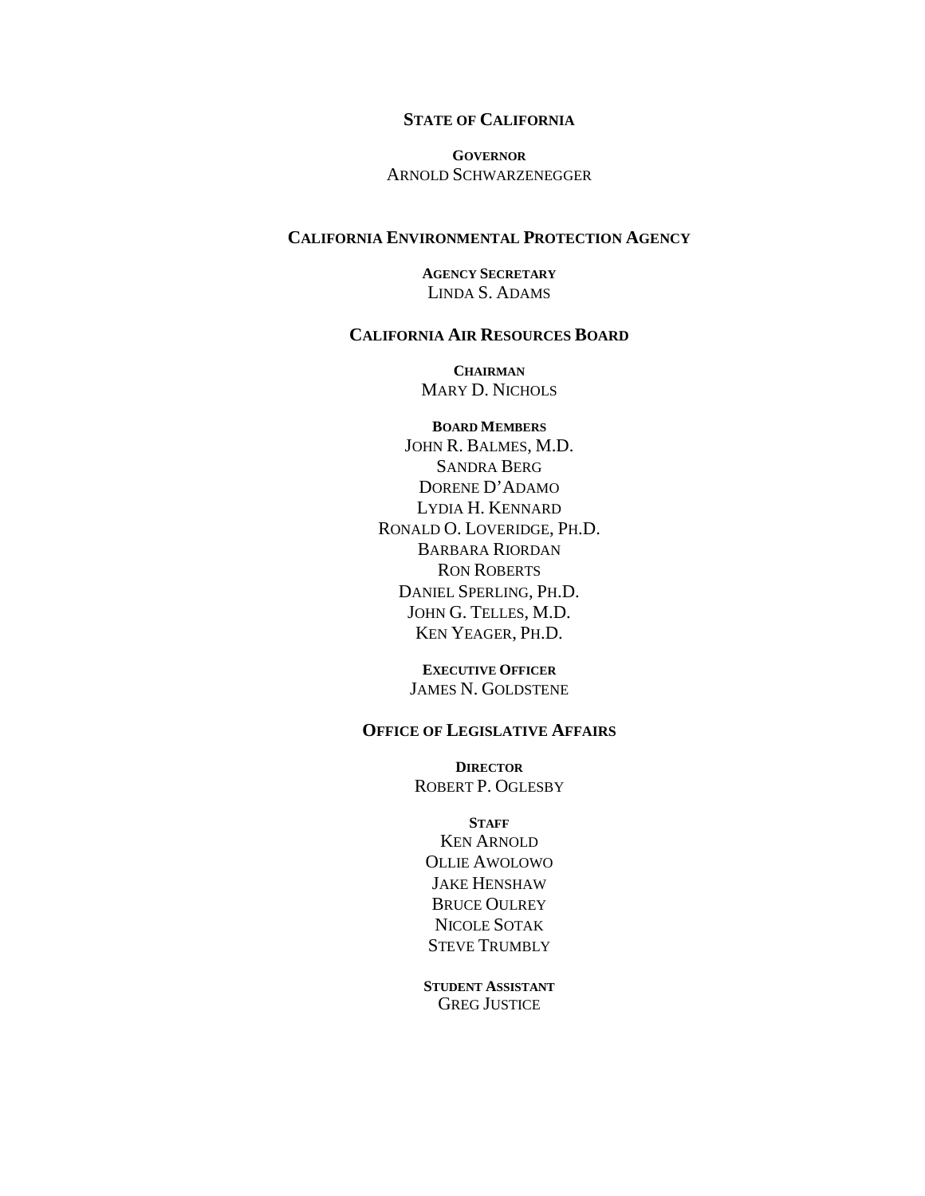**STATE OF CALIFORNIA**

**GOVERNOR**
ARNOLD SCHWARZENEGGER

**CALIFORNIA ENVIRONMENTAL PROTECTION AGENCY**

**AGENCY SECRETARY**
LINDA S. ADAMS

**CALIFORNIA AIR RESOURCES BOARD**

**CHAIRMAN**
MARY D. NICHOLS

**BOARD MEMBERS**
JOHN R. BALMES, M.D.
SANDRA BERG
DORENE D'ADAMO
LYDIA H. KENNARD
RONALD O. LOVERIDGE, PH.D.
BARBARA RIORDAN
RON ROBERTS
DANIEL SPERLING, PH.D.
JOHN G. TELLES, M.D.
KEN YEAGER, PH.D.

**EXECUTIVE OFFICER**
JAMES N. GOLDSTENE

**OFFICE OF LEGISLATIVE AFFAIRS**

**DIRECTOR**
ROBERT P. OGLESBY

**STAFF**
KEN ARNOLD
OLLIE AWOLOWO
JAKE HENSHAW
BRUCE OULREY
NICOLE SOTAK
STEVE TRUMBLY

**STUDENT ASSISTANT**
GREG JUSTICE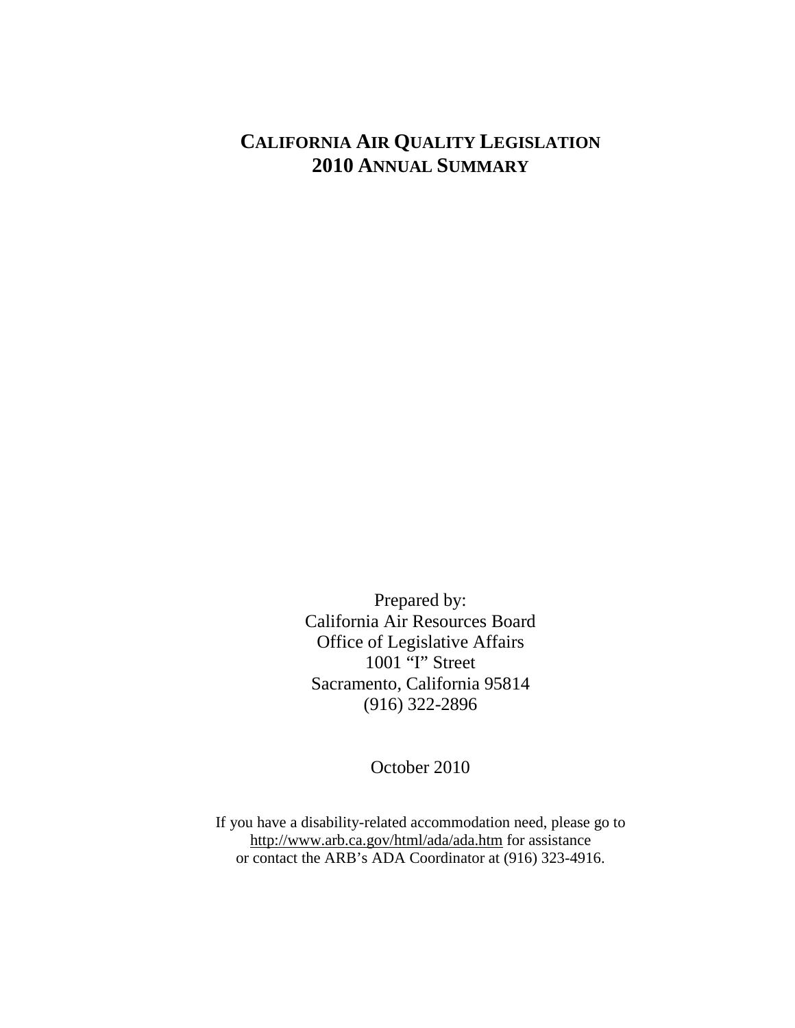# CALIFORNIA AIR QUALITY LEGISLATION
# 2010 ANNUAL SUMMARY

Prepared by:
California Air Resources Board
Office of Legislative Affairs
1001 "I" Street
Sacramento, California 95814
(916) 322-2896

October 2010

If you have a disability-related accommodation need, please go to http://www.arb.ca.gov/html/ada/ada.htm for assistance or contact the ARB's ADA Coordinator at (916) 323-4916.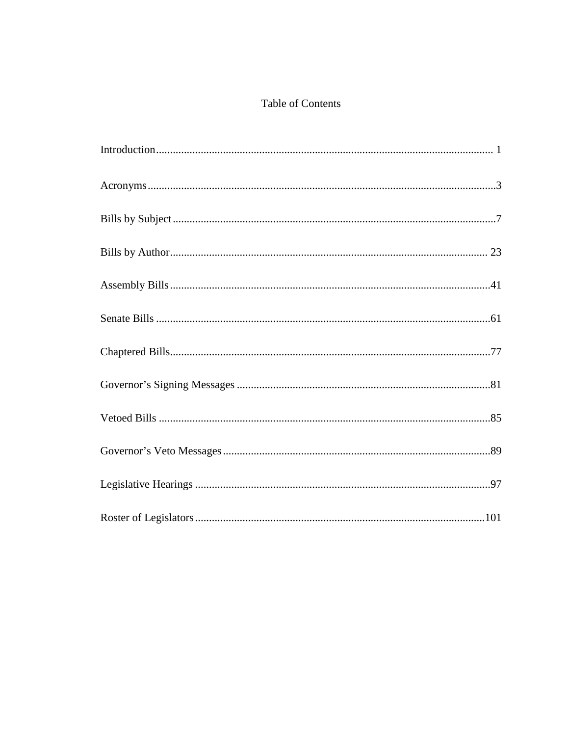# Table of Contents

Introduction........................................................................................................................ 1

Acronyms...........................................................................................................................3

Bills by Subject...................................................................................................................7

Bills by Author................................................................................................................. 23

Assembly Bills..................................................................................................................41

Senate Bills ........................................................................................................................61

Chaptered Bills..................................................................................................................77

Governor's Signing Messages ..........................................................................................81

Vetoed Bills ......................................................................................................................85

Governor's Veto Messages...............................................................................................89

Legislative Hearings .........................................................................................................97

Roster of Legislators.......................................................................................................101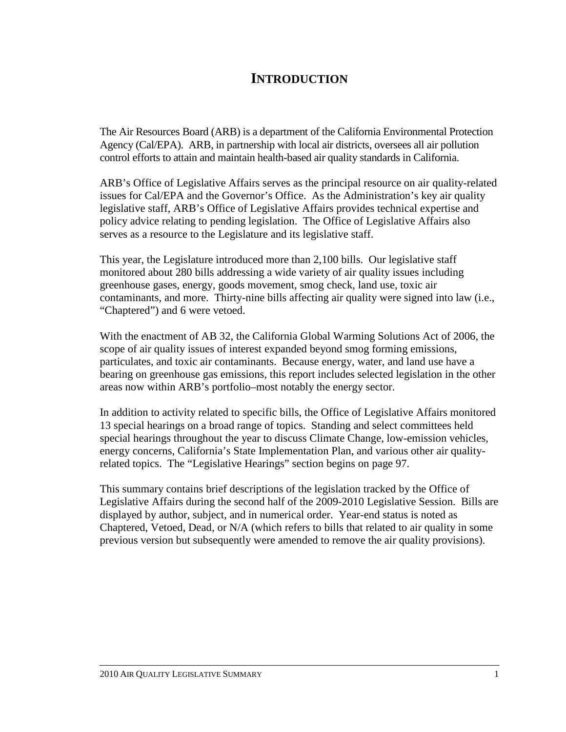# INTRODUCTION

The Air Resources Board (ARB) is a department of the California Environmental Protection Agency (Cal/EPA). ARB, in partnership with local air districts, oversees all air pollution control efforts to attain and maintain health-based air quality standards in California.

ARB's Office of Legislative Affairs serves as the principal resource on air quality-related issues for Cal/EPA and the Governor's Office. As the Administration's key air quality legislative staff, ARB's Office of Legislative Affairs provides technical expertise and policy advice relating to pending legislation. The Office of Legislative Affairs also serves as a resource to the Legislature and its legislative staff.

This year, the Legislature introduced more than 2,100 bills. Our legislative staff monitored about 280 bills addressing a wide variety of air quality issues including greenhouse gases, energy, goods movement, smog check, land use, toxic air contaminants, and more. Thirty-nine bills affecting air quality were signed into law (i.e., "Chaptered") and 6 were vetoed.

With the enactment of AB 32, the California Global Warming Solutions Act of 2006, the scope of air quality issues of interest expanded beyond smog forming emissions, particulates, and toxic air contaminants. Because energy, water, and land use have a bearing on greenhouse gas emissions, this report includes selected legislation in the other areas now within ARB's portfolio–most notably the energy sector.

In addition to activity related to specific bills, the Office of Legislative Affairs monitored 13 special hearings on a broad range of topics. Standing and select committees held special hearings throughout the year to discuss Climate Change, low-emission vehicles, energy concerns, California's State Implementation Plan, and various other air quality-related topics. The "Legislative Hearings" section begins on page 97.

This summary contains brief descriptions of the legislation tracked by the Office of Legislative Affairs during the second half of the 2009-2010 Legislative Session. Bills are displayed by author, subject, and in numerical order. Year-end status is noted as Chaptered, Vetoed, Dead, or N/A (which refers to bills that related to air quality in some previous version but subsequently were amended to remove the air quality provisions).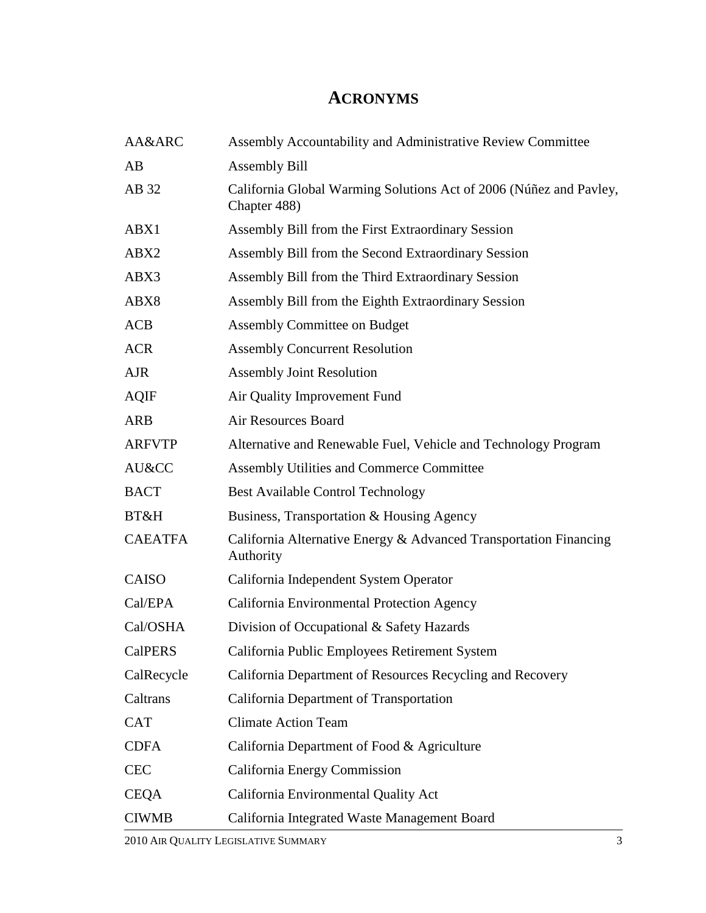# ACRONYMS

| | |
|---|---|
| AA&ARC | Assembly Accountability and Administrative Review Committee |
| AB | Assembly Bill |
| AB 32 | California Global Warming Solutions Act of 2006 (Núñez and Pavley, Chapter 488) |
| ABX1 | Assembly Bill from the First Extraordinary Session |
| ABX2 | Assembly Bill from the Second Extraordinary Session |
| ABX3 | Assembly Bill from the Third Extraordinary Session |
| ABX8 | Assembly Bill from the Eighth Extraordinary Session |
| ACB | Assembly Committee on Budget |
| ACR | Assembly Concurrent Resolution |
| AJR | Assembly Joint Resolution |
| AQIF | Air Quality Improvement Fund |
| ARB | Air Resources Board |
| ARFVTP | Alternative and Renewable Fuel, Vehicle and Technology Program |
| AU&CC | Assembly Utilities and Commerce Committee |
| BACT | Best Available Control Technology |
| BT&H | Business, Transportation & Housing Agency |
| CAEATFA | California Alternative Energy & Advanced Transportation Financing Authority |
| CAISO | California Independent System Operator |
| Cal/EPA | California Environmental Protection Agency |
| Cal/OSHA | Division of Occupational & Safety Hazards |
| CalPERS | California Public Employees Retirement System |
| CalRecycle | California Department of Resources Recycling and Recovery |
| Caltrans | California Department of Transportation |
| CAT | Climate Action Team |
| CDFA | California Department of Food & Agriculture |
| CEC | California Energy Commission |
| CEQA | California Environmental Quality Act |
| CIWMB | California Integrated Waste Management Board |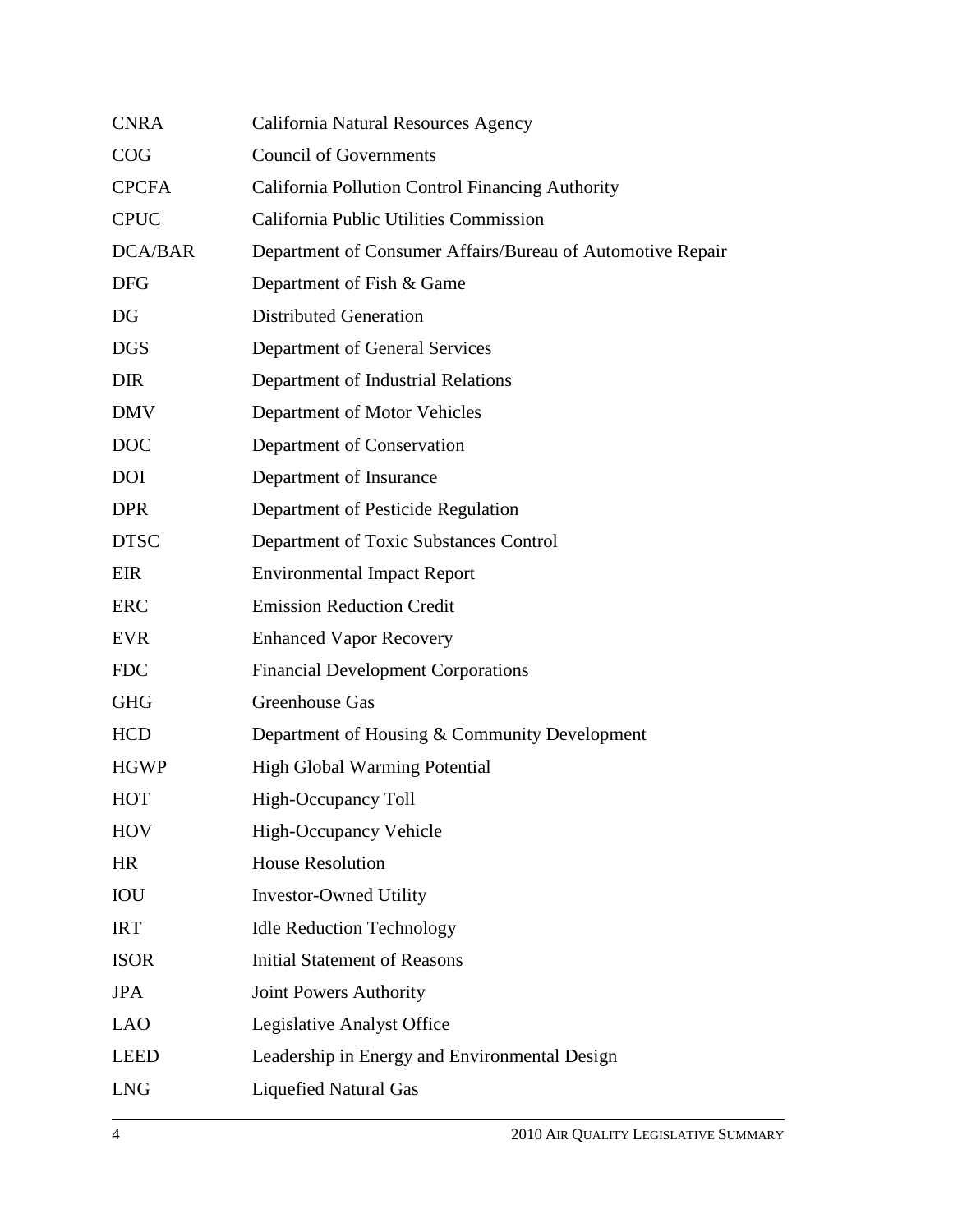| | |
|---|---|
| CNRA | California Natural Resources Agency |
| COG | Council of Governments |
| CPCFA | California Pollution Control Financing Authority |
| CPUC | California Public Utilities Commission |
| DCA/BAR | Department of Consumer Affairs/Bureau of Automotive Repair |
| DFG | Department of Fish & Game |
| DG | Distributed Generation |
| DGS | Department of General Services |
| DIR | Department of Industrial Relations |
| DMV | Department of Motor Vehicles |
| DOC | Department of Conservation |
| DOI | Department of Insurance |
| DPR | Department of Pesticide Regulation |
| DTSC | Department of Toxic Substances Control |
| EIR | Environmental Impact Report |
| ERC | Emission Reduction Credit |
| EVR | Enhanced Vapor Recovery |
| FDC | Financial Development Corporations |
| GHG | Greenhouse Gas |
| HCD | Department of Housing & Community Development |
| HGWP | High Global Warming Potential |
| HOT | High-Occupancy Toll |
| HOV | High-Occupancy Vehicle |
| HR | House Resolution |
| IOU | Investor-Owned Utility |
| IRT | Idle Reduction Technology |
| ISOR | Initial Statement of Reasons |
| JPA | Joint Powers Authority |
| LAO | Legislative Analyst Office |
| LEED | Leadership in Energy and Environmental Design |
| LNG | Liquefied Natural Gas |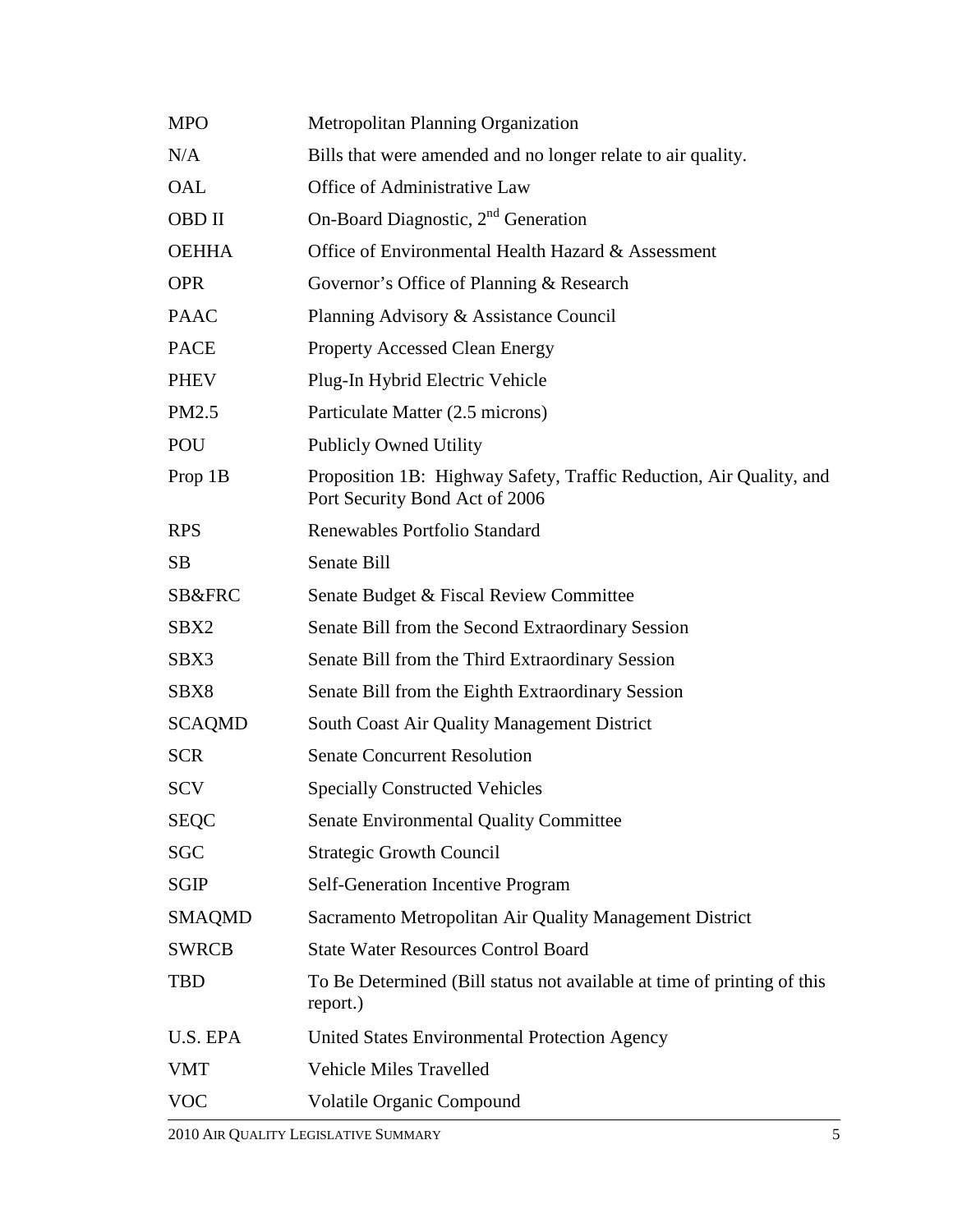| | |
|---|---|
| MPO | Metropolitan Planning Organization |
| N/A | Bills that were amended and no longer relate to air quality. |
| OAL | Office of Administrative Law |
| OBD II | On-Board Diagnostic, 2nd Generation |
| OEHHA | Office of Environmental Health Hazard & Assessment |
| OPR | Governor's Office of Planning & Research |
| PAAC | Planning Advisory & Assistance Council |
| PACE | Property Accessed Clean Energy |
| PHEV | Plug-In Hybrid Electric Vehicle |
| PM2.5 | Particulate Matter (2.5 microns) |
| POU | Publicly Owned Utility |
| Prop 1B | Proposition 1B: Highway Safety, Traffic Reduction, Air Quality, and Port Security Bond Act of 2006 |
| RPS | Renewables Portfolio Standard |
| SB | Senate Bill |
| SB&FRC | Senate Budget & Fiscal Review Committee |
| SBX2 | Senate Bill from the Second Extraordinary Session |
| SBX3 | Senate Bill from the Third Extraordinary Session |
| SBX8 | Senate Bill from the Eighth Extraordinary Session |
| SCAQMD | South Coast Air Quality Management District |
| SCR | Senate Concurrent Resolution |
| SCV | Specially Constructed Vehicles |
| SEQC | Senate Environmental Quality Committee |
| SGC | Strategic Growth Council |
| SGIP | Self-Generation Incentive Program |
| SMAQMD | Sacramento Metropolitan Air Quality Management District |
| SWRCB | State Water Resources Control Board |
| TBD | To Be Determined (Bill status not available at time of printing of this report.) |
| U.S. EPA | United States Environmental Protection Agency |
| VMT | Vehicle Miles Travelled |
| VOC | Volatile Organic Compound |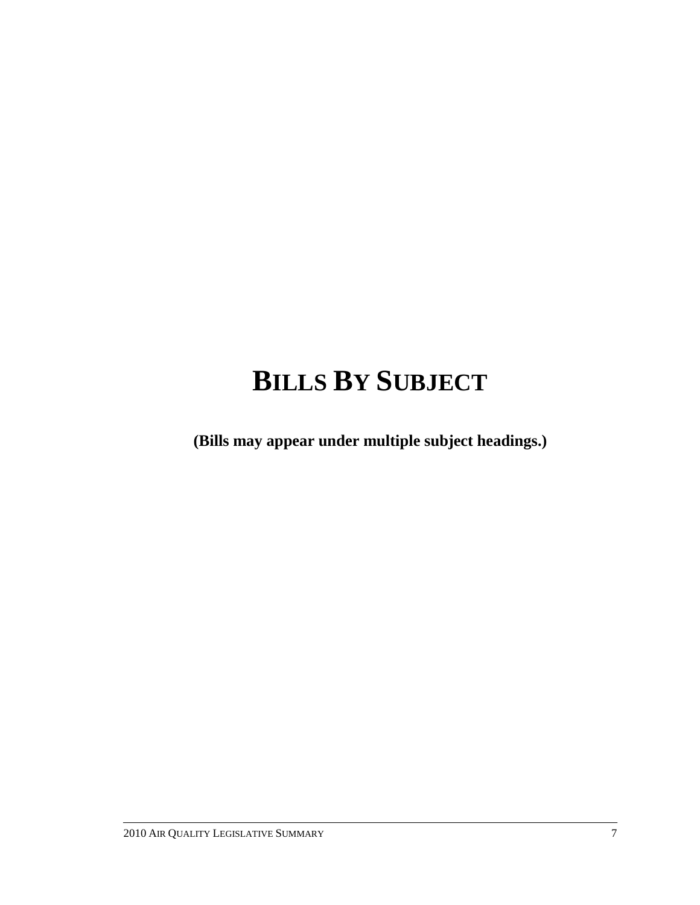# BILLS BY SUBJECT

**(Bills may appear under multiple subject headings.)**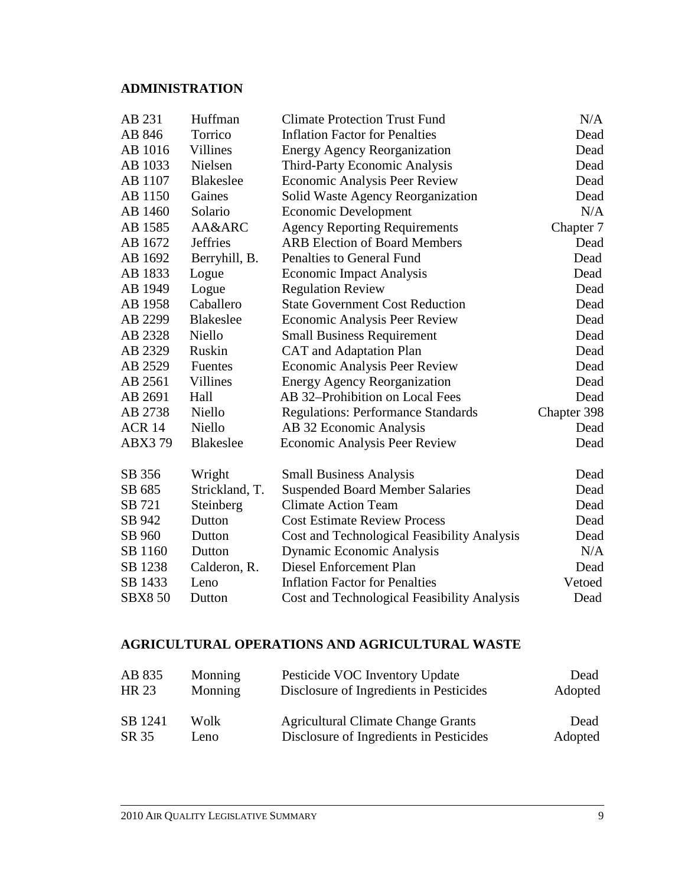## ADMINISTRATION

| | | | |
|---|---|---|---|
| AB 231 | Huffman | Climate Protection Trust Fund | N/A |
| AB 846 | Torrico | Inflation Factor for Penalties | Dead |
| AB 1016 | Villines | Energy Agency Reorganization | Dead |
| AB 1033 | Nielsen | Third-Party Economic Analysis | Dead |
| AB 1107 | Blakeslee | Economic Analysis Peer Review | Dead |
| AB 1150 | Gaines | Solid Waste Agency Reorganization | Dead |
| AB 1460 | Solario | Economic Development | N/A |
| AB 1585 | AA&ARC | Agency Reporting Requirements | Chapter 7 |
| AB 1672 | Jeffries | ARB Election of Board Members | Dead |
| AB 1692 | Berryhill, B. | Penalties to General Fund | Dead |
| AB 1833 | Logue | Economic Impact Analysis | Dead |
| AB 1949 | Logue | Regulation Review | Dead |
| AB 1958 | Caballero | State Government Cost Reduction | Dead |
| AB 2299 | Blakeslee | Economic Analysis Peer Review | Dead |
| AB 2328 | Niello | Small Business Requirement | Dead |
| AB 2329 | Ruskin | CAT and Adaptation Plan | Dead |
| AB 2529 | Fuentes | Economic Analysis Peer Review | Dead |
| AB 2561 | Villines | Energy Agency Reorganization | Dead |
| AB 2691 | Hall | AB 32–Prohibition on Local Fees | Dead |
| AB 2738 | Niello | Regulations: Performance Standards | Chapter 398 |
| ACR 14 | Niello | AB 32 Economic Analysis | Dead |
| ABX3 79 | Blakeslee | Economic Analysis Peer Review | Dead |
| SB 356 | Wright | Small Business Analysis | Dead |
| SB 685 | Strickland, T. | Suspended Board Member Salaries | Dead |
| SB 721 | Steinberg | Climate Action Team | Dead |
| SB 942 | Dutton | Cost Estimate Review Process | Dead |
| SB 960 | Dutton | Cost and Technological Feasibility Analysis | Dead |
| SB 1160 | Dutton | Dynamic Economic Analysis | N/A |
| SB 1238 | Calderon, R. | Diesel Enforcement Plan | Dead |
| SB 1433 | Leno | Inflation Factor for Penalties | Vetoed |
| SBX8 50 | Dutton | Cost and Technological Feasibility Analysis | Dead |

## AGRICULTURAL OPERATIONS AND AGRICULTURAL WASTE

| | | | |
|---|---|---|---|
| AB 835 | Monning | Pesticide VOC Inventory Update | Dead |
| HR 23 | Monning | Disclosure of Ingredients in Pesticides | Adopted |
| SB 1241 | Wolk | Agricultural Climate Change Grants | Dead |
| SR 35 | Leno | Disclosure of Ingredients in Pesticides | Adopted |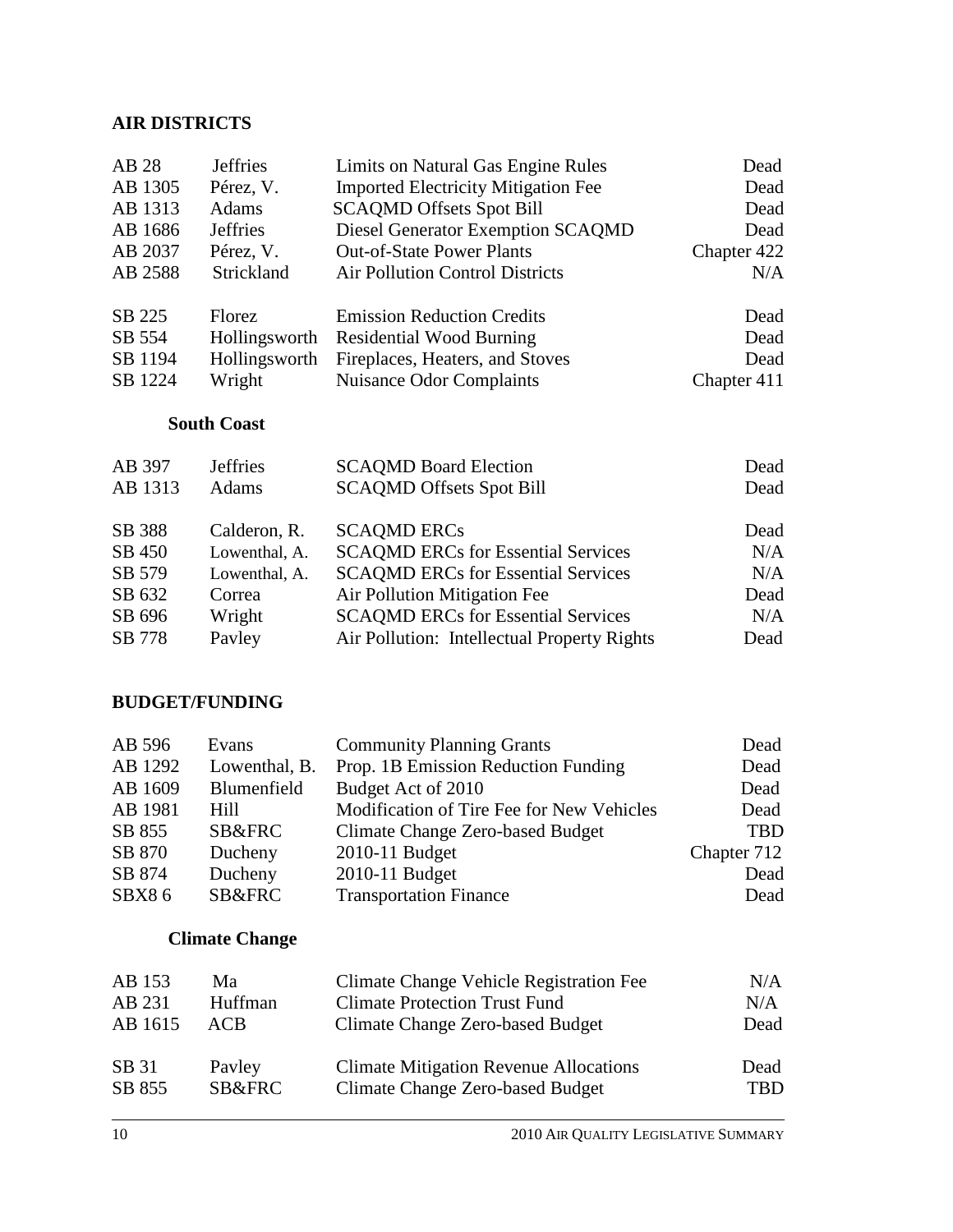## AIR DISTRICTS

| | | | |
|---|---|---|---|
| AB 28 | Jeffries | Limits on Natural Gas Engine Rules | Dead |
| AB 1305 | Pérez, V. | Imported Electricity Mitigation Fee | Dead |
| AB 1313 | Adams | SCAQMD Offsets Spot Bill | Dead |
| AB 1686 | Jeffries | Diesel Generator Exemption SCAQMD | Dead |
| AB 2037 | Pérez, V. | Out-of-State Power Plants | Chapter 422 |
| AB 2588 | Strickland | Air Pollution Control Districts | N/A |
| SB 225 | Florez | Emission Reduction Credits | Dead |
| SB 554 | Hollingsworth | Residential Wood Burning | Dead |
| SB 1194 | Hollingsworth | Fireplaces, Heaters, and Stoves | Dead |
| SB 1224 | Wright | Nuisance Odor Complaints | Chapter 411 |

### South Coast

| | | | |
|---|---|---|---|
| AB 397 | Jeffries | SCAQMD Board Election | Dead |
| AB 1313 | Adams | SCAQMD Offsets Spot Bill | Dead |
| SB 388 | Calderon, R. | SCAQMD ERCs | Dead |
| SB 450 | Lowenthal, A. | SCAQMD ERCs for Essential Services | N/A |
| SB 579 | Lowenthal, A. | SCAQMD ERCs for Essential Services | N/A |
| SB 632 | Correa | Air Pollution Mitigation Fee | Dead |
| SB 696 | Wright | SCAQMD ERCs for Essential Services | N/A |
| SB 778 | Pavley | Air Pollution: Intellectual Property Rights | Dead |

## BUDGET/FUNDING

| | | | |
|---|---|---|---|
| AB 596 | Evans | Community Planning Grants | Dead |
| AB 1292 | Lowenthal, B. | Prop. 1B Emission Reduction Funding | Dead |
| AB 1609 | Blumenfield | Budget Act of 2010 | Dead |
| AB 1981 | Hill | Modification of Tire Fee for New Vehicles | Dead |
| SB 855 | SB&FRC | Climate Change Zero-based Budget | TBD |
| SB 870 | Ducheny | 2010-11 Budget | Chapter 712 |
| SB 874 | Ducheny | 2010-11 Budget | Dead |
| SBX8 6 | SB&FRC | Transportation Finance | Dead |

### Climate Change

| | | | |
|---|---|---|---|
| AB 153 | Ma | Climate Change Vehicle Registration Fee | N/A |
| AB 231 | Huffman | Climate Protection Trust Fund | N/A |
| AB 1615 | ACB | Climate Change Zero-based Budget | Dead |
| SB 31 | Pavley | Climate Mitigation Revenue Allocations | Dead |
| SB 855 | SB&FRC | Climate Change Zero-based Budget | TBD |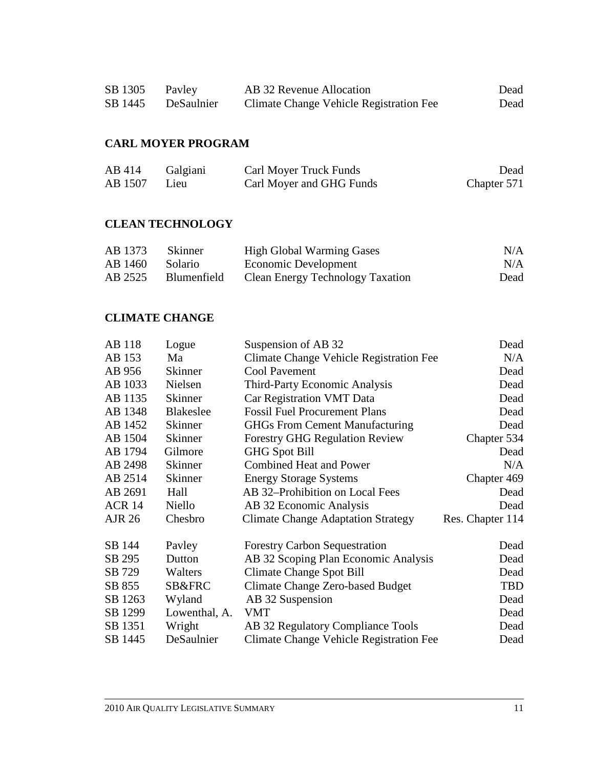| | | | |
|---|---|---|---|
| SB 1305 | Pavley | AB 32 Revenue Allocation | Dead |
| SB 1445 | DeSaulnier | Climate Change Vehicle Registration Fee | Dead |

**CARL MOYER PROGRAM**

| | | | |
|---|---|---|---|
| AB 414 | Galgiani | Carl Moyer Truck Funds | Dead |
| AB 1507 | Lieu | Carl Moyer and GHG Funds | Chapter 571 |

**CLEAN TECHNOLOGY**

| | | | |
|---|---|---|---|
| AB 1373 | Skinner | High Global Warming Gases | N/A |
| AB 1460 | Solario | Economic Development | N/A |
| AB 2525 | Blumenfield | Clean Energy Technology Taxation | Dead |

**CLIMATE CHANGE**

| | | | |
|---|---|---|---|
| AB 118 | Logue | Suspension of AB 32 | Dead |
| AB 153 | Ma | Climate Change Vehicle Registration Fee | N/A |
| AB 956 | Skinner | Cool Pavement | Dead |
| AB 1033 | Nielsen | Third-Party Economic Analysis | Dead |
| AB 1135 | Skinner | Car Registration VMT Data | Dead |
| AB 1348 | Blakeslee | Fossil Fuel Procurement Plans | Dead |
| AB 1452 | Skinner | GHGs From Cement Manufacturing | Dead |
| AB 1504 | Skinner | Forestry GHG Regulation Review | Chapter 534 |
| AB 1794 | Gilmore | GHG Spot Bill | Dead |
| AB 2498 | Skinner | Combined Heat and Power | N/A |
| AB 2514 | Skinner | Energy Storage Systems | Chapter 469 |
| AB 2691 | Hall | AB 32–Prohibition on Local Fees | Dead |
| ACR 14 | Niello | AB 32 Economic Analysis | Dead |
| AJR 26 | Chesbro | Climate Change Adaptation Strategy | Res. Chapter 114 |
| SB 144 | Pavley | Forestry Carbon Sequestration | Dead |
| SB 295 | Dutton | AB 32 Scoping Plan Economic Analysis | Dead |
| SB 729 | Walters | Climate Change Spot Bill | Dead |
| SB 855 | SB&FRC | Climate Change Zero-based Budget | TBD |
| SB 1263 | Wyland | AB 32 Suspension | Dead |
| SB 1299 | Lowenthal, A. | VMT | Dead |
| SB 1351 | Wright | AB 32 Regulatory Compliance Tools | Dead |
| SB 1445 | DeSaulnier | Climate Change Vehicle Registration Fee | Dead |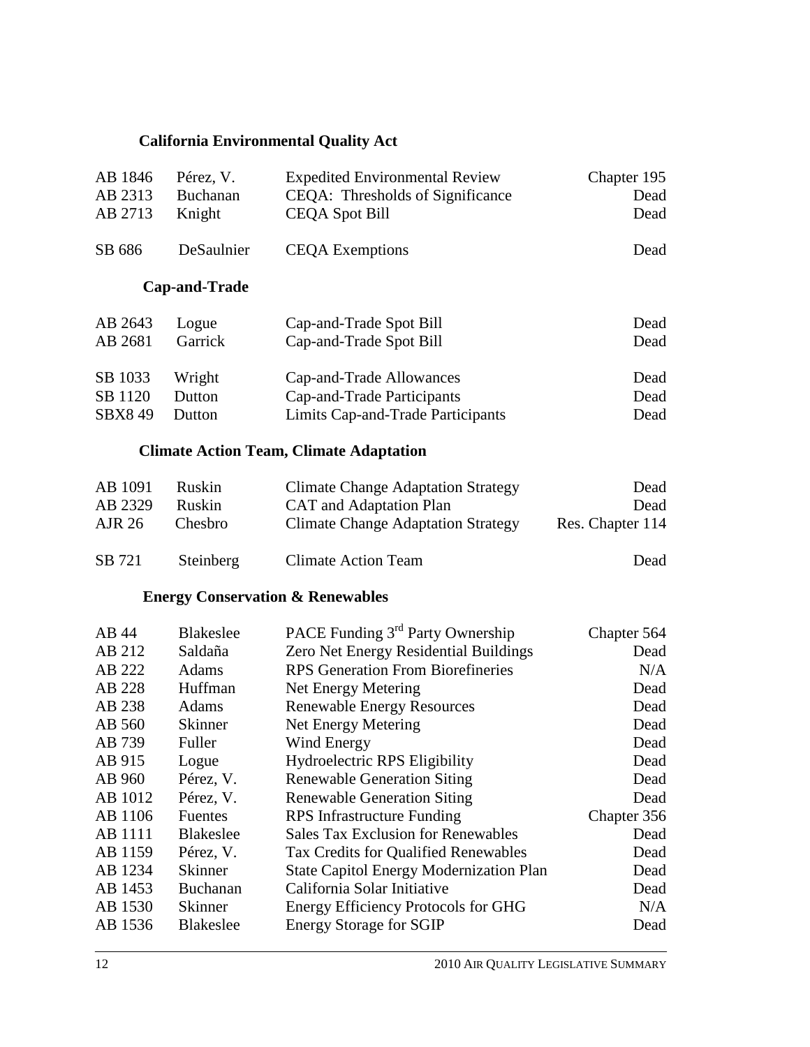## California Environmental Quality Act

| | | | |
|---|---|---|---|
| AB 1846 | Pérez, V. | Expedited Environmental Review | Chapter 195 |
| AB 2313 | Buchanan | CEQA: Thresholds of Significance | Dead |
| AB 2713 | Knight | CEQA Spot Bill | Dead |
| SB 686 | DeSaulnier | CEQA Exemptions | Dead |

## Cap-and-Trade

| | | | |
|---|---|---|---|
| AB 2643 | Logue | Cap-and-Trade Spot Bill | Dead |
| AB 2681 | Garrick | Cap-and-Trade Spot Bill | Dead |
| SB 1033 | Wright | Cap-and-Trade Allowances | Dead |
| SB 1120 | Dutton | Cap-and-Trade Participants | Dead |
| SBX8 49 | Dutton | Limits Cap-and-Trade Participants | Dead |

## Climate Action Team, Climate Adaptation

| | | | |
|---|---|---|---|
| AB 1091 | Ruskin | Climate Change Adaptation Strategy | Dead |
| AB 2329 | Ruskin | CAT and Adaptation Plan | Dead |
| AJR 26 | Chesbro | Climate Change Adaptation Strategy | Res. Chapter 114 |
| SB 721 | Steinberg | Climate Action Team | Dead |

## Energy Conservation & Renewables

| | | | |
|---|---|---|---|
| AB 44 | Blakeslee | PACE Funding 3rd Party Ownership | Chapter 564 |
| AB 212 | Saldaña | Zero Net Energy Residential Buildings | Dead |
| AB 222 | Adams | RPS Generation From Biorefineries | N/A |
| AB 228 | Huffman | Net Energy Metering | Dead |
| AB 238 | Adams | Renewable Energy Resources | Dead |
| AB 560 | Skinner | Net Energy Metering | Dead |
| AB 739 | Fuller | Wind Energy | Dead |
| AB 915 | Logue | Hydroelectric RPS Eligibility | Dead |
| AB 960 | Pérez, V. | Renewable Generation Siting | Dead |
| AB 1012 | Pérez, V. | Renewable Generation Siting | Dead |
| AB 1106 | Fuentes | RPS Infrastructure Funding | Chapter 356 |
| AB 1111 | Blakeslee | Sales Tax Exclusion for Renewables | Dead |
| AB 1159 | Pérez, V. | Tax Credits for Qualified Renewables | Dead |
| AB 1234 | Skinner | State Capitol Energy Modernization Plan | Dead |
| AB 1453 | Buchanan | California Solar Initiative | Dead |
| AB 1530 | Skinner | Energy Efficiency Protocols for GHG | N/A |
| AB 1536 | Blakeslee | Energy Storage for SGIP | Dead |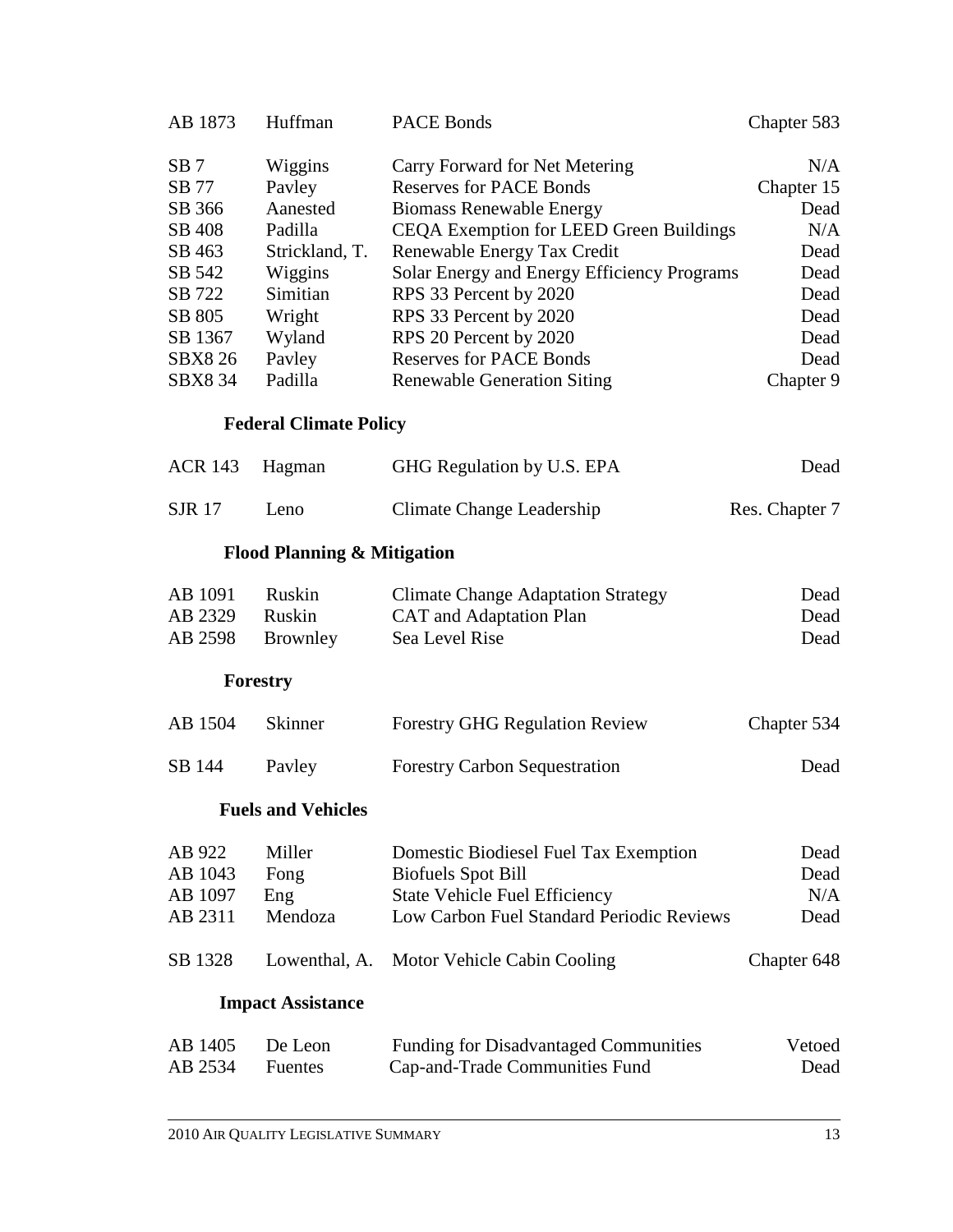| | | | |
|---|---|---|---|
| AB 1873 | Huffman | PACE Bonds | Chapter 583 |
| SB 7 | Wiggins | Carry Forward for Net Metering | N/A |
| SB 77 | Pavley | Reserves for PACE Bonds | Chapter 15 |
| SB 366 | Aanested | Biomass Renewable Energy | Dead |
| SB 408 | Padilla | CEQA Exemption for LEED Green Buildings | N/A |
| SB 463 | Strickland, T. | Renewable Energy Tax Credit | Dead |
| SB 542 | Wiggins | Solar Energy and Energy Efficiency Programs | Dead |
| SB 722 | Simitian | RPS 33 Percent by 2020 | Dead |
| SB 805 | Wright | RPS 33 Percent by 2020 | Dead |
| SB 1367 | Wyland | RPS 20 Percent by 2020 | Dead |
| SBX8 26 | Pavley | Reserves for PACE Bonds | Dead |
| SBX8 34 | Padilla | Renewable Generation Siting | Chapter 9 |

**Federal Climate Policy**

| | | | |
|---|---|---|---|
| ACR 143 | Hagman | GHG Regulation by U.S. EPA | Dead |
| SJR 17 | Leno | Climate Change Leadership | Res. Chapter 7 |

**Flood Planning & Mitigation**

| | | | |
|---|---|---|---|
| AB 1091 | Ruskin | Climate Change Adaptation Strategy | Dead |
| AB 2329 | Ruskin | CAT and Adaptation Plan | Dead |
| AB 2598 | Brownley | Sea Level Rise | Dead |

**Forestry**

| | | | |
|---|---|---|---|
| AB 1504 | Skinner | Forestry GHG Regulation Review | Chapter 534 |
| SB 144 | Pavley | Forestry Carbon Sequestration | Dead |

**Fuels and Vehicles**

| | | | |
|---|---|---|---|
| AB 922 | Miller | Domestic Biodiesel Fuel Tax Exemption | Dead |
| AB 1043 | Fong | Biofuels Spot Bill | Dead |
| AB 1097 | Eng | State Vehicle Fuel Efficiency | N/A |
| AB 2311 | Mendoza | Low Carbon Fuel Standard Periodic Reviews | Dead |
| SB 1328 | Lowenthal, A. | Motor Vehicle Cabin Cooling | Chapter 648 |

**Impact Assistance**

| | | | |
|---|---|---|---|
| AB 1405 | De Leon | Funding for Disadvantaged Communities | Vetoed |
| AB 2534 | Fuentes | Cap-and-Trade Communities Fund | Dead |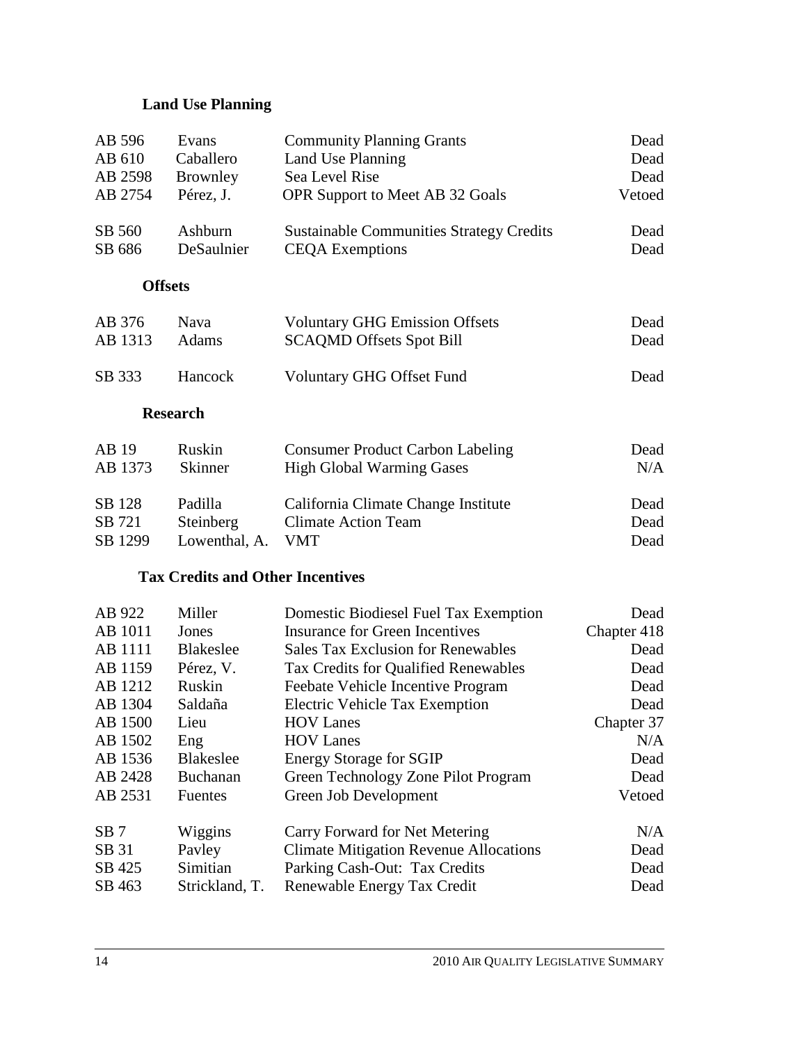### Land Use Planning

| | | | |
|---|---|---|---|
| AB 596 | Evans | Community Planning Grants | Dead |
| AB 610 | Caballero | Land Use Planning | Dead |
| AB 2598 | Brownley | Sea Level Rise | Dead |
| AB 2754 | Pérez, J. | OPR Support to Meet AB 32 Goals | Vetoed |
| SB 560 | Ashburn | Sustainable Communities Strategy Credits | Dead |
| SB 686 | DeSaulnier | CEQA Exemptions | Dead |

### Offsets

| | | | |
|---|---|---|---|
| AB 376 | Nava | Voluntary GHG Emission Offsets | Dead |
| AB 1313 | Adams | SCAQMD Offsets Spot Bill | Dead |
| SB 333 | Hancock | Voluntary GHG Offset Fund | Dead |

### Research

| | | | |
|---|---|---|---|
| AB 19 | Ruskin | Consumer Product Carbon Labeling | Dead |
| AB 1373 | Skinner | High Global Warming Gases | N/A |
| SB 128 | Padilla | California Climate Change Institute | Dead |
| SB 721 | Steinberg | Climate Action Team | Dead |
| SB 1299 | Lowenthal, A. | VMT | Dead |

### Tax Credits and Other Incentives

| | | | |
|---|---|---|---|
| AB 922 | Miller | Domestic Biodiesel Fuel Tax Exemption | Dead |
| AB 1011 | Jones | Insurance for Green Incentives | Chapter 418 |
| AB 1111 | Blakeslee | Sales Tax Exclusion for Renewables | Dead |
| AB 1159 | Pérez, V. | Tax Credits for Qualified Renewables | Dead |
| AB 1212 | Ruskin | Feebate Vehicle Incentive Program | Dead |
| AB 1304 | Saldaña | Electric Vehicle Tax Exemption | Dead |
| AB 1500 | Lieu | HOV Lanes | Chapter 37 |
| AB 1502 | Eng | HOV Lanes | N/A |
| AB 1536 | Blakeslee | Energy Storage for SGIP | Dead |
| AB 2428 | Buchanan | Green Technology Zone Pilot Program | Dead |
| AB 2531 | Fuentes | Green Job Development | Vetoed |
| SB 7 | Wiggins | Carry Forward for Net Metering | N/A |
| SB 31 | Pavley | Climate Mitigation Revenue Allocations | Dead |
| SB 425 | Simitian | Parking Cash-Out: Tax Credits | Dead |
| SB 463 | Strickland, T. | Renewable Energy Tax Credit | Dead |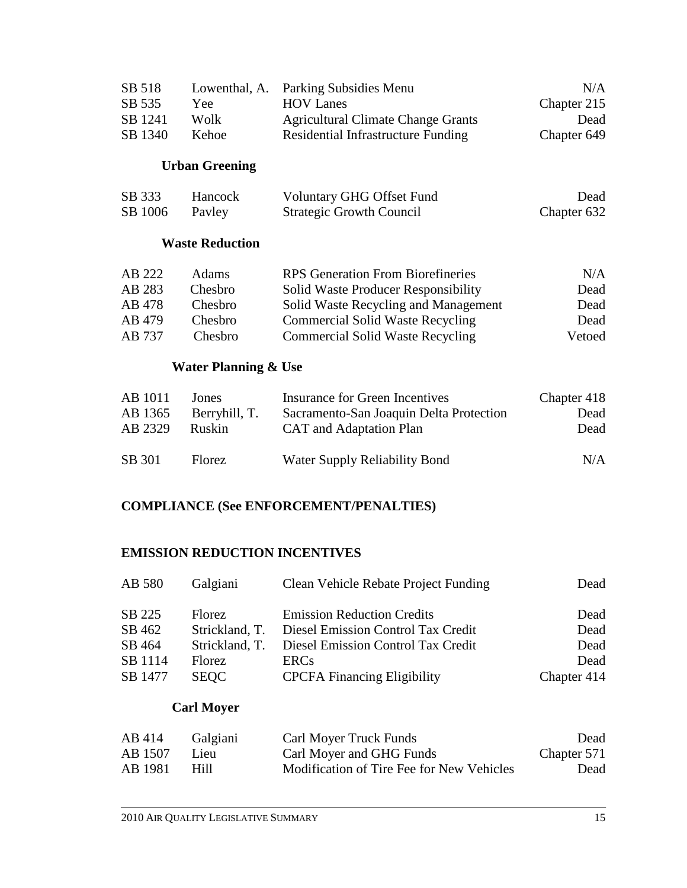| | | | |
|---|---|---|---|
| SB 518 | Lowenthal, A. | Parking Subsidies Menu | N/A |
| SB 535 | Yee | HOV Lanes | Chapter 215 |
| SB 1241 | Wolk | Agricultural Climate Change Grants | Dead |
| SB 1340 | Kehoe | Residential Infrastructure Funding | Chapter 649 |

#### Urban Greening

| | | | |
|---|---|---|---|
| SB 333 | Hancock | Voluntary GHG Offset Fund | Dead |
| SB 1006 | Pavley | Strategic Growth Council | Chapter 632 |

#### Waste Reduction

| | | | |
|---|---|---|---|
| AB 222 | Adams | RPS Generation From Biorefineries | N/A |
| AB 283 | Chesbro | Solid Waste Producer Responsibility | Dead |
| AB 478 | Chesbro | Solid Waste Recycling and Management | Dead |
| AB 479 | Chesbro | Commercial Solid Waste Recycling | Dead |
| AB 737 | Chesbro | Commercial Solid Waste Recycling | Vetoed |

#### Water Planning & Use

| | | | |
|---|---|---|---|
| AB 1011 | Jones | Insurance for Green Incentives | Chapter 418 |
| AB 1365 | Berryhill, T. | Sacramento-San Joaquin Delta Protection | Dead |
| AB 2329 | Ruskin | CAT and Adaptation Plan | Dead |
| SB 301 | Florez | Water Supply Reliability Bond | N/A |

## COMPLIANCE (See ENFORCEMENT/PENALTIES)

## EMISSION REDUCTION INCENTIVES

| | | | |
|---|---|---|---|
| AB 580 | Galgiani | Clean Vehicle Rebate Project Funding | Dead |
| SB 225 | Florez | Emission Reduction Credits | Dead |
| SB 462 | Strickland, T. | Diesel Emission Control Tax Credit | Dead |
| SB 464 | Strickland, T. | Diesel Emission Control Tax Credit | Dead |
| SB 1114 | Florez | ERCs | Dead |
| SB 1477 | SEQC | CPCFA Financing Eligibility | Chapter 414 |

#### Carl Moyer

| | | | |
|---|---|---|---|
| AB 414 | Galgiani | Carl Moyer Truck Funds | Dead |
| AB 1507 | Lieu | Carl Moyer and GHG Funds | Chapter 571 |
| AB 1981 | Hill | Modification of Tire Fee for New Vehicles | Dead |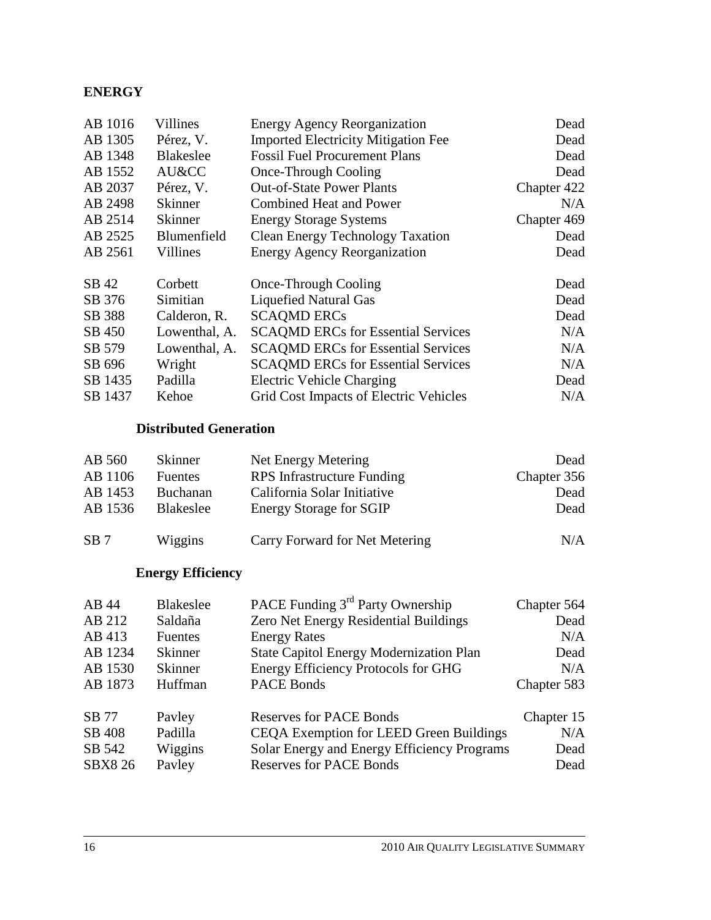## ENERGY

| | | | |
|---|---|---|---|
| AB 1016 | Villines | Energy Agency Reorganization | Dead |
| AB 1305 | Pérez, V. | Imported Electricity Mitigation Fee | Dead |
| AB 1348 | Blakeslee | Fossil Fuel Procurement Plans | Dead |
| AB 1552 | AU&CC | Once-Through Cooling | Dead |
| AB 2037 | Pérez, V. | Out-of-State Power Plants | Chapter 422 |
| AB 2498 | Skinner | Combined Heat and Power | N/A |
| AB 2514 | Skinner | Energy Storage Systems | Chapter 469 |
| AB 2525 | Blumenfield | Clean Energy Technology Taxation | Dead |
| AB 2561 | Villines | Energy Agency Reorganization | Dead |
| SB 42 | Corbett | Once-Through Cooling | Dead |
| SB 376 | Simitian | Liquefied Natural Gas | Dead |
| SB 388 | Calderon, R. | SCAQMD ERCs | Dead |
| SB 450 | Lowenthal, A. | SCAQMD ERCs for Essential Services | N/A |
| SB 579 | Lowenthal, A. | SCAQMD ERCs for Essential Services | N/A |
| SB 696 | Wright | SCAQMD ERCs for Essential Services | N/A |
| SB 1435 | Padilla | Electric Vehicle Charging | Dead |
| SB 1437 | Kehoe | Grid Cost Impacts of Electric Vehicles | N/A |

### Distributed Generation

| | | | |
|---|---|---|---|
| AB 560 | Skinner | Net Energy Metering | Dead |
| AB 1106 | Fuentes | RPS Infrastructure Funding | Chapter 356 |
| AB 1453 | Buchanan | California Solar Initiative | Dead |
| AB 1536 | Blakeslee | Energy Storage for SGIP | Dead |
| SB 7 | Wiggins | Carry Forward for Net Metering | N/A |

### Energy Efficiency

| | | | |
|---|---|---|---|
| AB 44 | Blakeslee | PACE Funding 3rd Party Ownership | Chapter 564 |
| AB 212 | Saldaña | Zero Net Energy Residential Buildings | Dead |
| AB 413 | Fuentes | Energy Rates | N/A |
| AB 1234 | Skinner | State Capitol Energy Modernization Plan | Dead |
| AB 1530 | Skinner | Energy Efficiency Protocols for GHG | N/A |
| AB 1873 | Huffman | PACE Bonds | Chapter 583 |
| SB 77 | Pavley | Reserves for PACE Bonds | Chapter 15 |
| SB 408 | Padilla | CEQA Exemption for LEED Green Buildings | N/A |
| SB 542 | Wiggins | Solar Energy and Energy Efficiency Programs | Dead |
| SBX8 26 | Pavley | Reserves for PACE Bonds | Dead |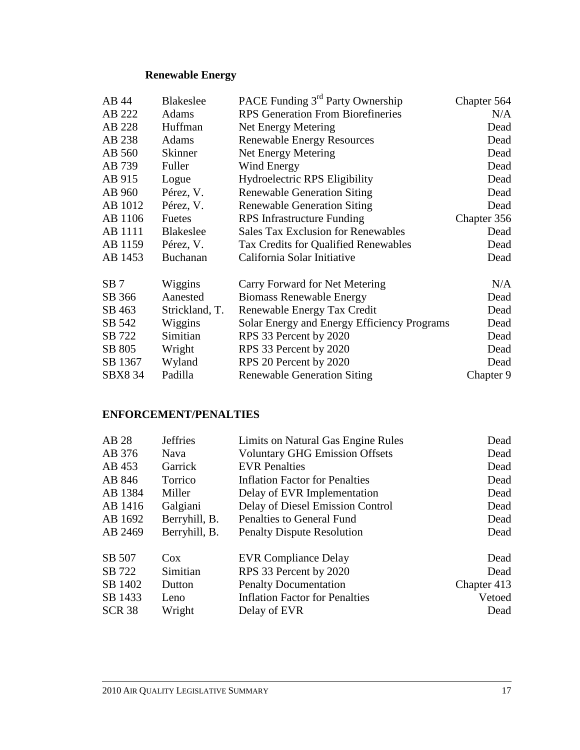### Renewable Energy

| | | | |
|---|---|---|---|
| AB 44 | Blakeslee | PACE Funding 3rd Party Ownership | Chapter 564 |
| AB 222 | Adams | RPS Generation From Biorefineries | N/A |
| AB 228 | Huffman | Net Energy Metering | Dead |
| AB 238 | Adams | Renewable Energy Resources | Dead |
| AB 560 | Skinner | Net Energy Metering | Dead |
| AB 739 | Fuller | Wind Energy | Dead |
| AB 915 | Logue | Hydroelectric RPS Eligibility | Dead |
| AB 960 | Pérez, V. | Renewable Generation Siting | Dead |
| AB 1012 | Pérez, V. | Renewable Generation Siting | Dead |
| AB 1106 | Fuetes | RPS Infrastructure Funding | Chapter 356 |
| AB 1111 | Blakeslee | Sales Tax Exclusion for Renewables | Dead |
| AB 1159 | Pérez, V. | Tax Credits for Qualified Renewables | Dead |
| AB 1453 | Buchanan | California Solar Initiative | Dead |
| SB 7 | Wiggins | Carry Forward for Net Metering | N/A |
| SB 366 | Aanested | Biomass Renewable Energy | Dead |
| SB 463 | Strickland, T. | Renewable Energy Tax Credit | Dead |
| SB 542 | Wiggins | Solar Energy and Energy Efficiency Programs | Dead |
| SB 722 | Simitian | RPS 33 Percent by 2020 | Dead |
| SB 805 | Wright | RPS 33 Percent by 2020 | Dead |
| SB 1367 | Wyland | RPS 20 Percent by 2020 | Dead |
| SBX8 34 | Padilla | Renewable Generation Siting | Chapter 9 |

## ENFORCEMENT/PENALTIES

| | | | |
|---|---|---|---|
| AB 28 | Jeffries | Limits on Natural Gas Engine Rules | Dead |
| AB 376 | Nava | Voluntary GHG Emission Offsets | Dead |
| AB 453 | Garrick | EVR Penalties | Dead |
| AB 846 | Torrico | Inflation Factor for Penalties | Dead |
| AB 1384 | Miller | Delay of EVR Implementation | Dead |
| AB 1416 | Galgiani | Delay of Diesel Emission Control | Dead |
| AB 1692 | Berryhill, B. | Penalties to General Fund | Dead |
| AB 2469 | Berryhill, B. | Penalty Dispute Resolution | Dead |
| SB 507 | Cox | EVR Compliance Delay | Dead |
| SB 722 | Simitian | RPS 33 Percent by 2020 | Dead |
| SB 1402 | Dutton | Penalty Documentation | Chapter 413 |
| SB 1433 | Leno | Inflation Factor for Penalties | Vetoed |
| SCR 38 | Wright | Delay of EVR | Dead |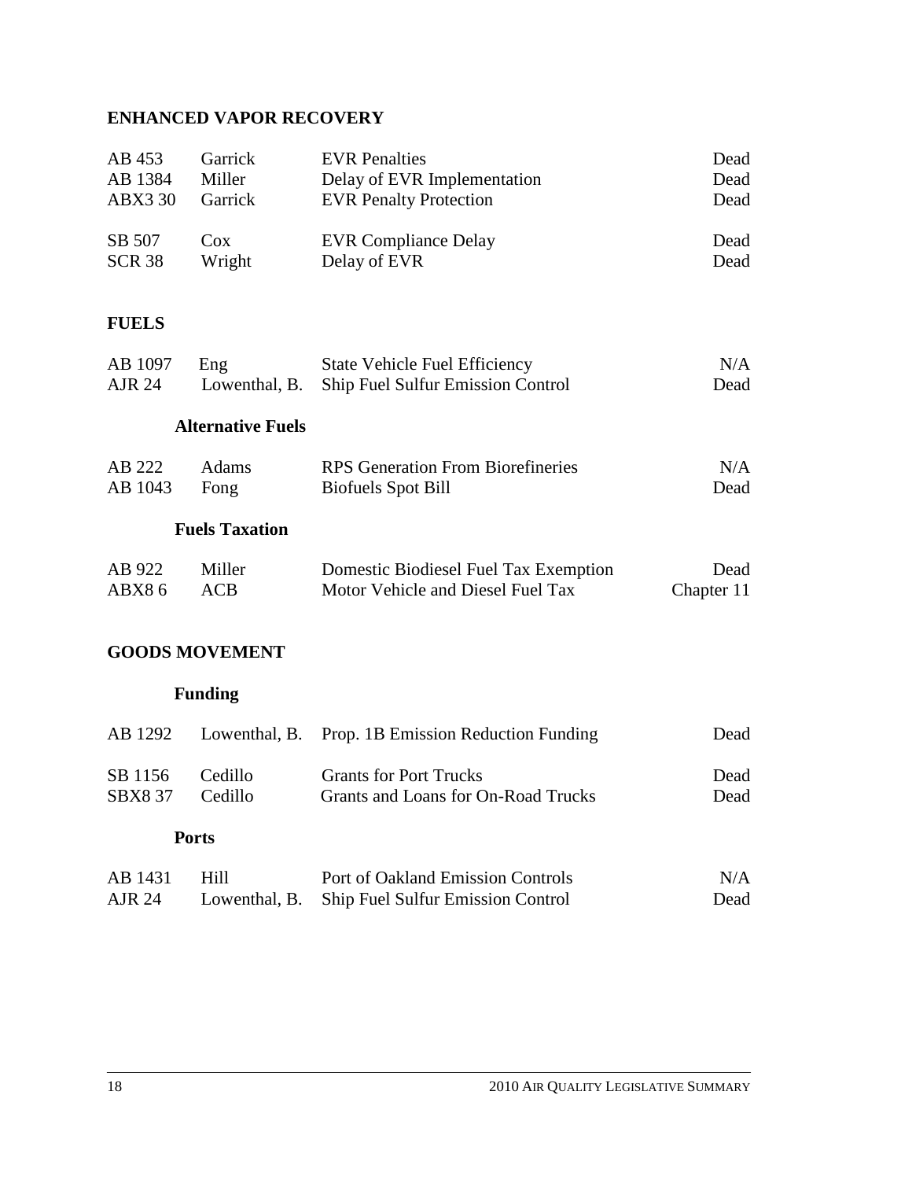## ENHANCED VAPOR RECOVERY

| | | | |
|---|---|---|---|
| AB 453 | Garrick | EVR Penalties | Dead |
| AB 1384 | Miller | Delay of EVR Implementation | Dead |
| ABX3 30 | Garrick | EVR Penalty Protection | Dead |
| SB 507 | Cox | EVR Compliance Delay | Dead |
| SCR 38 | Wright | Delay of EVR | Dead |

## FUELS

| | | | |
|---|---|---|---|
| AB 1097 | Eng | State Vehicle Fuel Efficiency | N/A |
| AJR 24 | Lowenthal, B. | Ship Fuel Sulfur Emission Control | Dead |

### Alternative Fuels

| | | | |
|---|---|---|---|
| AB 222 | Adams | RPS Generation From Biorefineries | N/A |
| AB 1043 | Fong | Biofuels Spot Bill | Dead |

### Fuels Taxation

| | | | |
|---|---|---|---|
| AB 922 | Miller | Domestic Biodiesel Fuel Tax Exemption | Dead |
| ABX8 6 | ACB | Motor Vehicle and Diesel Fuel Tax | Chapter 11 |

## GOODS MOVEMENT

### Funding

| | | | |
|---|---|---|---|
| AB 1292 | Lowenthal, B. | Prop. 1B Emission Reduction Funding | Dead |
| SB 1156 | Cedillo | Grants for Port Trucks | Dead |
| SBX8 37 | Cedillo | Grants and Loans for On-Road Trucks | Dead |

### Ports

| | | | |
|---|---|---|---|
| AB 1431 | Hill | Port of Oakland Emission Controls | N/A |
| AJR 24 | Lowenthal, B. | Ship Fuel Sulfur Emission Control | Dead |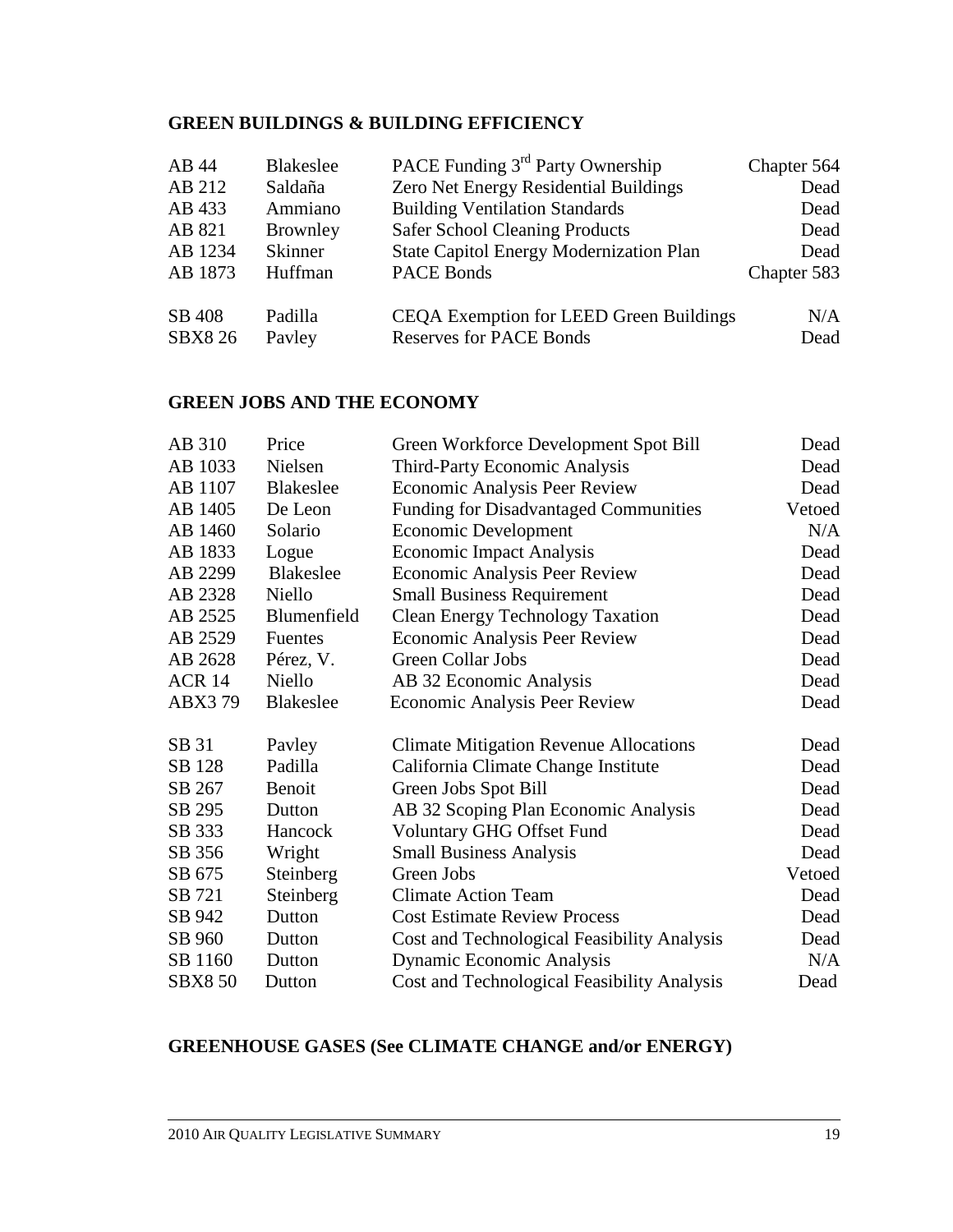## GREEN BUILDINGS & BUILDING EFFICIENCY

| | | | |
|---|---|---|---|
| AB 44 | Blakeslee | PACE Funding 3rd Party Ownership | Chapter 564 |
| AB 212 | Saldaña | Zero Net Energy Residential Buildings | Dead |
| AB 433 | Ammiano | Building Ventilation Standards | Dead |
| AB 821 | Brownley | Safer School Cleaning Products | Dead |
| AB 1234 | Skinner | State Capitol Energy Modernization Plan | Dead |
| AB 1873 | Huffman | PACE Bonds | Chapter 583 |
| SB 408 | Padilla | CEQA Exemption for LEED Green Buildings | N/A |
| SBX8 26 | Pavley | Reserves for PACE Bonds | Dead |

## GREEN JOBS AND THE ECONOMY

| | | | |
|---|---|---|---|
| AB 310 | Price | Green Workforce Development Spot Bill | Dead |
| AB 1033 | Nielsen | Third-Party Economic Analysis | Dead |
| AB 1107 | Blakeslee | Economic Analysis Peer Review | Dead |
| AB 1405 | De Leon | Funding for Disadvantaged Communities | Vetoed |
| AB 1460 | Solario | Economic Development | N/A |
| AB 1833 | Logue | Economic Impact Analysis | Dead |
| AB 2299 | Blakeslee | Economic Analysis Peer Review | Dead |
| AB 2328 | Niello | Small Business Requirement | Dead |
| AB 2525 | Blumenfield | Clean Energy Technology Taxation | Dead |
| AB 2529 | Fuentes | Economic Analysis Peer Review | Dead |
| AB 2628 | Pérez, V. | Green Collar Jobs | Dead |
| ACR 14 | Niello | AB 32 Economic Analysis | Dead |
| ABX3 79 | Blakeslee | Economic Analysis Peer Review | Dead |
| SB 31 | Pavley | Climate Mitigation Revenue Allocations | Dead |
| SB 128 | Padilla | California Climate Change Institute | Dead |
| SB 267 | Benoit | Green Jobs Spot Bill | Dead |
| SB 295 | Dutton | AB 32 Scoping Plan Economic Analysis | Dead |
| SB 333 | Hancock | Voluntary GHG Offset Fund | Dead |
| SB 356 | Wright | Small Business Analysis | Dead |
| SB 675 | Steinberg | Green Jobs | Vetoed |
| SB 721 | Steinberg | Climate Action Team | Dead |
| SB 942 | Dutton | Cost Estimate Review Process | Dead |
| SB 960 | Dutton | Cost and Technological Feasibility Analysis | Dead |
| SB 1160 | Dutton | Dynamic Economic Analysis | N/A |
| SBX8 50 | Dutton | Cost and Technological Feasibility Analysis | Dead |

## GREENHOUSE GASES (See CLIMATE CHANGE and/or ENERGY)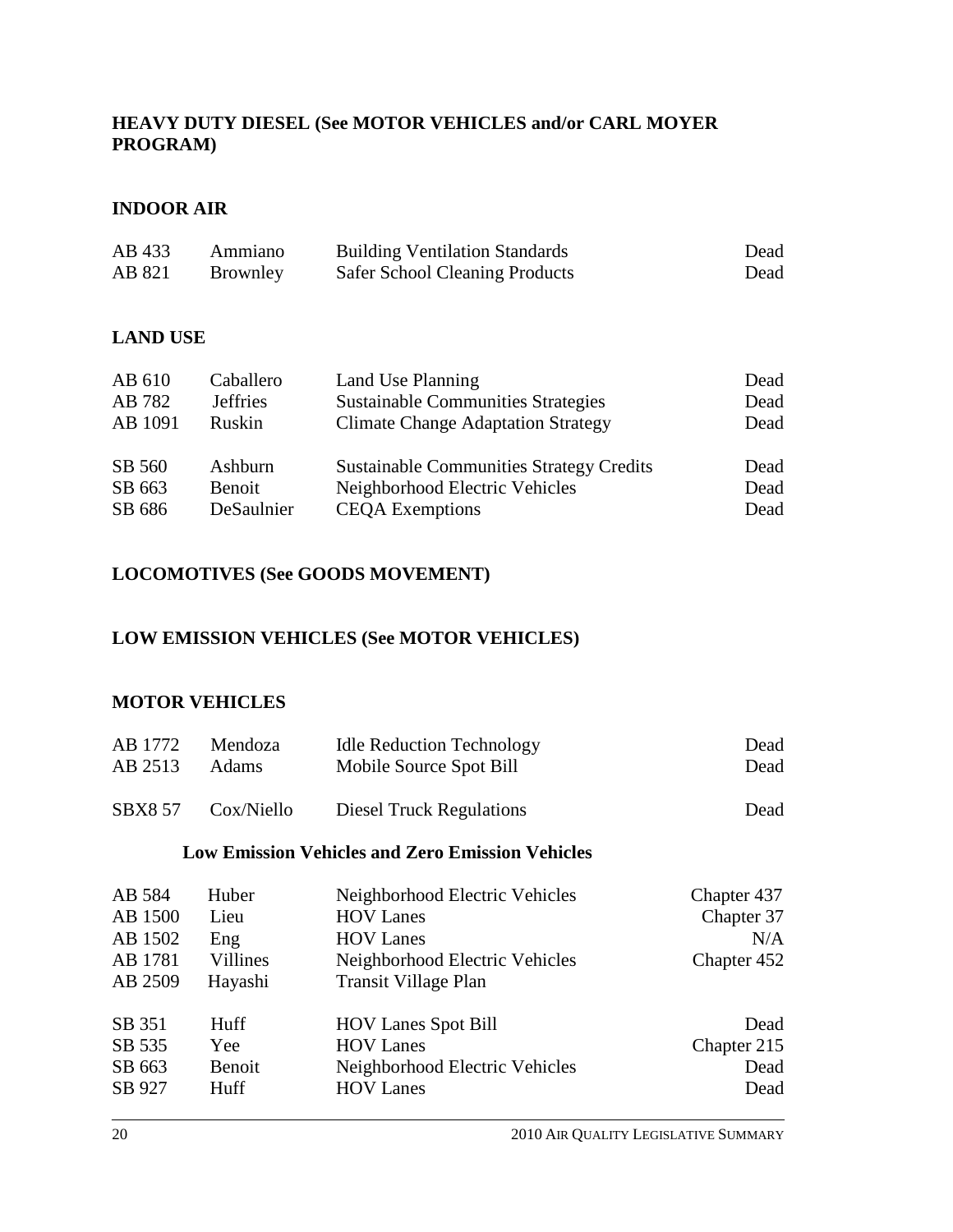## HEAVY DUTY DIESEL (See MOTOR VEHICLES and/or CARL MOYER PROGRAM)

## INDOOR AIR

| | | | |
|---|---|---|---|
| AB 433 | Ammiano | Building Ventilation Standards | Dead |
| AB 821 | Brownley | Safer School Cleaning Products | Dead |

## LAND USE

| | | | |
|---|---|---|---|
| AB 610 | Caballero | Land Use Planning | Dead |
| AB 782 | Jeffries | Sustainable Communities Strategies | Dead |
| AB 1091 | Ruskin | Climate Change Adaptation Strategy | Dead |
| SB 560 | Ashburn | Sustainable Communities Strategy Credits | Dead |
| SB 663 | Benoit | Neighborhood Electric Vehicles | Dead |
| SB 686 | DeSaulnier | CEQA Exemptions | Dead |

## LOCOMOTIVES (See GOODS MOVEMENT)

## LOW EMISSION VEHICLES (See MOTOR VEHICLES)

## MOTOR VEHICLES

| | | | |
|---|---|---|---|
| AB 1772 | Mendoza | Idle Reduction Technology | Dead |
| AB 2513 | Adams | Mobile Source Spot Bill | Dead |
| SBX8 57 | Cox/Niello | Diesel Truck Regulations | Dead |

### Low Emission Vehicles and Zero Emission Vehicles

| | | | |
|---|---|---|---|
| AB 584 | Huber | Neighborhood Electric Vehicles | Chapter 437 |
| AB 1500 | Lieu | HOV Lanes | Chapter 37 |
| AB 1502 | Eng | HOV Lanes | N/A |
| AB 1781 | Villines | Neighborhood Electric Vehicles | Chapter 452 |
| AB 2509 | Hayashi | Transit Village Plan | |
| SB 351 | Huff | HOV Lanes Spot Bill | Dead |
| SB 535 | Yee | HOV Lanes | Chapter 215 |
| SB 663 | Benoit | Neighborhood Electric Vehicles | Dead |
| SB 927 | Huff | HOV Lanes | Dead |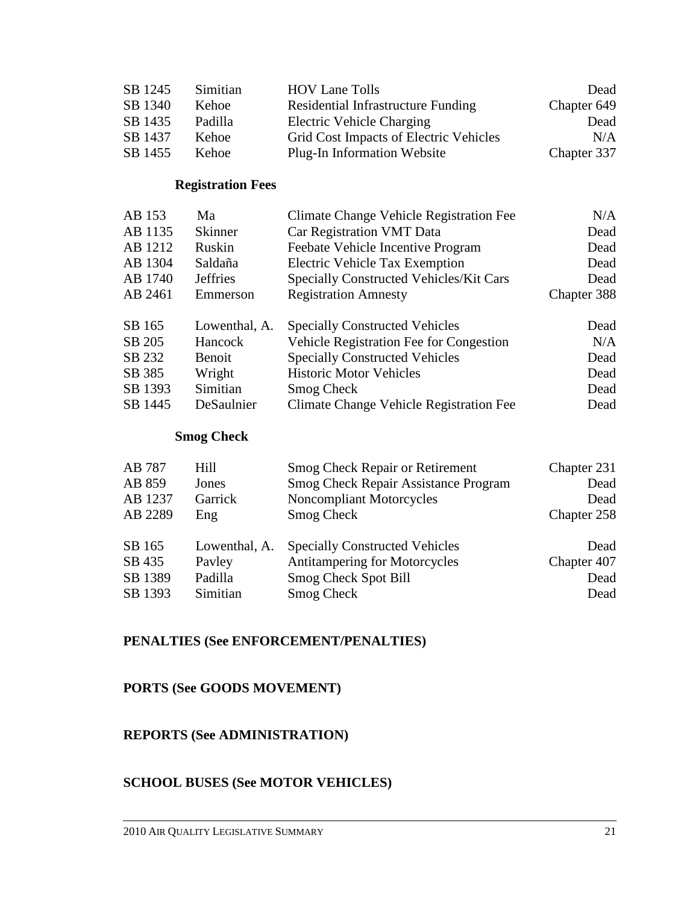| | | | |
|---|---|---|---|
| SB 1245 | Simitian | HOV Lane Tolls | Dead |
| SB 1340 | Kehoe | Residential Infrastructure Funding | Chapter 649 |
| SB 1435 | Padilla | Electric Vehicle Charging | Dead |
| SB 1437 | Kehoe | Grid Cost Impacts of Electric Vehicles | N/A |
| SB 1455 | Kehoe | Plug-In Information Website | Chapter 337 |

**Registration Fees**

| | | | |
|---|---|---|---|
| AB 153 | Ma | Climate Change Vehicle Registration Fee | N/A |
| AB 1135 | Skinner | Car Registration VMT Data | Dead |
| AB 1212 | Ruskin | Feebate Vehicle Incentive Program | Dead |
| AB 1304 | Saldaña | Electric Vehicle Tax Exemption | Dead |
| AB 1740 | Jeffries | Specially Constructed Vehicles/Kit Cars | Dead |
| AB 2461 | Emmerson | Registration Amnesty | Chapter 388 |
| SB 165 | Lowenthal, A. | Specially Constructed Vehicles | Dead |
| SB 205 | Hancock | Vehicle Registration Fee for Congestion | N/A |
| SB 232 | Benoit | Specially Constructed Vehicles | Dead |
| SB 385 | Wright | Historic Motor Vehicles | Dead |
| SB 1393 | Simitian | Smog Check | Dead |
| SB 1445 | DeSaulnier | Climate Change Vehicle Registration Fee | Dead |

**Smog Check**

| | | | |
|---|---|---|---|
| AB 787 | Hill | Smog Check Repair or Retirement | Chapter 231 |
| AB 859 | Jones | Smog Check Repair Assistance Program | Dead |
| AB 1237 | Garrick | Noncompliant Motorcycles | Dead |
| AB 2289 | Eng | Smog Check | Chapter 258 |
| SB 165 | Lowenthal, A. | Specially Constructed Vehicles | Dead |
| SB 435 | Pavley | Antitampering for Motorcycles | Chapter 407 |
| SB 1389 | Padilla | Smog Check Spot Bill | Dead |
| SB 1393 | Simitian | Smog Check | Dead |

**PENALTIES (See ENFORCEMENT/PENALTIES)**

**PORTS (See GOODS MOVEMENT)**

**REPORTS (See ADMINISTRATION)**

**SCHOOL BUSES (See MOTOR VEHICLES)**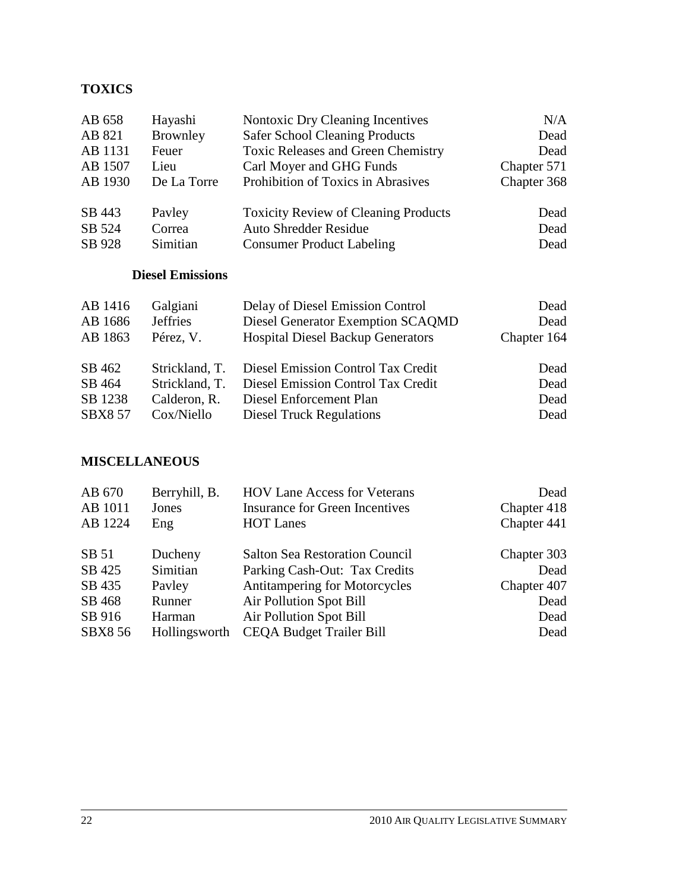## TOXICS

| | | | |
|---|---|---|---|
| AB 658 | Hayashi | Nontoxic Dry Cleaning Incentives | N/A |
| AB 821 | Brownley | Safer School Cleaning Products | Dead |
| AB 1131 | Feuer | Toxic Releases and Green Chemistry | Dead |
| AB 1507 | Lieu | Carl Moyer and GHG Funds | Chapter 571 |
| AB 1930 | De La Torre | Prohibition of Toxics in Abrasives | Chapter 368 |
| SB 443 | Pavley | Toxicity Review of Cleaning Products | Dead |
| SB 524 | Correa | Auto Shredder Residue | Dead |
| SB 928 | Simitian | Consumer Product Labeling | Dead |

### Diesel Emissions

| | | | |
|---|---|---|---|
| AB 1416 | Galgiani | Delay of Diesel Emission Control | Dead |
| AB 1686 | Jeffries | Diesel Generator Exemption SCAQMD | Dead |
| AB 1863 | Pérez, V. | Hospital Diesel Backup Generators | Chapter 164 |
| SB 462 | Strickland, T. | Diesel Emission Control Tax Credit | Dead |
| SB 464 | Strickland, T. | Diesel Emission Control Tax Credit | Dead |
| SB 1238 | Calderon, R. | Diesel Enforcement Plan | Dead |
| SBX8 57 | Cox/Niello | Diesel Truck Regulations | Dead |

## MISCELLANEOUS

| | | | |
|---|---|---|---|
| AB 670 | Berryhill, B. | HOV Lane Access for Veterans | Dead |
| AB 1011 | Jones | Insurance for Green Incentives | Chapter 418 |
| AB 1224 | Eng | HOT Lanes | Chapter 441 |
| SB 51 | Ducheny | Salton Sea Restoration Council | Chapter 303 |
| SB 425 | Simitian | Parking Cash-Out: Tax Credits | Dead |
| SB 435 | Pavley | Antitampering for Motorcycles | Chapter 407 |
| SB 468 | Runner | Air Pollution Spot Bill | Dead |
| SB 916 | Harman | Air Pollution Spot Bill | Dead |
| SBX8 56 | Hollingsworth | CEQA Budget Trailer Bill | Dead |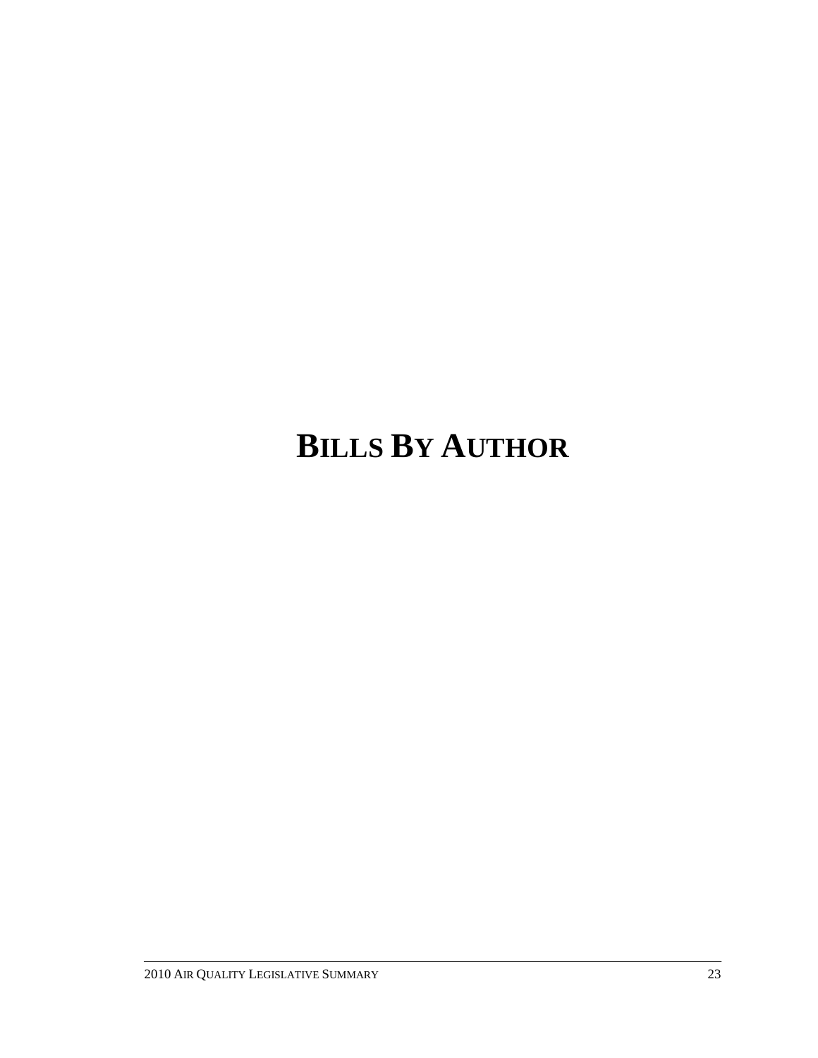# BILLS BY AUTHOR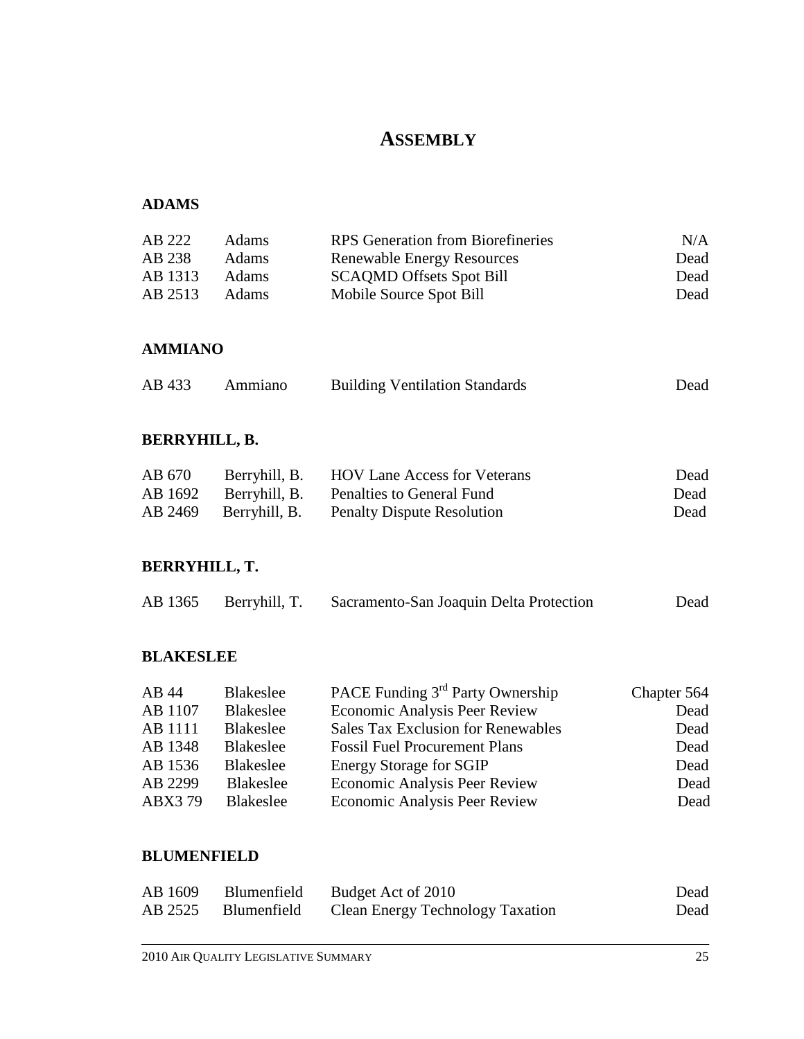# ASSEMBLY

## ADAMS

| | | | |
|---|---|---|---|
| AB 222 | Adams | RPS Generation from Biorefineries | N/A |
| AB 238 | Adams | Renewable Energy Resources | Dead |
| AB 1313 | Adams | SCAQMD Offsets Spot Bill | Dead |
| AB 2513 | Adams | Mobile Source Spot Bill | Dead |

## AMMIANO

| | | | |
|---|---|---|---|
| AB 433 | Ammiano | Building Ventilation Standards | Dead |

## BERRYHILL, B.

| | | | |
|---|---|---|---|
| AB 670 | Berryhill, B. | HOV Lane Access for Veterans | Dead |
| AB 1692 | Berryhill, B. | Penalties to General Fund | Dead |
| AB 2469 | Berryhill, B. | Penalty Dispute Resolution | Dead |

## BERRYHILL, T.

| | | | |
|---|---|---|---|
| AB 1365 | Berryhill, T. | Sacramento-San Joaquin Delta Protection | Dead |

## BLAKESLEE

| | | | |
|---|---|---|---|
| AB 44 | Blakeslee | PACE Funding 3rd Party Ownership | Chapter 564 |
| AB 1107 | Blakeslee | Economic Analysis Peer Review | Dead |
| AB 1111 | Blakeslee | Sales Tax Exclusion for Renewables | Dead |
| AB 1348 | Blakeslee | Fossil Fuel Procurement Plans | Dead |
| AB 1536 | Blakeslee | Energy Storage for SGIP | Dead |
| AB 2299 | Blakeslee | Economic Analysis Peer Review | Dead |
| ABX3 79 | Blakeslee | Economic Analysis Peer Review | Dead |

## BLUMENFIELD

| | | | |
|---|---|---|---|
| AB 1609 | Blumenfield | Budget Act of 2010 | Dead |
| AB 2525 | Blumenfield | Clean Energy Technology Taxation | Dead |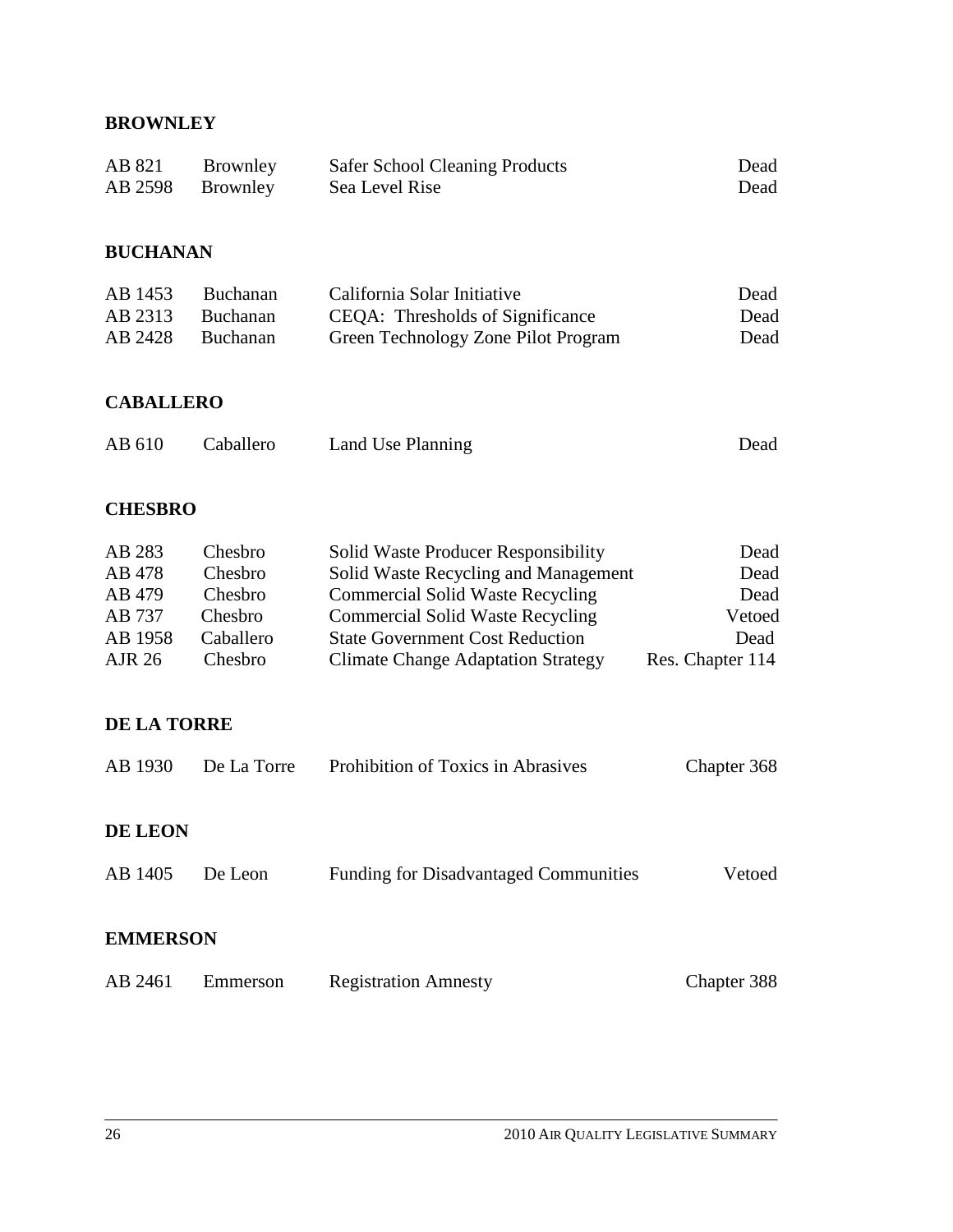**BROWNLEY**

| | | | |
|---|---|---|---|
| AB 821 | Brownley | Safer School Cleaning Products | Dead |
| AB 2598 | Brownley | Sea Level Rise | Dead |

**BUCHANAN**

| | | | |
|---|---|---|---|
| AB 1453 | Buchanan | California Solar Initiative | Dead |
| AB 2313 | Buchanan | CEQA: Thresholds of Significance | Dead |
| AB 2428 | Buchanan | Green Technology Zone Pilot Program | Dead |

**CABALLERO**

| | | | |
|---|---|---|---|
| AB 610 | Caballero | Land Use Planning | Dead |

**CHESBRO**

| | | | |
|---|---|---|---|
| AB 283 | Chesbro | Solid Waste Producer Responsibility | Dead |
| AB 478 | Chesbro | Solid Waste Recycling and Management | Dead |
| AB 479 | Chesbro | Commercial Solid Waste Recycling | Dead |
| AB 737 | Chesbro | Commercial Solid Waste Recycling | Vetoed |
| AB 1958 | Caballero | State Government Cost Reduction | Dead |
| AJR 26 | Chesbro | Climate Change Adaptation Strategy | Res. Chapter 114 |

**DE LA TORRE**

| | | | |
|---|---|---|---|
| AB 1930 | De La Torre | Prohibition of Toxics in Abrasives | Chapter 368 |

**DE LEON**

| | | | |
|---|---|---|---|
| AB 1405 | De Leon | Funding for Disadvantaged Communities | Vetoed |

**EMMERSON**

| | | | |
|---|---|---|---|
| AB 2461 | Emmerson | Registration Amnesty | Chapter 388 |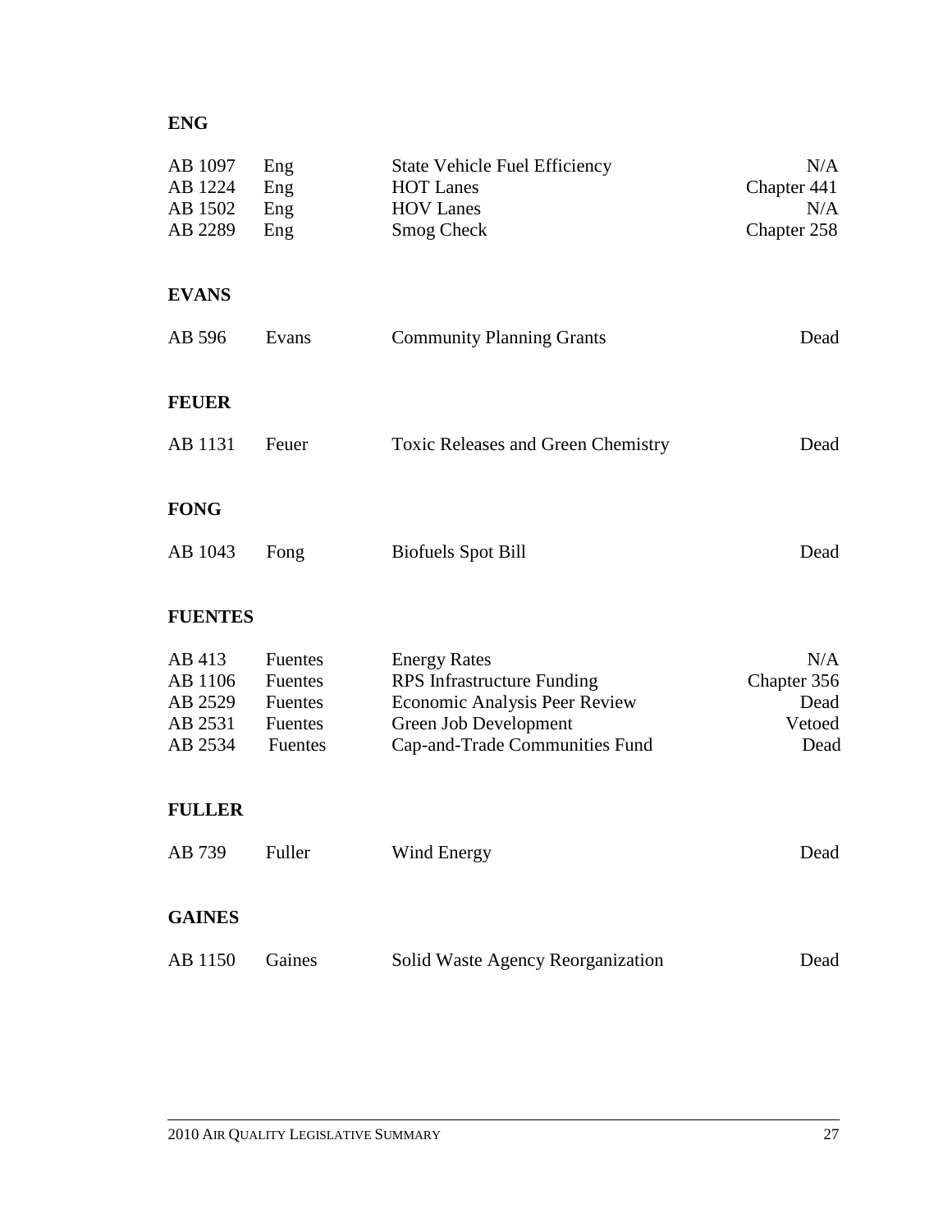**ENG**

| | | | |
|---|---|---|---|
| AB 1097 | Eng | State Vehicle Fuel Efficiency | N/A |
| AB 1224 | Eng | HOT Lanes | Chapter 441 |
| AB 1502 | Eng | HOV Lanes | N/A |
| AB 2289 | Eng | Smog Check | Chapter 258 |

**EVANS**

| | | | |
|---|---|---|---|
| AB 596 | Evans | Community Planning Grants | Dead |

**FEUER**

| | | | |
|---|---|---|---|
| AB 1131 | Feuer | Toxic Releases and Green Chemistry | Dead |

**FONG**

| | | | |
|---|---|---|---|
| AB 1043 | Fong | Biofuels Spot Bill | Dead |

**FUENTES**

| | | | |
|---|---|---|---|
| AB 413 | Fuentes | Energy Rates | N/A |
| AB 1106 | Fuentes | RPS Infrastructure Funding | Chapter 356 |
| AB 2529 | Fuentes | Economic Analysis Peer Review | Dead |
| AB 2531 | Fuentes | Green Job Development | Vetoed |
| AB 2534 | Fuentes | Cap-and-Trade Communities Fund | Dead |

**FULLER**

| | | | |
|---|---|---|---|
| AB 739 | Fuller | Wind Energy | Dead |

**GAINES**

| | | | |
|---|---|---|---|
| AB 1150 | Gaines | Solid Waste Agency Reorganization | Dead |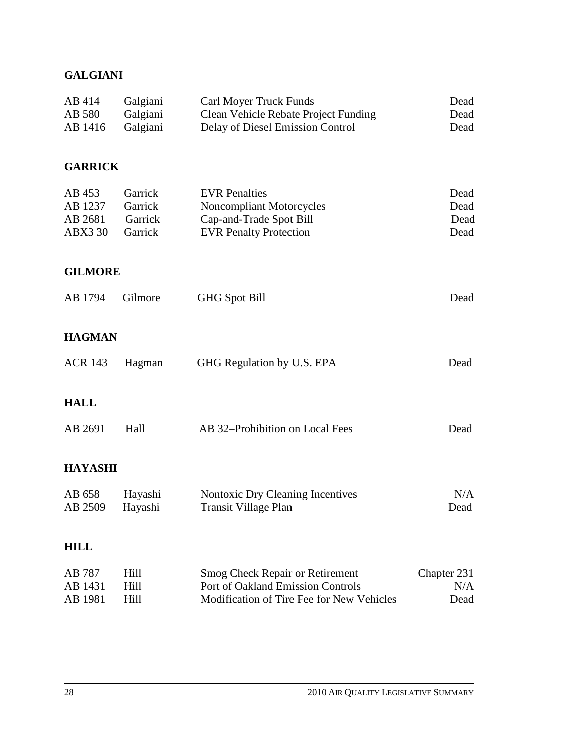## GALGIANI

| | | | |
|---|---|---|---|
| AB 414 | Galgiani | Carl Moyer Truck Funds | Dead |
| AB 580 | Galgiani | Clean Vehicle Rebate Project Funding | Dead |
| AB 1416 | Galgiani | Delay of Diesel Emission Control | Dead |

## GARRICK

| | | | |
|---|---|---|---|
| AB 453 | Garrick | EVR Penalties | Dead |
| AB 1237 | Garrick | Noncompliant Motorcycles | Dead |
| AB 2681 | Garrick | Cap-and-Trade Spot Bill | Dead |
| ABX3 30 | Garrick | EVR Penalty Protection | Dead |

## GILMORE

| | | | |
|---|---|---|---|
| AB 1794 | Gilmore | GHG Spot Bill | Dead |

## HAGMAN

| | | | |
|---|---|---|---|
| ACR 143 | Hagman | GHG Regulation by U.S. EPA | Dead |

## HALL

| | | | |
|---|---|---|---|
| AB 2691 | Hall | AB 32–Prohibition on Local Fees | Dead |

## HAYASHI

| | | | |
|---|---|---|---|
| AB 658 | Hayashi | Nontoxic Dry Cleaning Incentives | N/A |
| AB 2509 | Hayashi | Transit Village Plan | Dead |

## HILL

| | | | |
|---|---|---|---|
| AB 787 | Hill | Smog Check Repair or Retirement | Chapter 231 |
| AB 1431 | Hill | Port of Oakland Emission Controls | N/A |
| AB 1981 | Hill | Modification of Tire Fee for New Vehicles | Dead |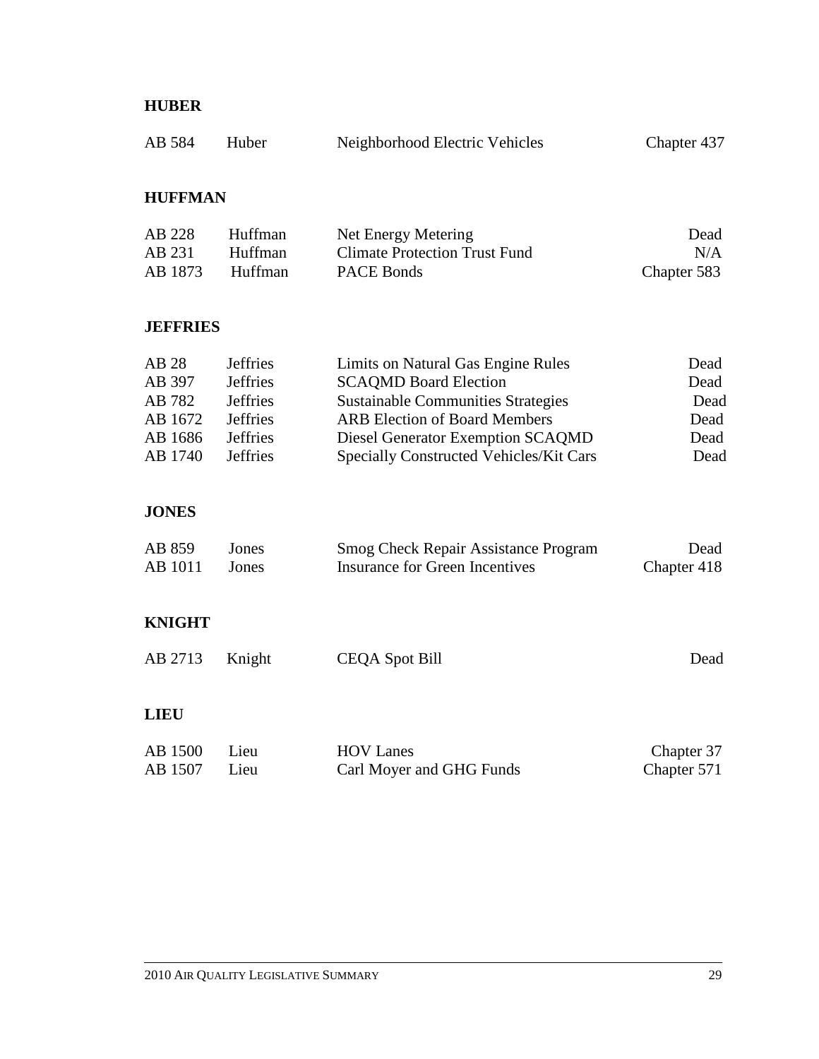**HUBER**

| | | | |
|---|---|---|---|
| AB 584 | Huber | Neighborhood Electric Vehicles | Chapter 437 |

**HUFFMAN**

| | | | |
|---|---|---|---|
| AB 228 | Huffman | Net Energy Metering | Dead |
| AB 231 | Huffman | Climate Protection Trust Fund | N/A |
| AB 1873 | Huffman | PACE Bonds | Chapter 583 |

**JEFFRIES**

| | | | |
|---|---|---|---|
| AB 28 | Jeffries | Limits on Natural Gas Engine Rules | Dead |
| AB 397 | Jeffries | SCAQMD Board Election | Dead |
| AB 782 | Jeffries | Sustainable Communities Strategies | Dead |
| AB 1672 | Jeffries | ARB Election of Board Members | Dead |
| AB 1686 | Jeffries | Diesel Generator Exemption SCAQMD | Dead |
| AB 1740 | Jeffries | Specially Constructed Vehicles/Kit Cars | Dead |

**JONES**

| | | | |
|---|---|---|---|
| AB 859 | Jones | Smog Check Repair Assistance Program | Dead |
| AB 1011 | Jones | Insurance for Green Incentives | Chapter 418 |

**KNIGHT**

| | | | |
|---|---|---|---|
| AB 2713 | Knight | CEQA Spot Bill | Dead |

**LIEU**

| | | | |
|---|---|---|---|
| AB 1500 | Lieu | HOV Lanes | Chapter 37 |
| AB 1507 | Lieu | Carl Moyer and GHG Funds | Chapter 571 |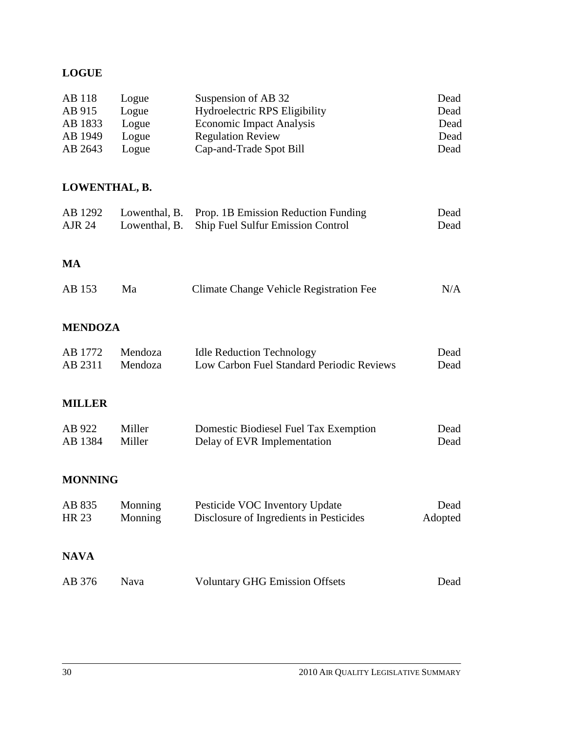**LOGUE**

| | | | |
|---|---|---|---|
| AB 118 | Logue | Suspension of AB 32 | Dead |
| AB 915 | Logue | Hydroelectric RPS Eligibility | Dead |
| AB 1833 | Logue | Economic Impact Analysis | Dead |
| AB 1949 | Logue | Regulation Review | Dead |
| AB 2643 | Logue | Cap-and-Trade Spot Bill | Dead |

**LOWENTHAL, B.**

| | | | |
|---|---|---|---|
| AB 1292 | Lowenthal, B. | Prop. 1B Emission Reduction Funding | Dead |
| AJR 24 | Lowenthal, B. | Ship Fuel Sulfur Emission Control | Dead |

**MA**

| | | | |
|---|---|---|---|
| AB 153 | Ma | Climate Change Vehicle Registration Fee | N/A |

**MENDOZA**

| | | | |
|---|---|---|---|
| AB 1772 | Mendoza | Idle Reduction Technology | Dead |
| AB 2311 | Mendoza | Low Carbon Fuel Standard Periodic Reviews | Dead |

**MILLER**

| | | | |
|---|---|---|---|
| AB 922 | Miller | Domestic Biodiesel Fuel Tax Exemption | Dead |
| AB 1384 | Miller | Delay of EVR Implementation | Dead |

**MONNING**

| | | | |
|---|---|---|---|
| AB 835 | Monning | Pesticide VOC Inventory Update | Dead |
| HR 23 | Monning | Disclosure of Ingredients in Pesticides | Adopted |

**NAVA**

| | | | |
|---|---|---|---|
| AB 376 | Nava | Voluntary GHG Emission Offsets | Dead |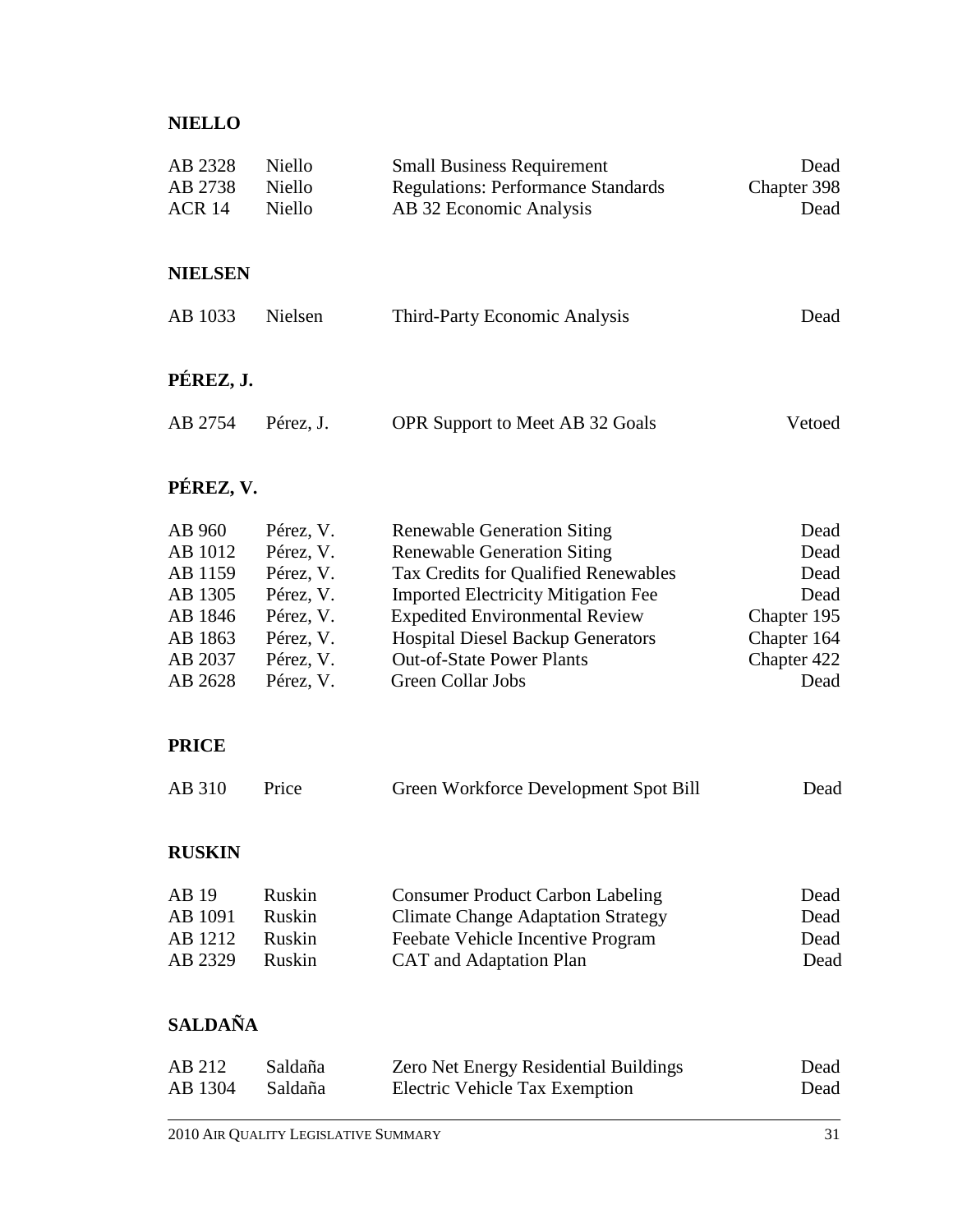**NIELLO**

| | | | |
|---|---|---|---|
| AB 2328 | Niello | Small Business Requirement | Dead |
| AB 2738 | Niello | Regulations: Performance Standards | Chapter 398 |
| ACR 14 | Niello | AB 32 Economic Analysis | Dead |

**NIELSEN**

| | | | |
|---|---|---|---|
| AB 1033 | Nielsen | Third-Party Economic Analysis | Dead |

**PÉREZ, J.**

| | | | |
|---|---|---|---|
| AB 2754 | Pérez, J. | OPR Support to Meet AB 32 Goals | Vetoed |

**PÉREZ, V.**

| | | | |
|---|---|---|---|
| AB 960 | Pérez, V. | Renewable Generation Siting | Dead |
| AB 1012 | Pérez, V. | Renewable Generation Siting | Dead |
| AB 1159 | Pérez, V. | Tax Credits for Qualified Renewables | Dead |
| AB 1305 | Pérez, V. | Imported Electricity Mitigation Fee | Dead |
| AB 1846 | Pérez, V. | Expedited Environmental Review | Chapter 195 |
| AB 1863 | Pérez, V. | Hospital Diesel Backup Generators | Chapter 164 |
| AB 2037 | Pérez, V. | Out-of-State Power Plants | Chapter 422 |
| AB 2628 | Pérez, V. | Green Collar Jobs | Dead |

**PRICE**

| | | | |
|---|---|---|---|
| AB 310 | Price | Green Workforce Development Spot Bill | Dead |

**RUSKIN**

| | | | |
|---|---|---|---|
| AB 19 | Ruskin | Consumer Product Carbon Labeling | Dead |
| AB 1091 | Ruskin | Climate Change Adaptation Strategy | Dead |
| AB 1212 | Ruskin | Feebate Vehicle Incentive Program | Dead |
| AB 2329 | Ruskin | CAT and Adaptation Plan | Dead |

**SALDAÑA**

| | | | |
|---|---|---|---|
| AB 212 | Saldaña | Zero Net Energy Residential Buildings | Dead |
| AB 1304 | Saldaña | Electric Vehicle Tax Exemption | Dead |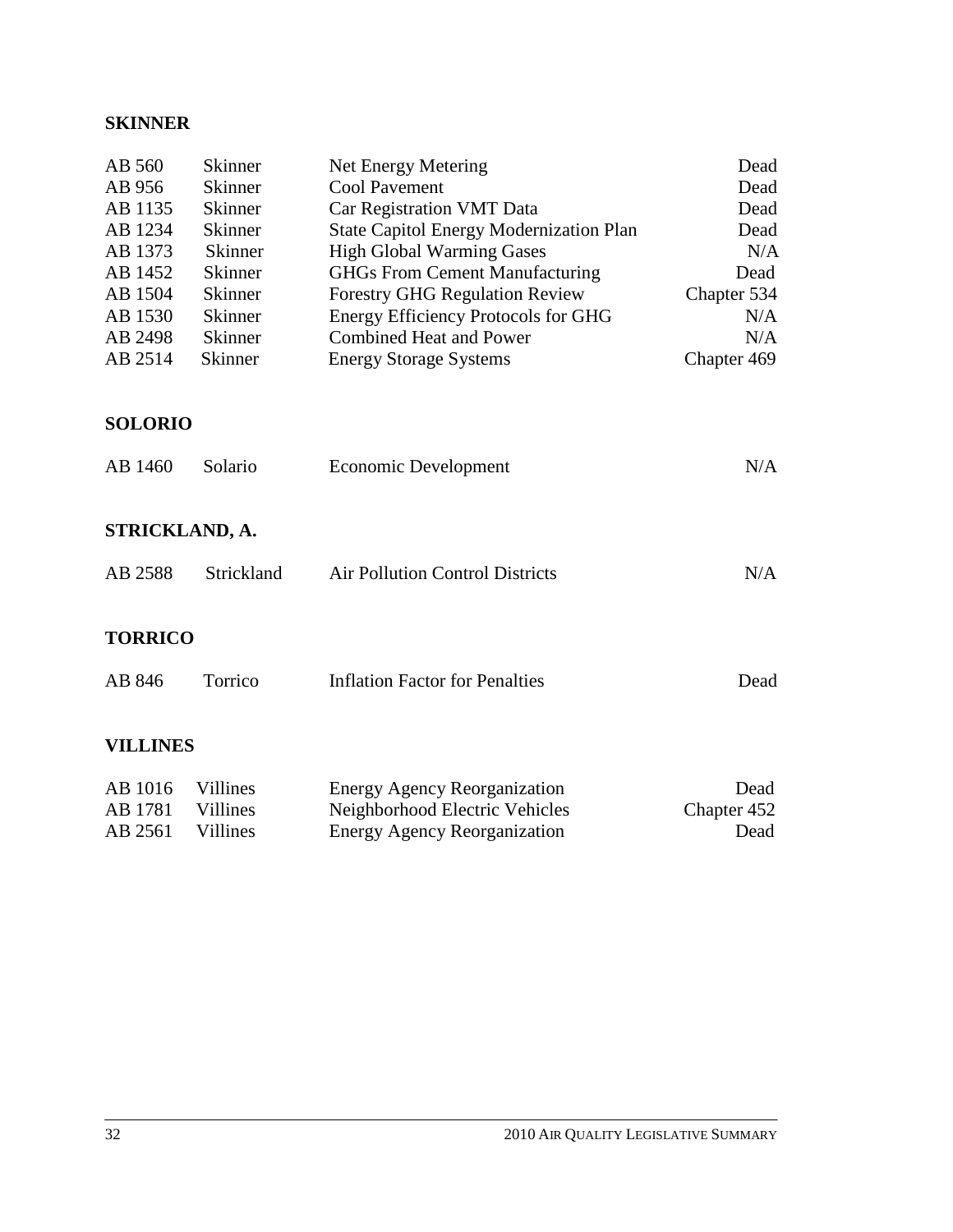**SKINNER**

| | | | |
|---|---|---|---|
| AB 560 | Skinner | Net Energy Metering | Dead |
| AB 956 | Skinner | Cool Pavement | Dead |
| AB 1135 | Skinner | Car Registration VMT Data | Dead |
| AB 1234 | Skinner | State Capitol Energy Modernization Plan | Dead |
| AB 1373 | Skinner | High Global Warming Gases | N/A |
| AB 1452 | Skinner | GHGs From Cement Manufacturing | Dead |
| AB 1504 | Skinner | Forestry GHG Regulation Review | Chapter 534 |
| AB 1530 | Skinner | Energy Efficiency Protocols for GHG | N/A |
| AB 2498 | Skinner | Combined Heat and Power | N/A |
| AB 2514 | Skinner | Energy Storage Systems | Chapter 469 |

**SOLORIO**

| | | | |
|---|---|---|---|
| AB 1460 | Solario | Economic Development | N/A |

**STRICKLAND, A.**

| | | | |
|---|---|---|---|
| AB 2588 | Strickland | Air Pollution Control Districts | N/A |

**TORRICO**

| | | | |
|---|---|---|---|
| AB 846 | Torrico | Inflation Factor for Penalties | Dead |

**VILLINES**

| | | | |
|---|---|---|---|
| AB 1016 | Villines | Energy Agency Reorganization | Dead |
| AB 1781 | Villines | Neighborhood Electric Vehicles | Chapter 452 |
| AB 2561 | Villines | Energy Agency Reorganization | Dead |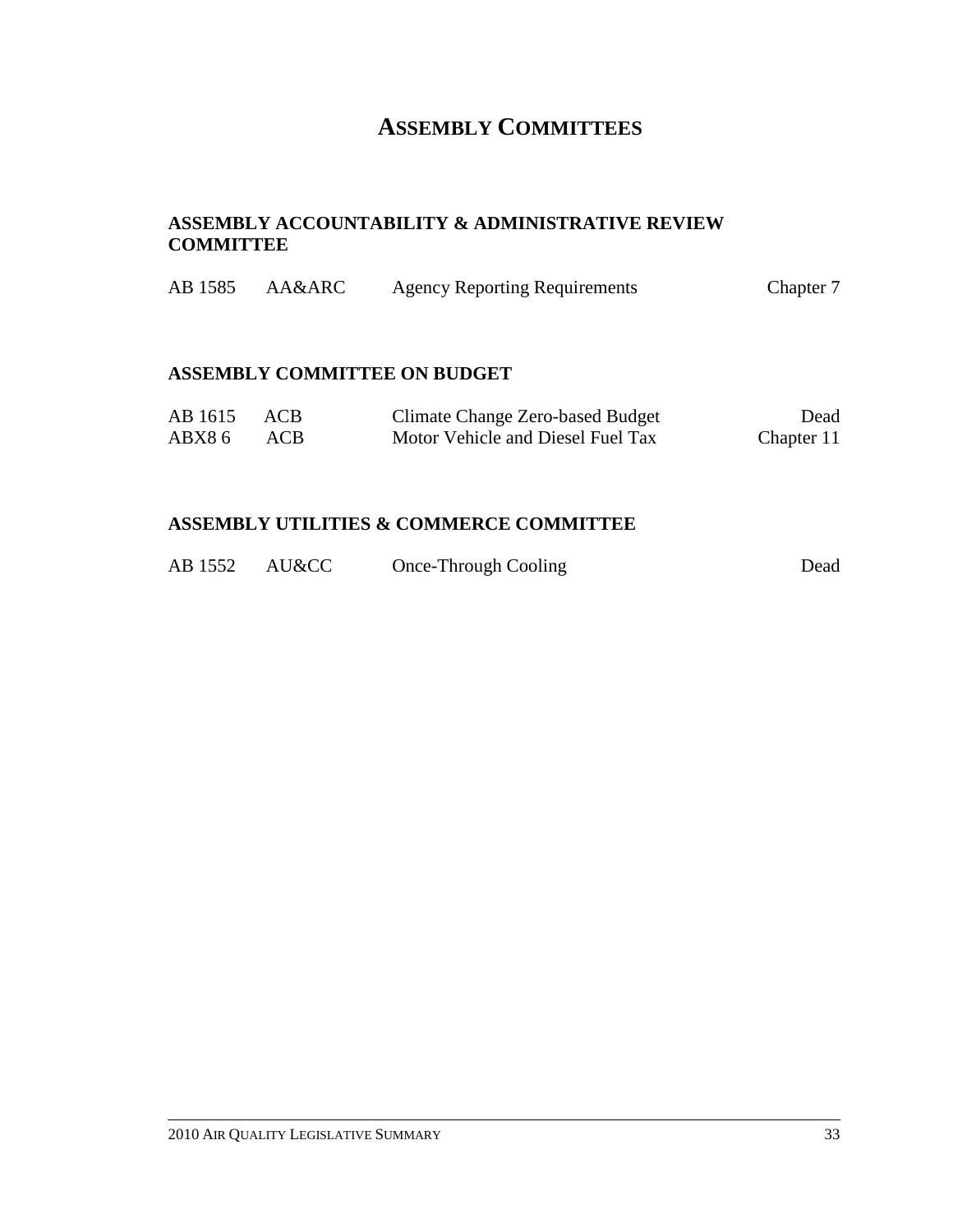# ASSEMBLY COMMITTEES

## ASSEMBLY ACCOUNTABILITY & ADMINISTRATIVE REVIEW COMMITTEE

| | | | |
|---|---|---|---|
| AB 1585 | AA&ARC | Agency Reporting Requirements | Chapter 7 |

## ASSEMBLY COMMITTEE ON BUDGET

| | | | |
|---|---|---|---|
| AB 1615 | ACB | Climate Change Zero-based Budget | Dead |
| ABX8 6 | ACB | Motor Vehicle and Diesel Fuel Tax | Chapter 11 |

## ASSEMBLY UTILITIES & COMMERCE COMMITTEE

| | | | |
|---|---|---|---|
| AB 1552 | AU&CC | Once-Through Cooling | Dead |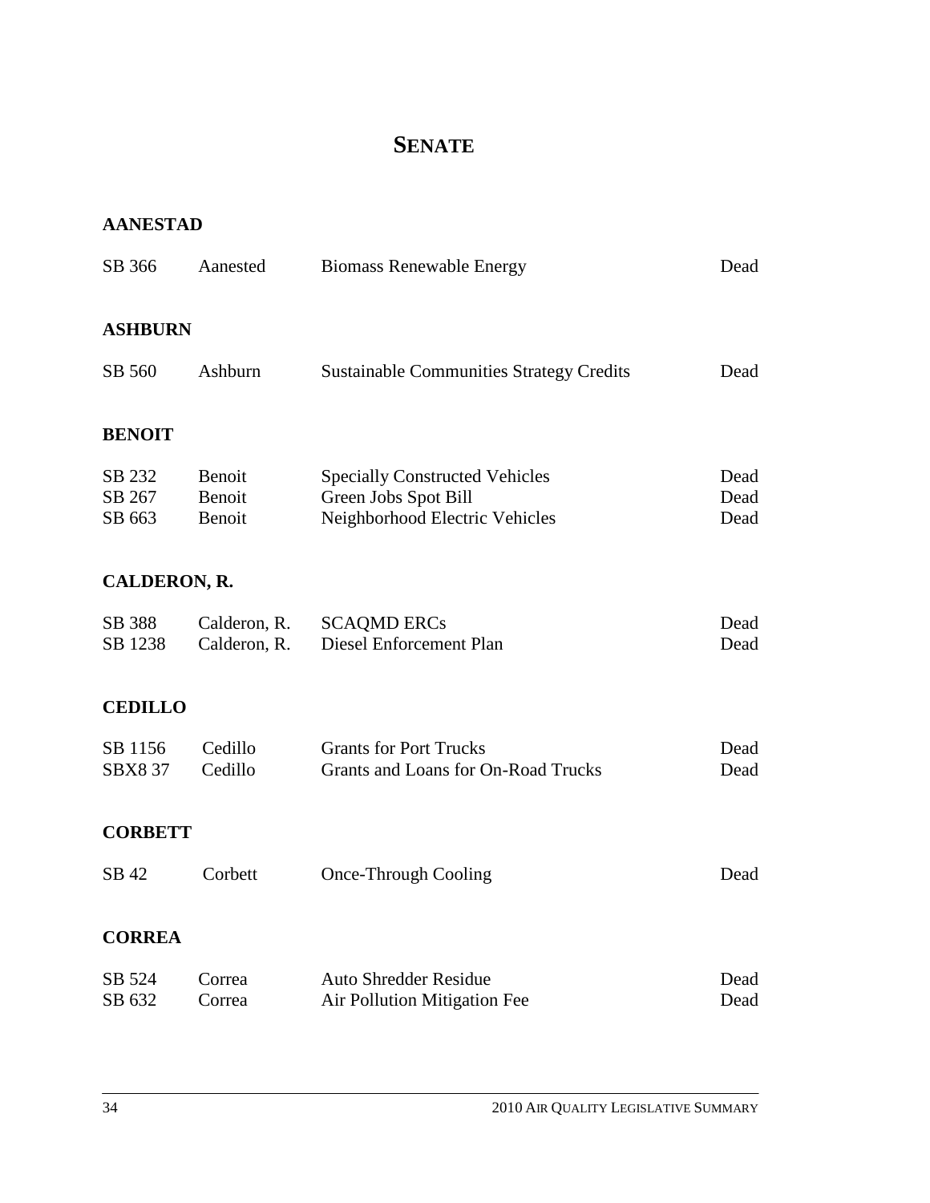# SENATE

## AANESTAD

| | | | |
|---|---|---|---|
| SB 366 | Aanested | Biomass Renewable Energy | Dead |

## ASHBURN

| | | | |
|---|---|---|---|
| SB 560 | Ashburn | Sustainable Communities Strategy Credits | Dead |

## BENOIT

| | | | |
|---|---|---|---|
| SB 232 | Benoit | Specially Constructed Vehicles | Dead |
| SB 267 | Benoit | Green Jobs Spot Bill | Dead |
| SB 663 | Benoit | Neighborhood Electric Vehicles | Dead |

## CALDERON, R.

| | | | |
|---|---|---|---|
| SB 388 | Calderon, R. | SCAQMD ERCs | Dead |
| SB 1238 | Calderon, R. | Diesel Enforcement Plan | Dead |

## CEDILLO

| | | | |
|---|---|---|---|
| SB 1156 | Cedillo | Grants for Port Trucks | Dead |
| SBX8 37 | Cedillo | Grants and Loans for On-Road Trucks | Dead |

## CORBETT

| | | | |
|---|---|---|---|
| SB 42 | Corbett | Once-Through Cooling | Dead |

## CORREA

| | | | |
|---|---|---|---|
| SB 524 | Correa | Auto Shredder Residue | Dead |
| SB 632 | Correa | Air Pollution Mitigation Fee | Dead |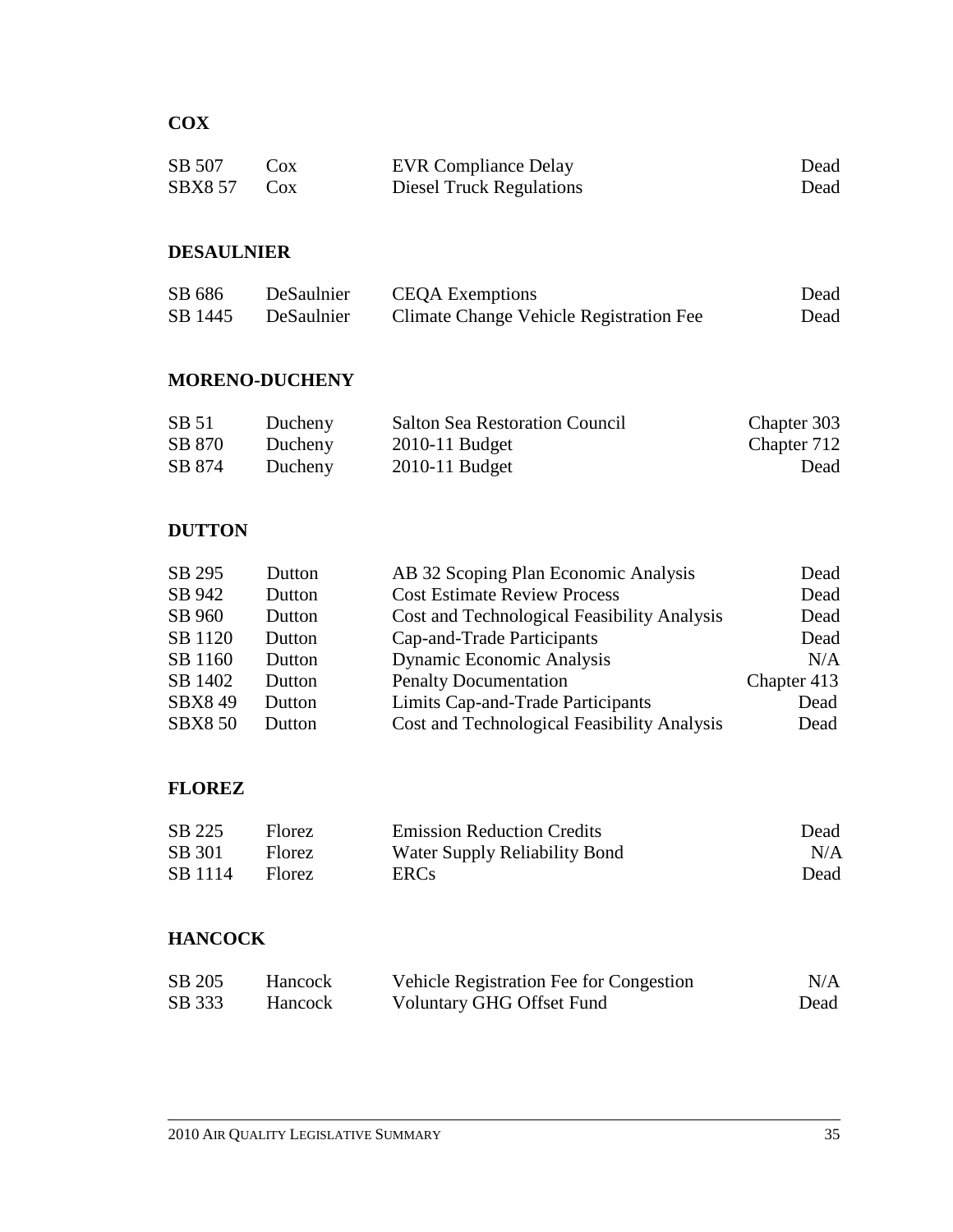**COX**

| | | | |
|---|---|---|---|
| SB 507 | Cox | EVR Compliance Delay | Dead |
| SBX8 57 | Cox | Diesel Truck Regulations | Dead |

**DESAULNIER**

| | | | |
|---|---|---|---|
| SB 686 | DeSaulnier | CEQA Exemptions | Dead |
| SB 1445 | DeSaulnier | Climate Change Vehicle Registration Fee | Dead |

**MORENO-DUCHENY**

| | | | |
|---|---|---|---|
| SB 51 | Ducheny | Salton Sea Restoration Council | Chapter 303 |
| SB 870 | Ducheny | 2010-11 Budget | Chapter 712 |
| SB 874 | Ducheny | 2010-11 Budget | Dead |

**DUTTON**

| | | | |
|---|---|---|---|
| SB 295 | Dutton | AB 32 Scoping Plan Economic Analysis | Dead |
| SB 942 | Dutton | Cost Estimate Review Process | Dead |
| SB 960 | Dutton | Cost and Technological Feasibility Analysis | Dead |
| SB 1120 | Dutton | Cap-and-Trade Participants | Dead |
| SB 1160 | Dutton | Dynamic Economic Analysis | N/A |
| SB 1402 | Dutton | Penalty Documentation | Chapter 413 |
| SBX8 49 | Dutton | Limits Cap-and-Trade Participants | Dead |
| SBX8 50 | Dutton | Cost and Technological Feasibility Analysis | Dead |

**FLOREZ**

| | | | |
|---|---|---|---|
| SB 225 | Florez | Emission Reduction Credits | Dead |
| SB 301 | Florez | Water Supply Reliability Bond | N/A |
| SB 1114 | Florez | ERCs | Dead |

**HANCOCK**

| | | | |
|---|---|---|---|
| SB 205 | Hancock | Vehicle Registration Fee for Congestion | N/A |
| SB 333 | Hancock | Voluntary GHG Offset Fund | Dead |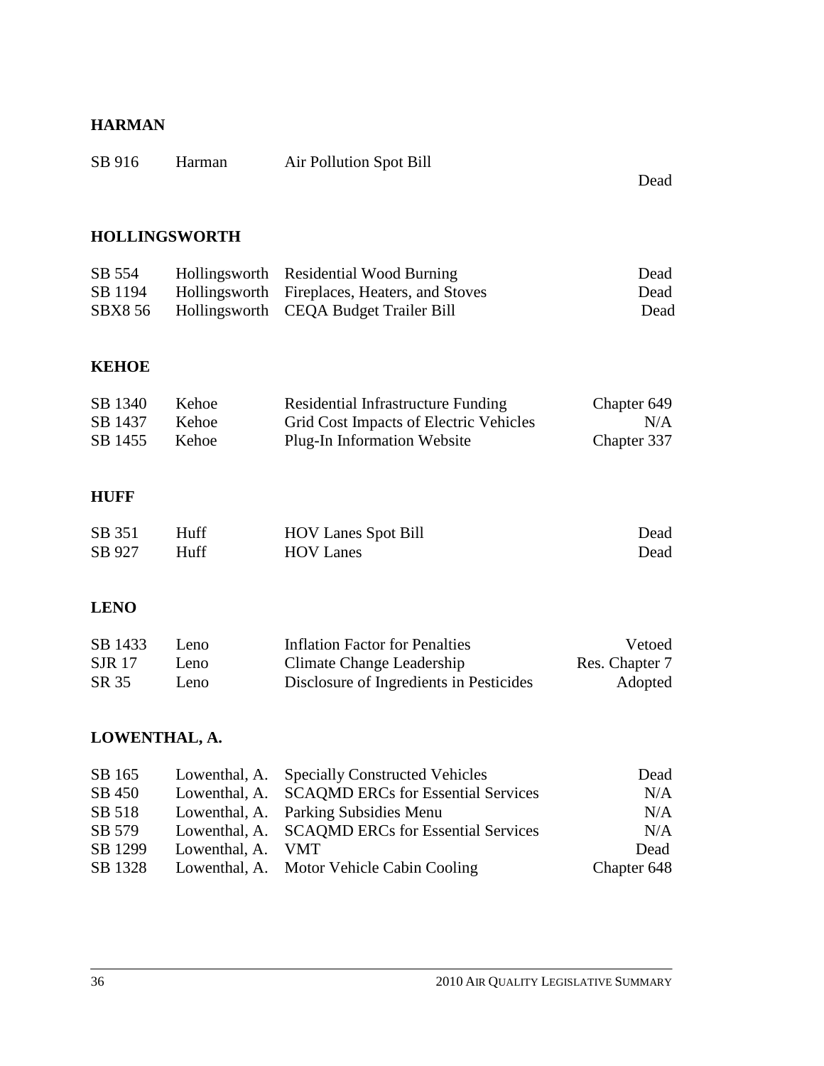**HARMAN**

| | | | |
|---|---|---|---|
| SB 916 | Harman | Air Pollution Spot Bill | Dead |

**HOLLINGSWORTH**

| | | | |
|---|---|---|---|
| SB 554 | Hollingsworth | Residential Wood Burning | Dead |
| SB 1194 | Hollingsworth | Fireplaces, Heaters, and Stoves | Dead |
| SBX8 56 | Hollingsworth | CEQA Budget Trailer Bill | Dead |

**KEHOE**

| | | | |
|---|---|---|---|
| SB 1340 | Kehoe | Residential Infrastructure Funding | Chapter 649 |
| SB 1437 | Kehoe | Grid Cost Impacts of Electric Vehicles | N/A |
| SB 1455 | Kehoe | Plug-In Information Website | Chapter 337 |

**HUFF**

| | | | |
|---|---|---|---|
| SB 351 | Huff | HOV Lanes Spot Bill | Dead |
| SB 927 | Huff | HOV Lanes | Dead |

**LENO**

| | | | |
|---|---|---|---|
| SB 1433 | Leno | Inflation Factor for Penalties | Vetoed |
| SJR 17 | Leno | Climate Change Leadership | Res. Chapter 7 |
| SR 35 | Leno | Disclosure of Ingredients in Pesticides | Adopted |

**LOWENTHAL, A.**

| | | | |
|---|---|---|---|
| SB 165 | Lowenthal, A. | Specially Constructed Vehicles | Dead |
| SB 450 | Lowenthal, A. | SCAQMD ERCs for Essential Services | N/A |
| SB 518 | Lowenthal, A. | Parking Subsidies Menu | N/A |
| SB 579 | Lowenthal, A. | SCAQMD ERCs for Essential Services | N/A |
| SB 1299 | Lowenthal, A. | VMT | Dead |
| SB 1328 | Lowenthal, A. | Motor Vehicle Cabin Cooling | Chapter 648 |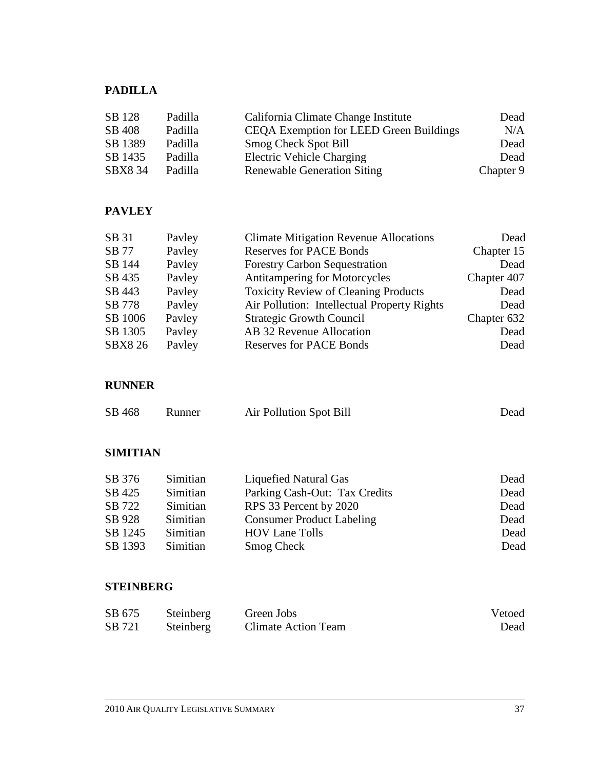## PADILLA

| | | | |
|---|---|---|---|
| SB 128 | Padilla | California Climate Change Institute | Dead |
| SB 408 | Padilla | CEQA Exemption for LEED Green Buildings | N/A |
| SB 1389 | Padilla | Smog Check Spot Bill | Dead |
| SB 1435 | Padilla | Electric Vehicle Charging | Dead |
| SBX8 34 | Padilla | Renewable Generation Siting | Chapter 9 |

## PAVLEY

| | | | |
|---|---|---|---|
| SB 31 | Pavley | Climate Mitigation Revenue Allocations | Dead |
| SB 77 | Pavley | Reserves for PACE Bonds | Chapter 15 |
| SB 144 | Pavley | Forestry Carbon Sequestration | Dead |
| SB 435 | Pavley | Antitampering for Motorcycles | Chapter 407 |
| SB 443 | Pavley | Toxicity Review of Cleaning Products | Dead |
| SB 778 | Pavley | Air Pollution: Intellectual Property Rights | Dead |
| SB 1006 | Pavley | Strategic Growth Council | Chapter 632 |
| SB 1305 | Pavley | AB 32 Revenue Allocation | Dead |
| SBX8 26 | Pavley | Reserves for PACE Bonds | Dead |

## RUNNER

| | | | |
|---|---|---|---|
| SB 468 | Runner | Air Pollution Spot Bill | Dead |

## SIMITIAN

| | | | |
|---|---|---|---|
| SB 376 | Simitian | Liquefied Natural Gas | Dead |
| SB 425 | Simitian | Parking Cash-Out: Tax Credits | Dead |
| SB 722 | Simitian | RPS 33 Percent by 2020 | Dead |
| SB 928 | Simitian | Consumer Product Labeling | Dead |
| SB 1245 | Simitian | HOV Lane Tolls | Dead |
| SB 1393 | Simitian | Smog Check | Dead |

## STEINBERG

| | | | |
|---|---|---|---|
| SB 675 | Steinberg | Green Jobs | Vetoed |
| SB 721 | Steinberg | Climate Action Team | Dead |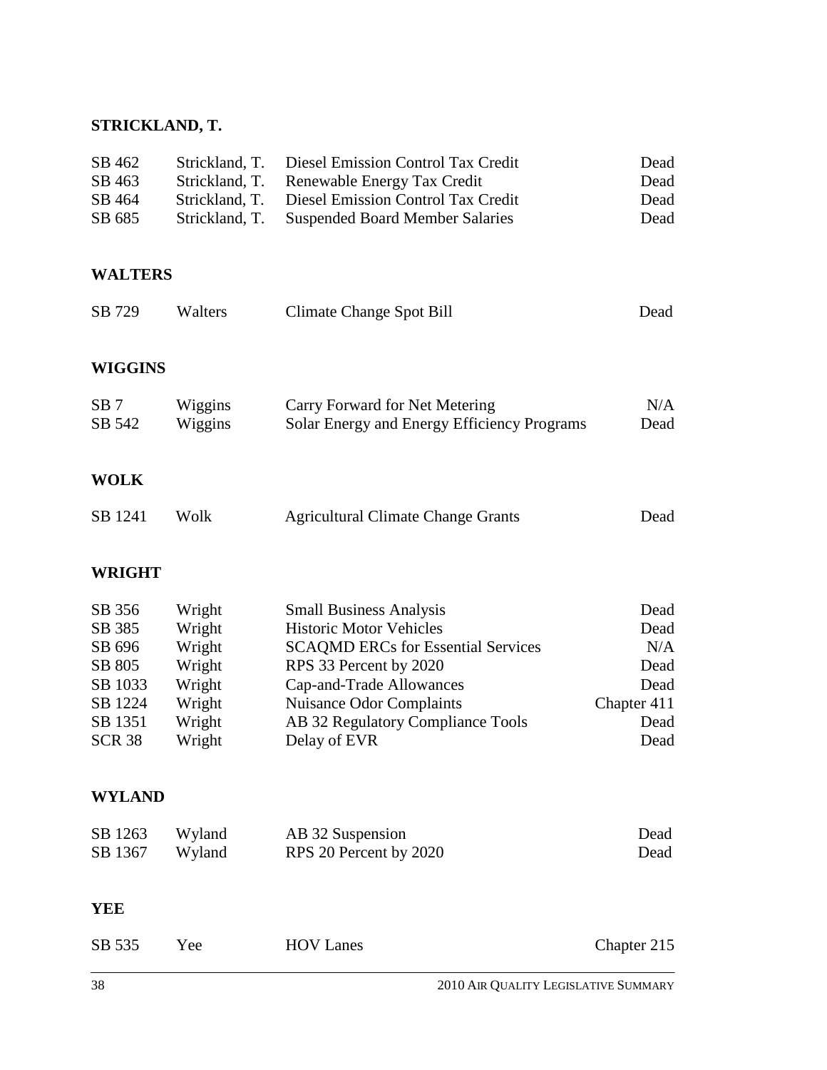### STRICKLAND, T.

| | | | |
|---|---|---|---|
| SB 462 | Strickland, T. | Diesel Emission Control Tax Credit | Dead |
| SB 463 | Strickland, T. | Renewable Energy Tax Credit | Dead |
| SB 464 | Strickland, T. | Diesel Emission Control Tax Credit | Dead |
| SB 685 | Strickland, T. | Suspended Board Member Salaries | Dead |

### WALTERS

| | | | |
|---|---|---|---|
| SB 729 | Walters | Climate Change Spot Bill | Dead |

### WIGGINS

| | | | |
|---|---|---|---|
| SB 7 | Wiggins | Carry Forward for Net Metering | N/A |
| SB 542 | Wiggins | Solar Energy and Energy Efficiency Programs | Dead |

### WOLK

| | | | |
|---|---|---|---|
| SB 1241 | Wolk | Agricultural Climate Change Grants | Dead |

### WRIGHT

| | | | |
|---|---|---|---|
| SB 356 | Wright | Small Business Analysis | Dead |
| SB 385 | Wright | Historic Motor Vehicles | Dead |
| SB 696 | Wright | SCAQMD ERCs for Essential Services | N/A |
| SB 805 | Wright | RPS 33 Percent by 2020 | Dead |
| SB 1033 | Wright | Cap-and-Trade Allowances | Dead |
| SB 1224 | Wright | Nuisance Odor Complaints | Chapter 411 |
| SB 1351 | Wright | AB 32 Regulatory Compliance Tools | Dead |
| SCR 38 | Wright | Delay of EVR | Dead |

### WYLAND

| | | | |
|---|---|---|---|
| SB 1263 | Wyland | AB 32 Suspension | Dead |
| SB 1367 | Wyland | RPS 20 Percent by 2020 | Dead |

### YEE

| | | | |
|---|---|---|---|
| SB 535 | Yee | HOV Lanes | Chapter 215 |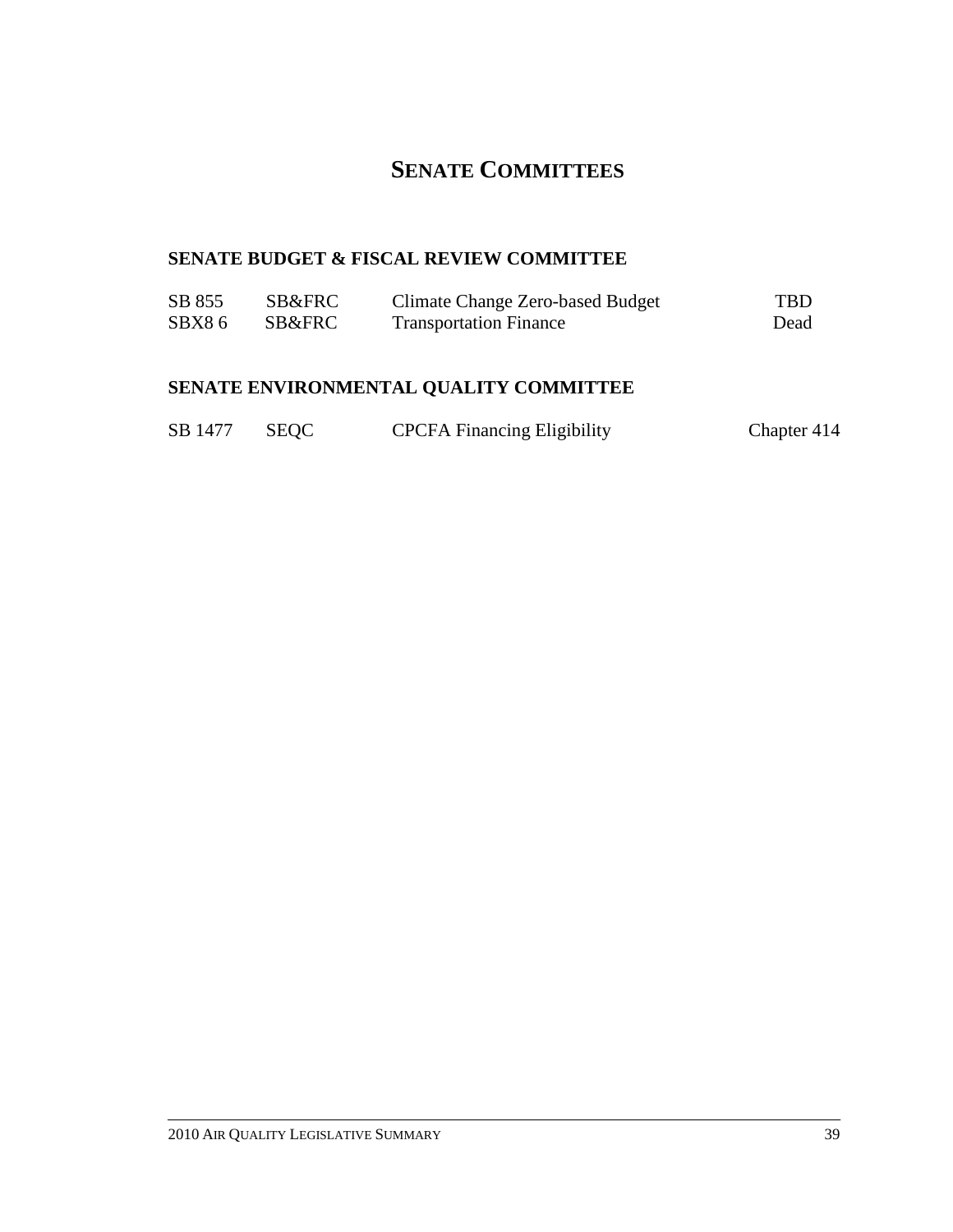# SENATE COMMITTEES

## SENATE BUDGET & FISCAL REVIEW COMMITTEE

| | | | |
|---|---|---|---|
| SB 855 | SB&FRC | Climate Change Zero-based Budget | TBD |
| SBX8 6 | SB&FRC | Transportation Finance | Dead |

## SENATE ENVIRONMENTAL QUALITY COMMITTEE

| | | | |
|---|---|---|---|
| SB 1477 | SEQC | CPCFA Financing Eligibility | Chapter 414 |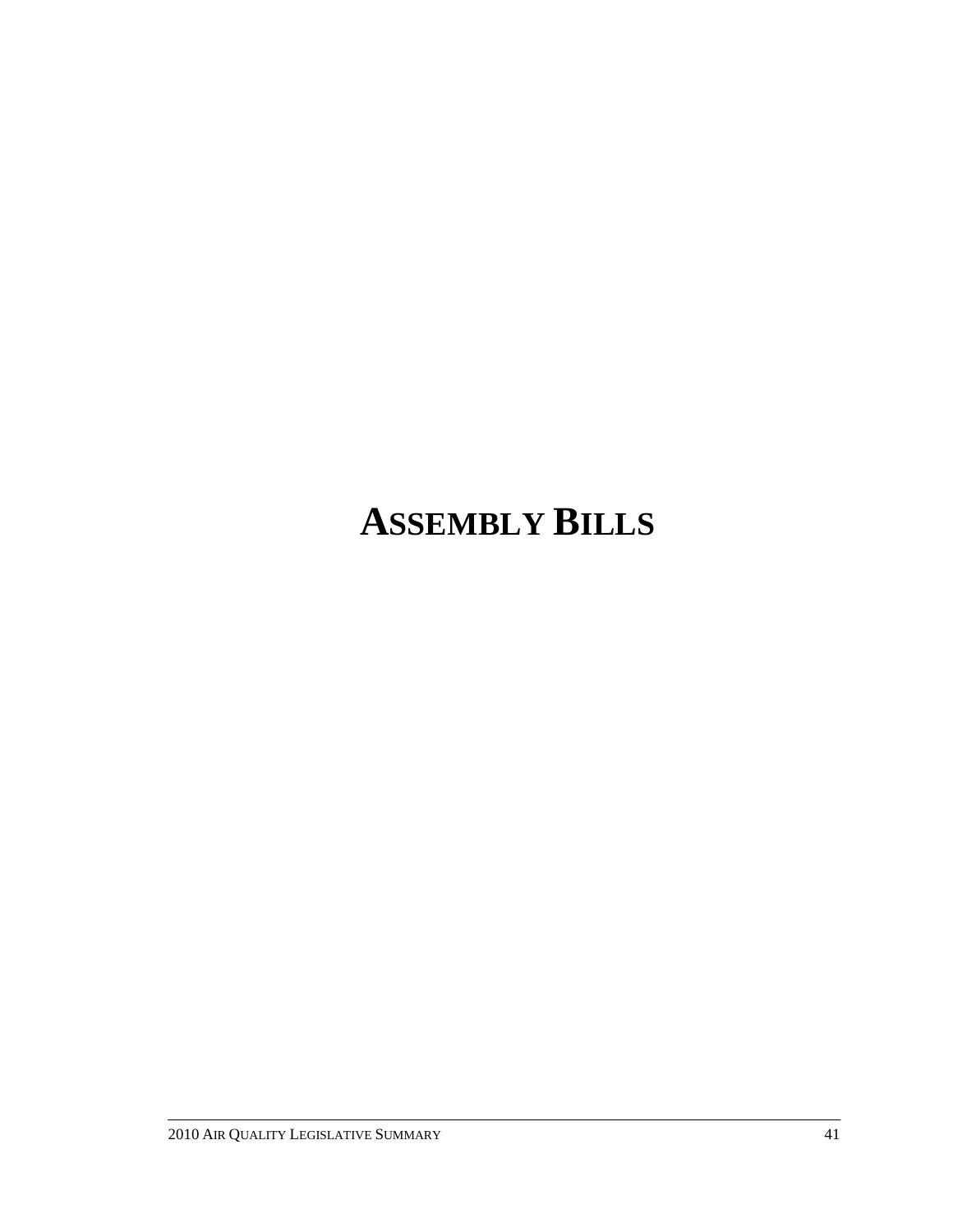# ASSEMBLY BILLS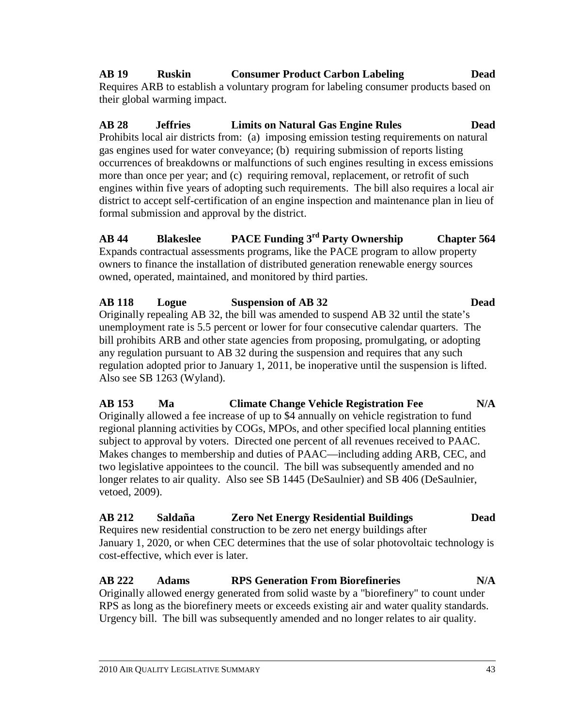**AB 19 Ruskin Consumer Product Carbon Labeling Dead**

Requires ARB to establish a voluntary program for labeling consumer products based on their global warming impact.

**AB 28 Jeffries Limits on Natural Gas Engine Rules Dead**

Prohibits local air districts from: (a) imposing emission testing requirements on natural gas engines used for water conveyance; (b) requiring submission of reports listing occurrences of breakdowns or malfunctions of such engines resulting in excess emissions more than once per year; and (c) requiring removal, replacement, or retrofit of such engines within five years of adopting such requirements. The bill also requires a local air district to accept self-certification of an engine inspection and maintenance plan in lieu of formal submission and approval by the district.

**AB 44 Blakeslee PACE Funding 3rd Party Ownership Chapter 564**

Expands contractual assessments programs, like the PACE program to allow property owners to finance the installation of distributed generation renewable energy sources owned, operated, maintained, and monitored by third parties.

**AB 118 Logue Suspension of AB 32 Dead**

Originally repealing AB 32, the bill was amended to suspend AB 32 until the state's unemployment rate is 5.5 percent or lower for four consecutive calendar quarters. The bill prohibits ARB and other state agencies from proposing, promulgating, or adopting any regulation pursuant to AB 32 during the suspension and requires that any such regulation adopted prior to January 1, 2011, be inoperative until the suspension is lifted. Also see SB 1263 (Wyland).

**AB 153 Ma Climate Change Vehicle Registration Fee N/A**

Originally allowed a fee increase of up to $4 annually on vehicle registration to fund regional planning activities by COGs, MPOs, and other specified local planning entities subject to approval by voters. Directed one percent of all revenues received to PAAC. Makes changes to membership and duties of PAAC—including adding ARB, CEC, and two legislative appointees to the council. The bill was subsequently amended and no longer relates to air quality. Also see SB 1445 (DeSaulnier) and SB 406 (DeSaulnier, vetoed, 2009).

**AB 212 Saldaña Zero Net Energy Residential Buildings Dead**

Requires new residential construction to be zero net energy buildings after January 1, 2020, or when CEC determines that the use of solar photovoltaic technology is cost-effective, which ever is later.

**AB 222 Adams RPS Generation From Biorefineries N/A**

Originally allowed energy generated from solid waste by a "biorefinery" to count under RPS as long as the biorefinery meets or exceeds existing air and water quality standards. Urgency bill. The bill was subsequently amended and no longer relates to air quality.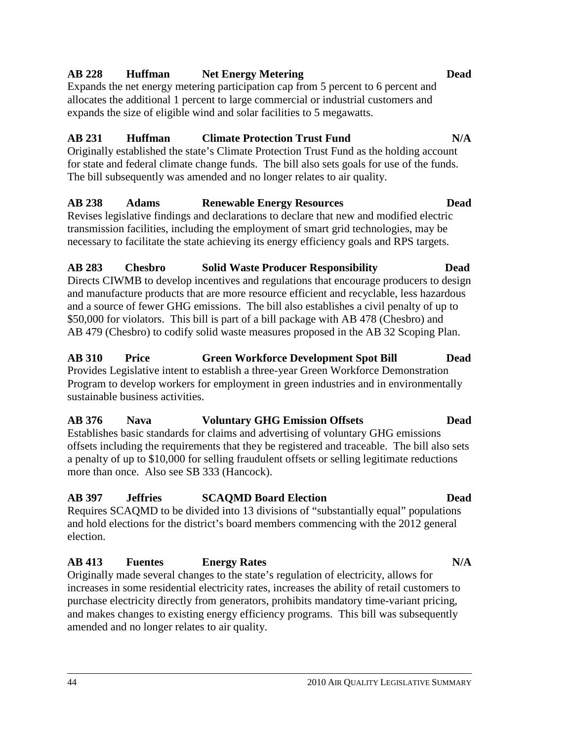**AB 228 Huffman Net Energy Metering Dead**

Expands the net energy metering participation cap from 5 percent to 6 percent and allocates the additional 1 percent to large commercial or industrial customers and expands the size of eligible wind and solar facilities to 5 megawatts.

**AB 231 Huffman Climate Protection Trust Fund N/A**

Originally established the state's Climate Protection Trust Fund as the holding account for state and federal climate change funds. The bill also sets goals for use of the funds. The bill subsequently was amended and no longer relates to air quality.

**AB 238 Adams Renewable Energy Resources Dead**

Revises legislative findings and declarations to declare that new and modified electric transmission facilities, including the employment of smart grid technologies, may be necessary to facilitate the state achieving its energy efficiency goals and RPS targets.

**AB 283 Chesbro Solid Waste Producer Responsibility Dead**

Directs CIWMB to develop incentives and regulations that encourage producers to design and manufacture products that are more resource efficient and recyclable, less hazardous and a source of fewer GHG emissions. The bill also establishes a civil penalty of up to $50,000 for violators. This bill is part of a bill package with AB 478 (Chesbro) and AB 479 (Chesbro) to codify solid waste measures proposed in the AB 32 Scoping Plan.

**AB 310 Price Green Workforce Development Spot Bill Dead**

Provides Legislative intent to establish a three-year Green Workforce Demonstration Program to develop workers for employment in green industries and in environmentally sustainable business activities.

**AB 376 Nava Voluntary GHG Emission Offsets Dead**

Establishes basic standards for claims and advertising of voluntary GHG emissions offsets including the requirements that they be registered and traceable. The bill also sets a penalty of up to $10,000 for selling fraudulent offsets or selling legitimate reductions more than once. Also see SB 333 (Hancock).

**AB 397 Jeffries SCAQMD Board Election Dead**

Requires SCAQMD to be divided into 13 divisions of "substantially equal" populations and hold elections for the district's board members commencing with the 2012 general election.

**AB 413 Fuentes Energy Rates N/A**

Originally made several changes to the state's regulation of electricity, allows for increases in some residential electricity rates, increases the ability of retail customers to purchase electricity directly from generators, prohibits mandatory time-variant pricing, and makes changes to existing energy efficiency programs. This bill was subsequently amended and no longer relates to air quality.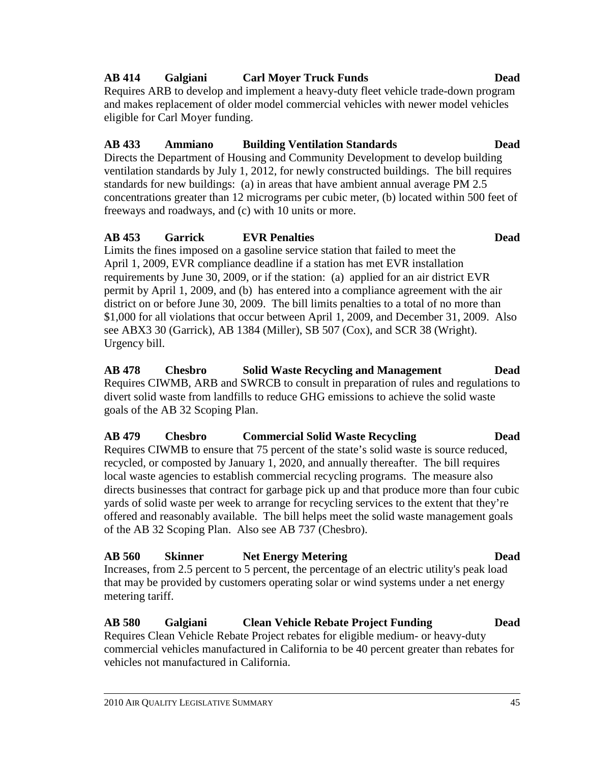**AB 414 Galgiani Carl Moyer Truck Funds Dead**

Requires ARB to develop and implement a heavy-duty fleet vehicle trade-down program and makes replacement of older model commercial vehicles with newer model vehicles eligible for Carl Moyer funding.

**AB 433 Ammiano Building Ventilation Standards Dead**

Directs the Department of Housing and Community Development to develop building ventilation standards by July 1, 2012, for newly constructed buildings. The bill requires standards for new buildings: (a) in areas that have ambient annual average PM 2.5 concentrations greater than 12 micrograms per cubic meter, (b) located within 500 feet of freeways and roadways, and (c) with 10 units or more.

**AB 453 Garrick EVR Penalties Dead**

Limits the fines imposed on a gasoline service station that failed to meet the April 1, 2009, EVR compliance deadline if a station has met EVR installation requirements by June 30, 2009, or if the station: (a) applied for an air district EVR permit by April 1, 2009, and (b) has entered into a compliance agreement with the air district on or before June 30, 2009. The bill limits penalties to a total of no more than $1,000 for all violations that occur between April 1, 2009, and December 31, 2009. Also see ABX3 30 (Garrick), AB 1384 (Miller), SB 507 (Cox), and SCR 38 (Wright). Urgency bill.

**AB 478 Chesbro Solid Waste Recycling and Management Dead**

Requires CIWMB, ARB and SWRCB to consult in preparation of rules and regulations to divert solid waste from landfills to reduce GHG emissions to achieve the solid waste goals of the AB 32 Scoping Plan.

**AB 479 Chesbro Commercial Solid Waste Recycling Dead**

Requires CIWMB to ensure that 75 percent of the state's solid waste is source reduced, recycled, or composted by January 1, 2020, and annually thereafter. The bill requires local waste agencies to establish commercial recycling programs. The measure also directs businesses that contract for garbage pick up and that produce more than four cubic yards of solid waste per week to arrange for recycling services to the extent that they're offered and reasonably available. The bill helps meet the solid waste management goals of the AB 32 Scoping Plan. Also see AB 737 (Chesbro).

**AB 560 Skinner Net Energy Metering Dead**

Increases, from 2.5 percent to 5 percent, the percentage of an electric utility's peak load that may be provided by customers operating solar or wind systems under a net energy metering tariff.

**AB 580 Galgiani Clean Vehicle Rebate Project Funding Dead**

Requires Clean Vehicle Rebate Project rebates for eligible medium- or heavy-duty commercial vehicles manufactured in California to be 40 percent greater than rebates for vehicles not manufactured in California.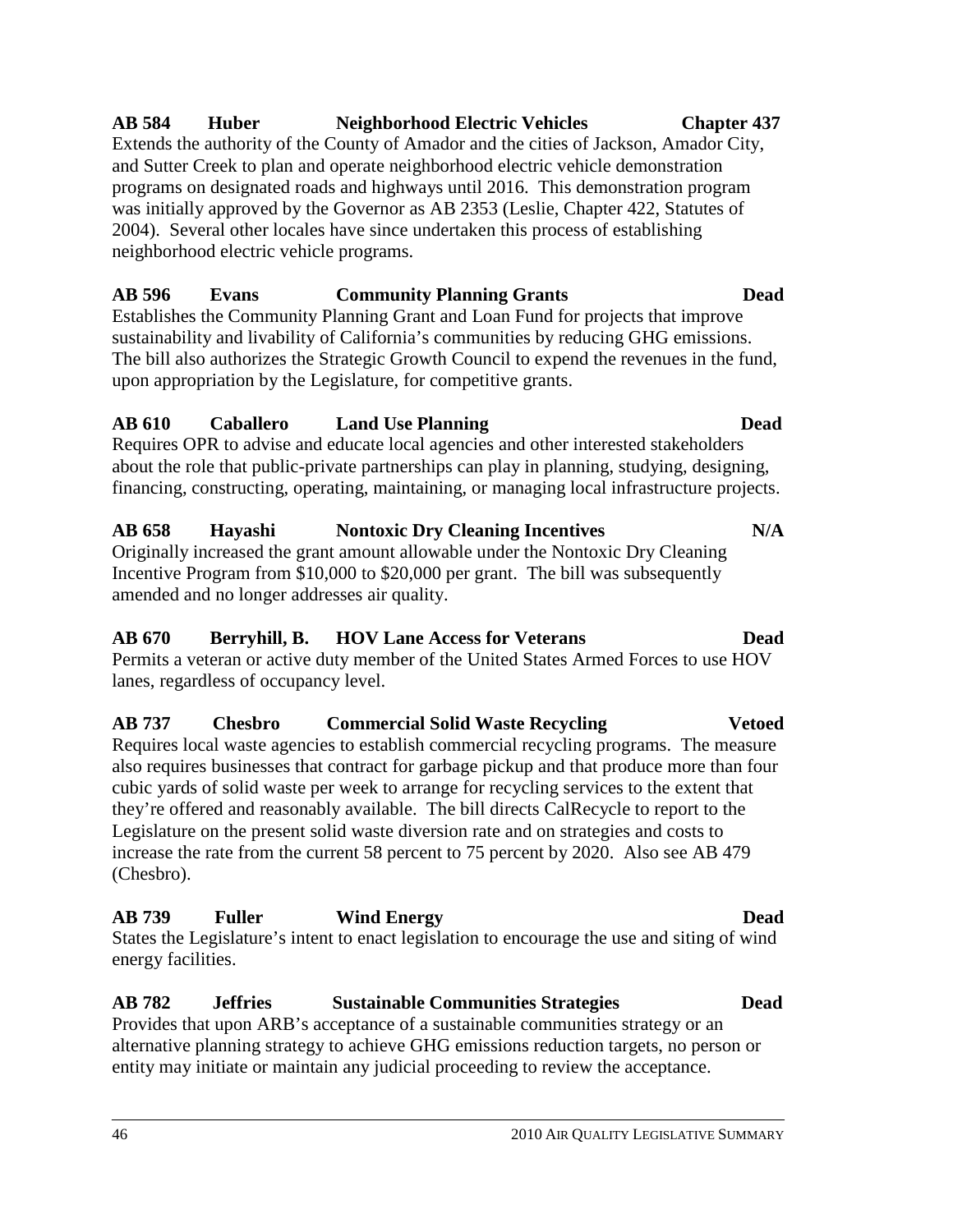**AB 584 Huber Neighborhood Electric Vehicles Chapter 437**

Extends the authority of the County of Amador and the cities of Jackson, Amador City, and Sutter Creek to plan and operate neighborhood electric vehicle demonstration programs on designated roads and highways until 2016. This demonstration program was initially approved by the Governor as AB 2353 (Leslie, Chapter 422, Statutes of 2004). Several other locales have since undertaken this process of establishing neighborhood electric vehicle programs.

**AB 596 Evans Community Planning Grants Dead**

Establishes the Community Planning Grant and Loan Fund for projects that improve sustainability and livability of California's communities by reducing GHG emissions. The bill also authorizes the Strategic Growth Council to expend the revenues in the fund, upon appropriation by the Legislature, for competitive grants.

**AB 610 Caballero Land Use Planning Dead**

Requires OPR to advise and educate local agencies and other interested stakeholders about the role that public-private partnerships can play in planning, studying, designing, financing, constructing, operating, maintaining, or managing local infrastructure projects.

**AB 658 Hayashi Nontoxic Dry Cleaning Incentives N/A**

Originally increased the grant amount allowable under the Nontoxic Dry Cleaning Incentive Program from $10,000 to $20,000 per grant. The bill was subsequently amended and no longer addresses air quality.

**AB 670 Berryhill, B. HOV Lane Access for Veterans Dead**

Permits a veteran or active duty member of the United States Armed Forces to use HOV lanes, regardless of occupancy level.

**AB 737 Chesbro Commercial Solid Waste Recycling Vetoed**

Requires local waste agencies to establish commercial recycling programs. The measure also requires businesses that contract for garbage pickup and that produce more than four cubic yards of solid waste per week to arrange for recycling services to the extent that they're offered and reasonably available. The bill directs CalRecycle to report to the Legislature on the present solid waste diversion rate and on strategies and costs to increase the rate from the current 58 percent to 75 percent by 2020. Also see AB 479 (Chesbro).

**AB 739 Fuller Wind Energy Dead**

States the Legislature's intent to enact legislation to encourage the use and siting of wind energy facilities.

**AB 782 Jeffries Sustainable Communities Strategies Dead**

Provides that upon ARB's acceptance of a sustainable communities strategy or an alternative planning strategy to achieve GHG emissions reduction targets, no person or entity may initiate or maintain any judicial proceeding to review the acceptance.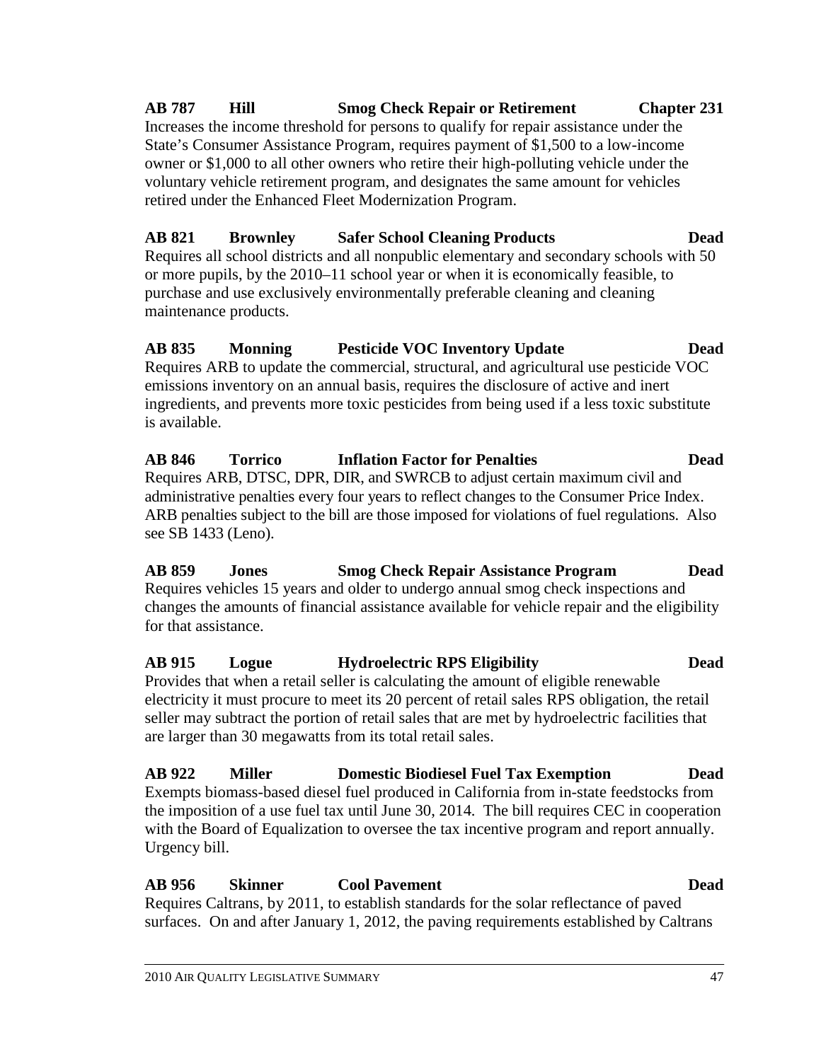**AB 787 Hill Smog Check Repair or Retirement Chapter 231**

Increases the income threshold for persons to qualify for repair assistance under the State's Consumer Assistance Program, requires payment of $1,500 to a low-income owner or $1,000 to all other owners who retire their high-polluting vehicle under the voluntary vehicle retirement program, and designates the same amount for vehicles retired under the Enhanced Fleet Modernization Program.

**AB 821 Brownley Safer School Cleaning Products Dead**

Requires all school districts and all nonpublic elementary and secondary schools with 50 or more pupils, by the 2010–11 school year or when it is economically feasible, to purchase and use exclusively environmentally preferable cleaning and cleaning maintenance products.

**AB 835 Monning Pesticide VOC Inventory Update Dead**

Requires ARB to update the commercial, structural, and agricultural use pesticide VOC emissions inventory on an annual basis, requires the disclosure of active and inert ingredients, and prevents more toxic pesticides from being used if a less toxic substitute is available.

**AB 846 Torrico Inflation Factor for Penalties Dead**

Requires ARB, DTSC, DPR, DIR, and SWRCB to adjust certain maximum civil and administrative penalties every four years to reflect changes to the Consumer Price Index. ARB penalties subject to the bill are those imposed for violations of fuel regulations. Also see SB 1433 (Leno).

**AB 859 Jones Smog Check Repair Assistance Program Dead**

Requires vehicles 15 years and older to undergo annual smog check inspections and changes the amounts of financial assistance available for vehicle repair and the eligibility for that assistance.

**AB 915 Logue Hydroelectric RPS Eligibility Dead**

Provides that when a retail seller is calculating the amount of eligible renewable electricity it must procure to meet its 20 percent of retail sales RPS obligation, the retail seller may subtract the portion of retail sales that are met by hydroelectric facilities that are larger than 30 megawatts from its total retail sales.

**AB 922 Miller Domestic Biodiesel Fuel Tax Exemption Dead**

Exempts biomass-based diesel fuel produced in California from in-state feedstocks from the imposition of a use fuel tax until June 30, 2014. The bill requires CEC in cooperation with the Board of Equalization to oversee the tax incentive program and report annually. Urgency bill.

**AB 956 Skinner Cool Pavement Dead**

Requires Caltrans, by 2011, to establish standards for the solar reflectance of paved surfaces. On and after January 1, 2012, the paving requirements established by Caltrans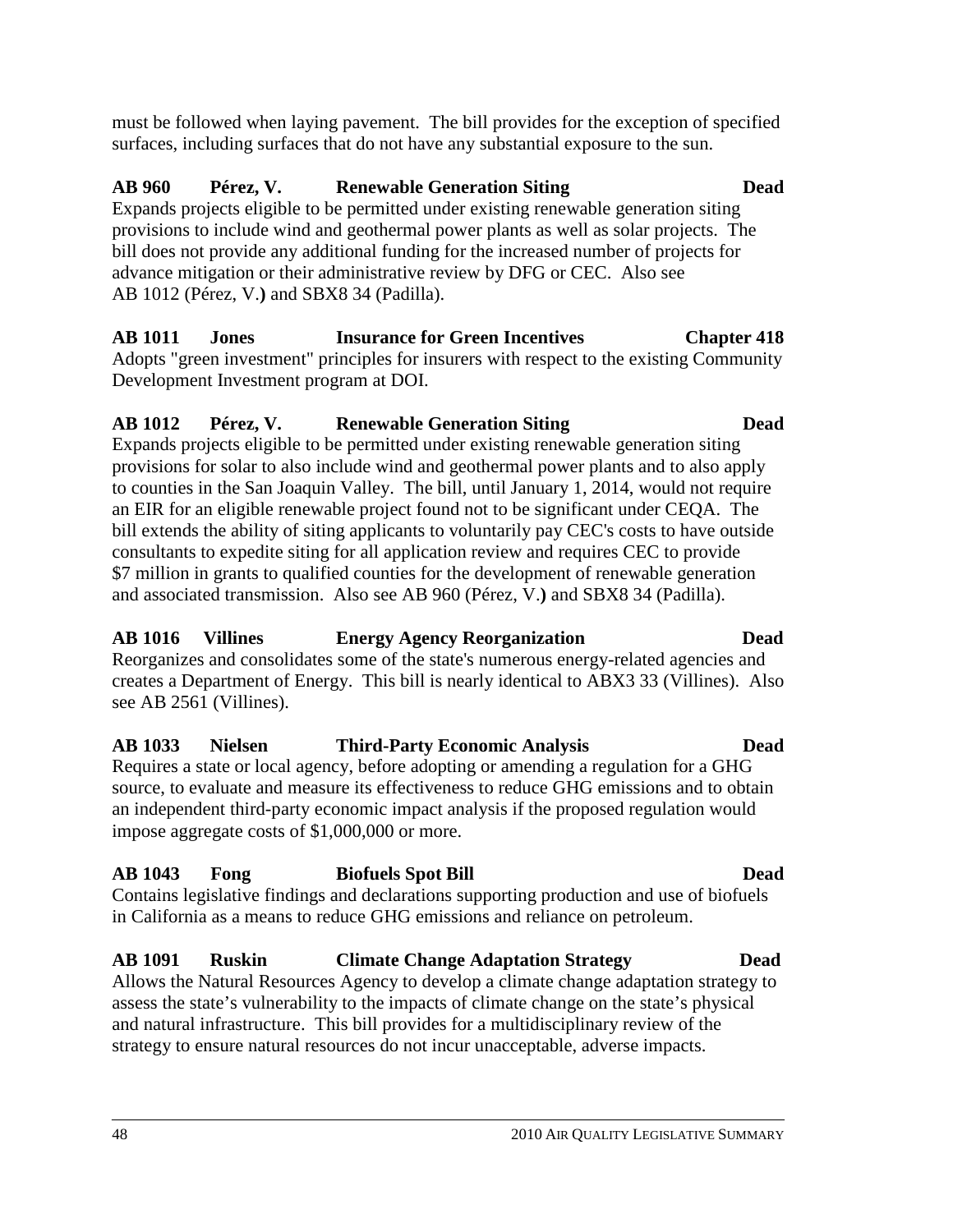must be followed when laying pavement. The bill provides for the exception of specified surfaces, including surfaces that do not have any substantial exposure to the sun.

**AB 960 Pérez, V. Renewable Generation Siting Dead**
Expands projects eligible to be permitted under existing renewable generation siting provisions to include wind and geothermal power plants as well as solar projects. The bill does not provide any additional funding for the increased number of projects for advance mitigation or their administrative review by DFG or CEC. Also see AB 1012 (Pérez, V.) and SBX8 34 (Padilla).

**AB 1011 Jones Insurance for Green Incentives Chapter 418**
Adopts "green investment" principles for insurers with respect to the existing Community Development Investment program at DOI.

**AB 1012 Pérez, V. Renewable Generation Siting Dead**
Expands projects eligible to be permitted under existing renewable generation siting provisions for solar to also include wind and geothermal power plants and to also apply to counties in the San Joaquin Valley. The bill, until January 1, 2014, would not require an EIR for an eligible renewable project found not to be significant under CEQA. The bill extends the ability of siting applicants to voluntarily pay CEC's costs to have outside consultants to expedite siting for all application review and requires CEC to provide $7 million in grants to qualified counties for the development of renewable generation and associated transmission. Also see AB 960 (Pérez, V.) and SBX8 34 (Padilla).

**AB 1016 Villines Energy Agency Reorganization Dead**
Reorganizes and consolidates some of the state's numerous energy-related agencies and creates a Department of Energy. This bill is nearly identical to ABX3 33 (Villines). Also see AB 2561 (Villines).

**AB 1033 Nielsen Third-Party Economic Analysis Dead**
Requires a state or local agency, before adopting or amending a regulation for a GHG source, to evaluate and measure its effectiveness to reduce GHG emissions and to obtain an independent third-party economic impact analysis if the proposed regulation would impose aggregate costs of $1,000,000 or more.

**AB 1043 Fong Biofuels Spot Bill Dead**
Contains legislative findings and declarations supporting production and use of biofuels in California as a means to reduce GHG emissions and reliance on petroleum.

**AB 1091 Ruskin Climate Change Adaptation Strategy Dead**
Allows the Natural Resources Agency to develop a climate change adaptation strategy to assess the state's vulnerability to the impacts of climate change on the state's physical and natural infrastructure. This bill provides for a multidisciplinary review of the strategy to ensure natural resources do not incur unacceptable, adverse impacts.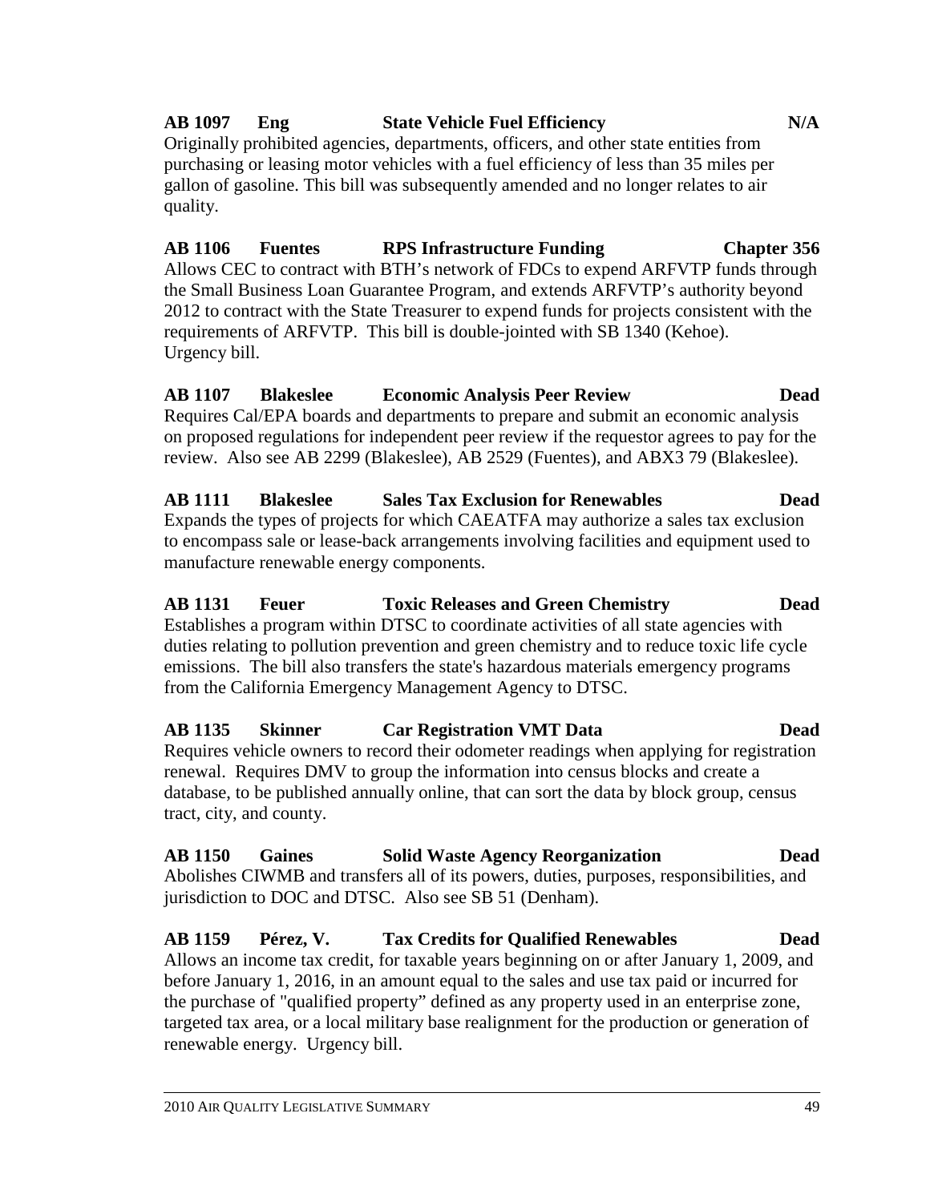**AB 1097 Eng State Vehicle Fuel Efficiency N/A**

Originally prohibited agencies, departments, officers, and other state entities from purchasing or leasing motor vehicles with a fuel efficiency of less than 35 miles per gallon of gasoline. This bill was subsequently amended and no longer relates to air quality.

**AB 1106 Fuentes RPS Infrastructure Funding Chapter 356**

Allows CEC to contract with BTH's network of FDCs to expend ARFVTP funds through the Small Business Loan Guarantee Program, and extends ARFVTP's authority beyond 2012 to contract with the State Treasurer to expend funds for projects consistent with the requirements of ARFVTP. This bill is double-jointed with SB 1340 (Kehoe). Urgency bill.

**AB 1107 Blakeslee Economic Analysis Peer Review Dead**

Requires Cal/EPA boards and departments to prepare and submit an economic analysis on proposed regulations for independent peer review if the requestor agrees to pay for the review. Also see AB 2299 (Blakeslee), AB 2529 (Fuentes), and ABX3 79 (Blakeslee).

**AB 1111 Blakeslee Sales Tax Exclusion for Renewables Dead**

Expands the types of projects for which CAEATFA may authorize a sales tax exclusion to encompass sale or lease-back arrangements involving facilities and equipment used to manufacture renewable energy components.

**AB 1131 Feuer Toxic Releases and Green Chemistry Dead**

Establishes a program within DTSC to coordinate activities of all state agencies with duties relating to pollution prevention and green chemistry and to reduce toxic life cycle emissions. The bill also transfers the state's hazardous materials emergency programs from the California Emergency Management Agency to DTSC.

**AB 1135 Skinner Car Registration VMT Data Dead**

Requires vehicle owners to record their odometer readings when applying for registration renewal. Requires DMV to group the information into census blocks and create a database, to be published annually online, that can sort the data by block group, census tract, city, and county.

**AB 1150 Gaines Solid Waste Agency Reorganization Dead**

Abolishes CIWMB and transfers all of its powers, duties, purposes, responsibilities, and jurisdiction to DOC and DTSC. Also see SB 51 (Denham).

**AB 1159 Pérez, V. Tax Credits for Qualified Renewables Dead**

Allows an income tax credit, for taxable years beginning on or after January 1, 2009, and before January 1, 2016, in an amount equal to the sales and use tax paid or incurred for the purchase of "qualified property" defined as any property used in an enterprise zone, targeted tax area, or a local military base realignment for the production or generation of renewable energy. Urgency bill.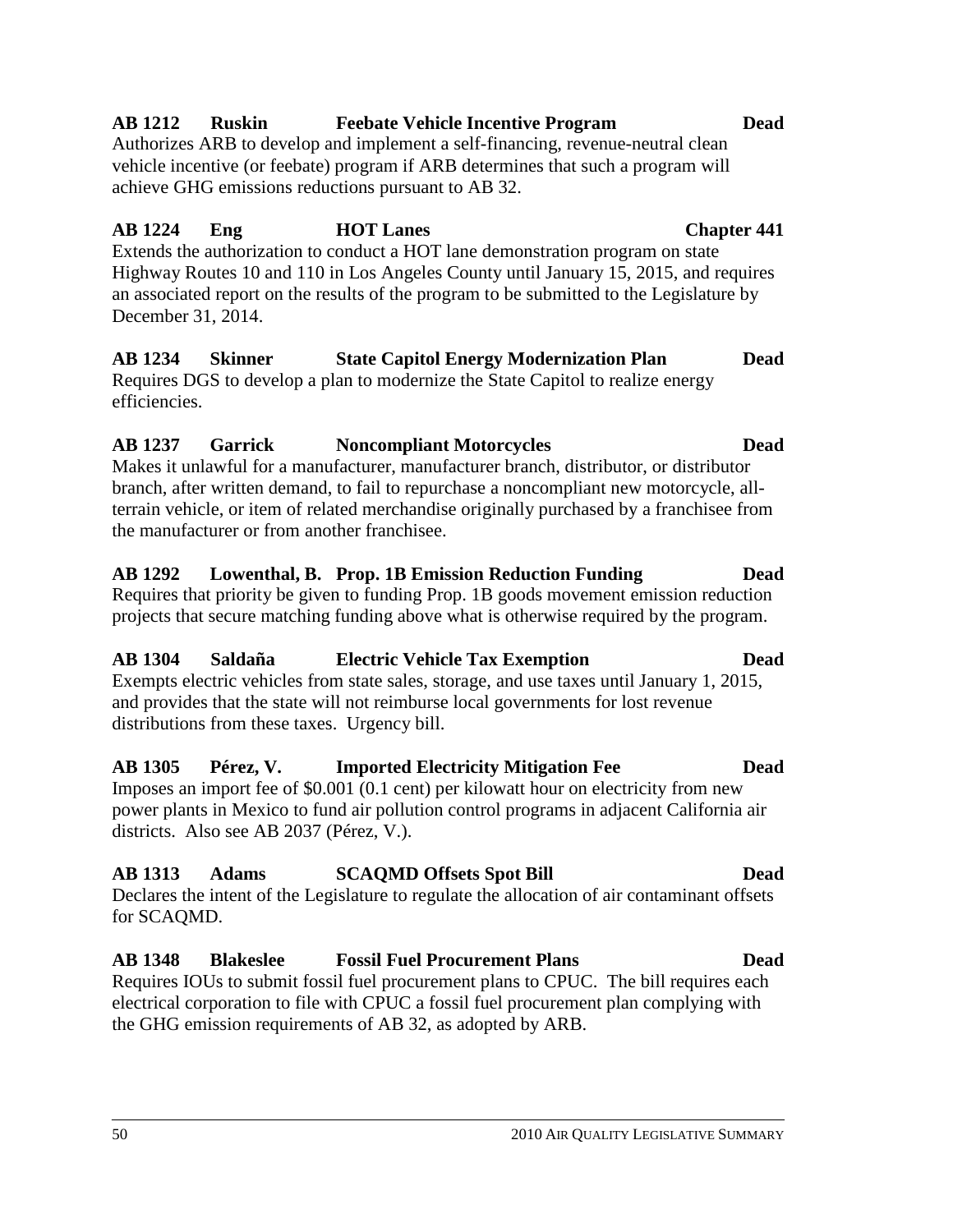**AB 1212 Ruskin Feebate Vehicle Incentive Program Dead**
Authorizes ARB to develop and implement a self-financing, revenue-neutral clean vehicle incentive (or feebate) program if ARB determines that such a program will achieve GHG emissions reductions pursuant to AB 32.

**AB 1224 Eng HOT Lanes Chapter 441**
Extends the authorization to conduct a HOT lane demonstration program on state Highway Routes 10 and 110 in Los Angeles County until January 15, 2015, and requires an associated report on the results of the program to be submitted to the Legislature by December 31, 2014.

**AB 1234 Skinner State Capitol Energy Modernization Plan Dead**
Requires DGS to develop a plan to modernize the State Capitol to realize energy efficiencies.

**AB 1237 Garrick Noncompliant Motorcycles Dead**
Makes it unlawful for a manufacturer, manufacturer branch, distributor, or distributor branch, after written demand, to fail to repurchase a noncompliant new motorcycle, all-terrain vehicle, or item of related merchandise originally purchased by a franchisee from the manufacturer or from another franchisee.

**AB 1292 Lowenthal, B. Prop. 1B Emission Reduction Funding Dead**
Requires that priority be given to funding Prop. 1B goods movement emission reduction projects that secure matching funding above what is otherwise required by the program.

**AB 1304 Saldaña Electric Vehicle Tax Exemption Dead**
Exempts electric vehicles from state sales, storage, and use taxes until January 1, 2015, and provides that the state will not reimburse local governments for lost revenue distributions from these taxes. Urgency bill.

**AB 1305 Pérez, V. Imported Electricity Mitigation Fee Dead**
Imposes an import fee of $0.001 (0.1 cent) per kilowatt hour on electricity from new power plants in Mexico to fund air pollution control programs in adjacent California air districts. Also see AB 2037 (Pérez, V.).

**AB 1313 Adams SCAQMD Offsets Spot Bill Dead**
Declares the intent of the Legislature to regulate the allocation of air contaminant offsets for SCAQMD.

**AB 1348 Blakeslee Fossil Fuel Procurement Plans Dead**
Requires IOUs to submit fossil fuel procurement plans to CPUC. The bill requires each electrical corporation to file with CPUC a fossil fuel procurement plan complying with the GHG emission requirements of AB 32, as adopted by ARB.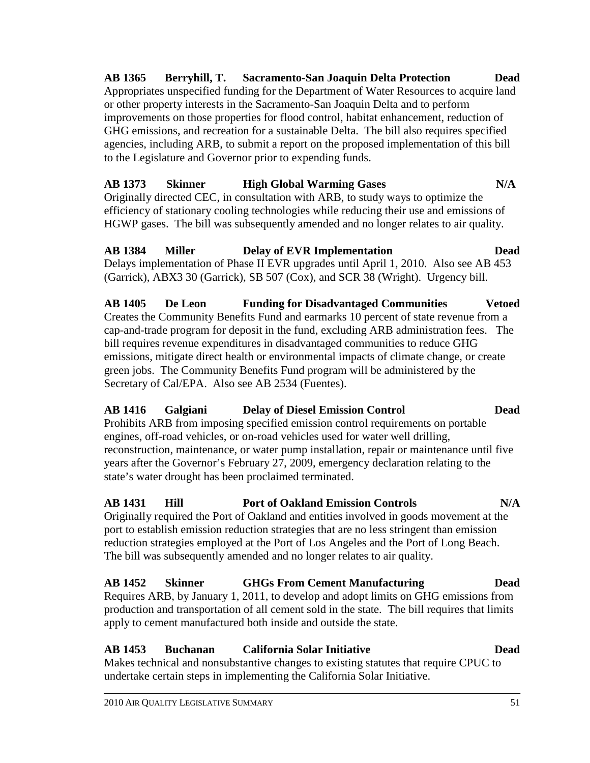**AB 1365 Berryhill, T. Sacramento-San Joaquin Delta Protection Dead**

Appropriates unspecified funding for the Department of Water Resources to acquire land or other property interests in the Sacramento-San Joaquin Delta and to perform improvements on those properties for flood control, habitat enhancement, reduction of GHG emissions, and recreation for a sustainable Delta. The bill also requires specified agencies, including ARB, to submit a report on the proposed implementation of this bill to the Legislature and Governor prior to expending funds.

**AB 1373 Skinner High Global Warming Gases N/A**

Originally directed CEC, in consultation with ARB, to study ways to optimize the efficiency of stationary cooling technologies while reducing their use and emissions of HGWP gases. The bill was subsequently amended and no longer relates to air quality.

**AB 1384 Miller Delay of EVR Implementation Dead**

Delays implementation of Phase II EVR upgrades until April 1, 2010. Also see AB 453 (Garrick), ABX3 30 (Garrick), SB 507 (Cox), and SCR 38 (Wright). Urgency bill.

**AB 1405 De Leon Funding for Disadvantaged Communities Vetoed**

Creates the Community Benefits Fund and earmarks 10 percent of state revenue from a cap-and-trade program for deposit in the fund, excluding ARB administration fees. The bill requires revenue expenditures in disadvantaged communities to reduce GHG emissions, mitigate direct health or environmental impacts of climate change, or create green jobs. The Community Benefits Fund program will be administered by the Secretary of Cal/EPA. Also see AB 2534 (Fuentes).

**AB 1416 Galgiani Delay of Diesel Emission Control Dead**

Prohibits ARB from imposing specified emission control requirements on portable engines, off-road vehicles, or on-road vehicles used for water well drilling, reconstruction, maintenance, or water pump installation, repair or maintenance until five years after the Governor's February 27, 2009, emergency declaration relating to the state's water drought has been proclaimed terminated.

**AB 1431 Hill Port of Oakland Emission Controls N/A**

Originally required the Port of Oakland and entities involved in goods movement at the port to establish emission reduction strategies that are no less stringent than emission reduction strategies employed at the Port of Los Angeles and the Port of Long Beach. The bill was subsequently amended and no longer relates to air quality.

**AB 1452 Skinner GHGs From Cement Manufacturing Dead**

Requires ARB, by January 1, 2011, to develop and adopt limits on GHG emissions from production and transportation of all cement sold in the state. The bill requires that limits apply to cement manufactured both inside and outside the state.

**AB 1453 Buchanan California Solar Initiative Dead**

Makes technical and nonsubstantive changes to existing statutes that require CPUC to undertake certain steps in implementing the California Solar Initiative.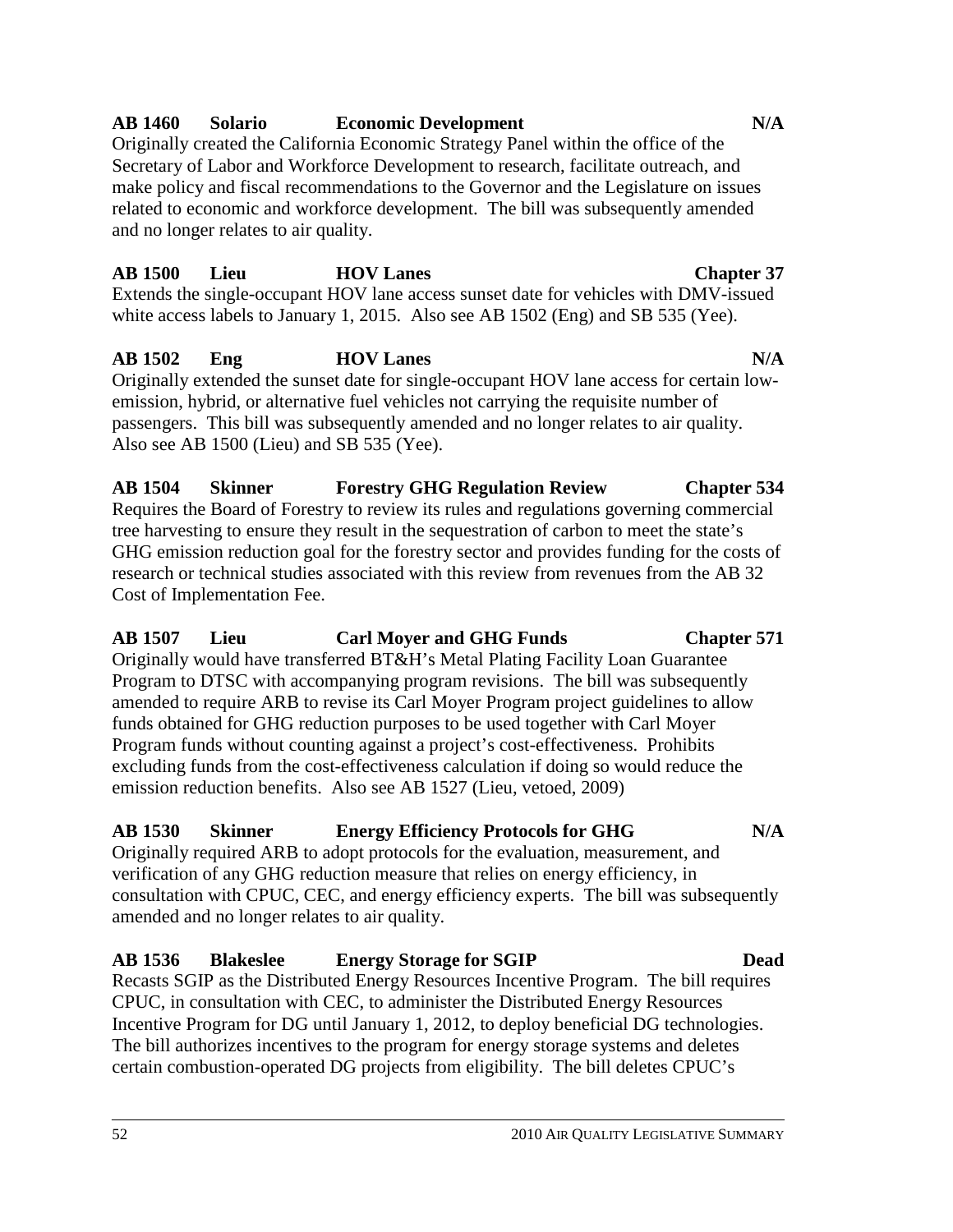**AB 1460 Solario Economic Development N/A**

Originally created the California Economic Strategy Panel within the office of the Secretary of Labor and Workforce Development to research, facilitate outreach, and make policy and fiscal recommendations to the Governor and the Legislature on issues related to economic and workforce development. The bill was subsequently amended and no longer relates to air quality.

**AB 1500 Lieu HOV Lanes Chapter 37**

Extends the single-occupant HOV lane access sunset date for vehicles with DMV-issued white access labels to January 1, 2015. Also see AB 1502 (Eng) and SB 535 (Yee).

**AB 1502 Eng HOV Lanes N/A**

Originally extended the sunset date for single-occupant HOV lane access for certain low-emission, hybrid, or alternative fuel vehicles not carrying the requisite number of passengers. This bill was subsequently amended and no longer relates to air quality. Also see AB 1500 (Lieu) and SB 535 (Yee).

**AB 1504 Skinner Forestry GHG Regulation Review Chapter 534**

Requires the Board of Forestry to review its rules and regulations governing commercial tree harvesting to ensure they result in the sequestration of carbon to meet the state's GHG emission reduction goal for the forestry sector and provides funding for the costs of research or technical studies associated with this review from revenues from the AB 32 Cost of Implementation Fee.

**AB 1507 Lieu Carl Moyer and GHG Funds Chapter 571**

Originally would have transferred BT&H's Metal Plating Facility Loan Guarantee Program to DTSC with accompanying program revisions. The bill was subsequently amended to require ARB to revise its Carl Moyer Program project guidelines to allow funds obtained for GHG reduction purposes to be used together with Carl Moyer Program funds without counting against a project's cost-effectiveness. Prohibits excluding funds from the cost-effectiveness calculation if doing so would reduce the emission reduction benefits. Also see AB 1527 (Lieu, vetoed, 2009)

**AB 1530 Skinner Energy Efficiency Protocols for GHG N/A**

Originally required ARB to adopt protocols for the evaluation, measurement, and verification of any GHG reduction measure that relies on energy efficiency, in consultation with CPUC, CEC, and energy efficiency experts. The bill was subsequently amended and no longer relates to air quality.

**AB 1536 Blakeslee Energy Storage for SGIP Dead**

Recasts SGIP as the Distributed Energy Resources Incentive Program. The bill requires CPUC, in consultation with CEC, to administer the Distributed Energy Resources Incentive Program for DG until January 1, 2012, to deploy beneficial DG technologies. The bill authorizes incentives to the program for energy storage systems and deletes certain combustion-operated DG projects from eligibility. The bill deletes CPUC's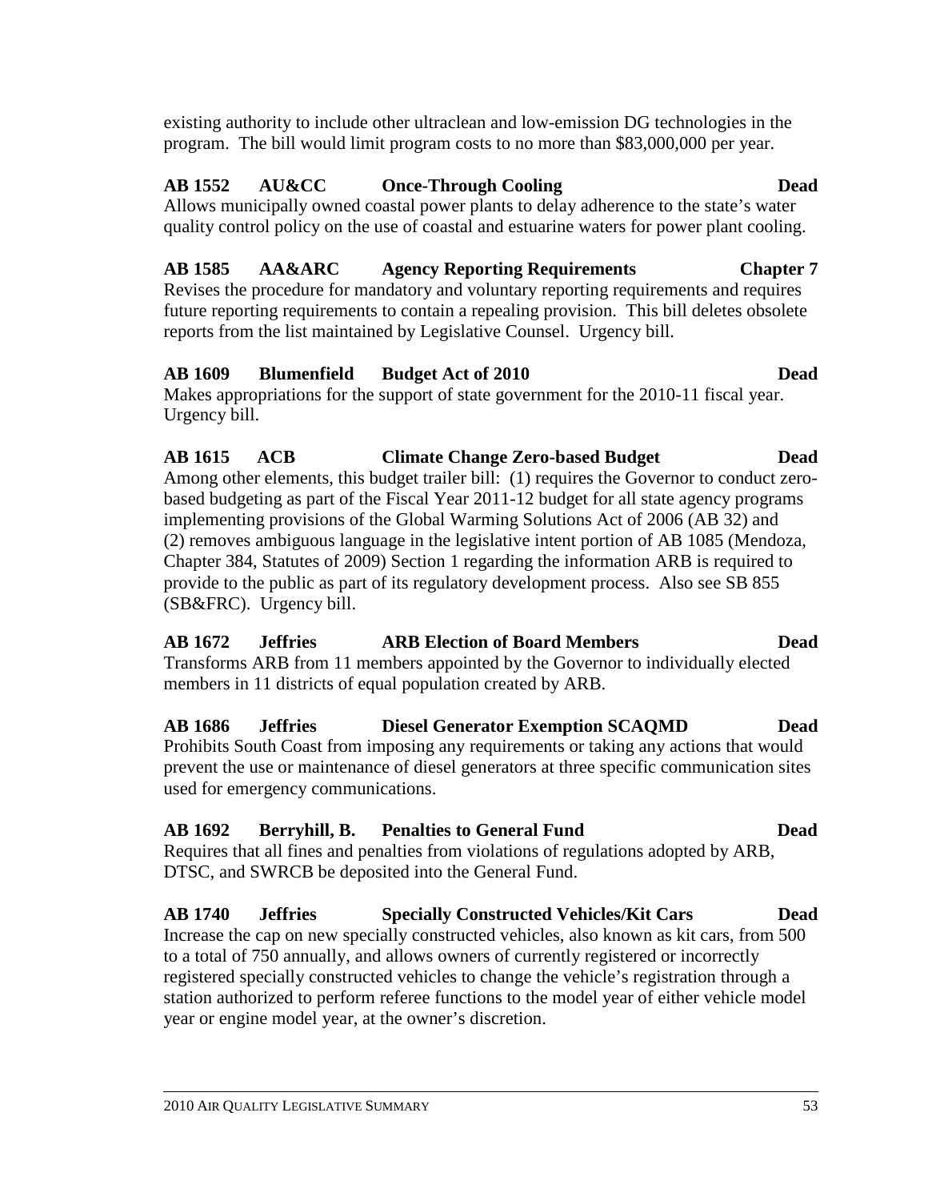existing authority to include other ultraclean and low-emission DG technologies in the program. The bill would limit program costs to no more than $83,000,000 per year.

**AB 1552 AU&CC Once-Through Cooling Dead**
Allows municipally owned coastal power plants to delay adherence to the state's water quality control policy on the use of coastal and estuarine waters for power plant cooling.

**AB 1585 AA&ARC Agency Reporting Requirements Chapter 7**
Revises the procedure for mandatory and voluntary reporting requirements and requires future reporting requirements to contain a repealing provision. This bill deletes obsolete reports from the list maintained by Legislative Counsel. Urgency bill.

**AB 1609 Blumenfield Budget Act of 2010 Dead**
Makes appropriations for the support of state government for the 2010-11 fiscal year. Urgency bill.

**AB 1615 ACB Climate Change Zero-based Budget Dead**
Among other elements, this budget trailer bill: (1) requires the Governor to conduct zero-based budgeting as part of the Fiscal Year 2011-12 budget for all state agency programs implementing provisions of the Global Warming Solutions Act of 2006 (AB 32) and (2) removes ambiguous language in the legislative intent portion of AB 1085 (Mendoza, Chapter 384, Statutes of 2009) Section 1 regarding the information ARB is required to provide to the public as part of its regulatory development process. Also see SB 855 (SB&FRC). Urgency bill.

**AB 1672 Jeffries ARB Election of Board Members Dead**
Transforms ARB from 11 members appointed by the Governor to individually elected members in 11 districts of equal population created by ARB.

**AB 1686 Jeffries Diesel Generator Exemption SCAQMD Dead**
Prohibits South Coast from imposing any requirements or taking any actions that would prevent the use or maintenance of diesel generators at three specific communication sites used for emergency communications.

**AB 1692 Berryhill, B. Penalties to General Fund Dead**
Requires that all fines and penalties from violations of regulations adopted by ARB, DTSC, and SWRCB be deposited into the General Fund.

**AB 1740 Jeffries Specially Constructed Vehicles/Kit Cars Dead**
Increase the cap on new specially constructed vehicles, also known as kit cars, from 500 to a total of 750 annually, and allows owners of currently registered or incorrectly registered specially constructed vehicles to change the vehicle's registration through a station authorized to perform referee functions to the model year of either vehicle model year or engine model year, at the owner's discretion.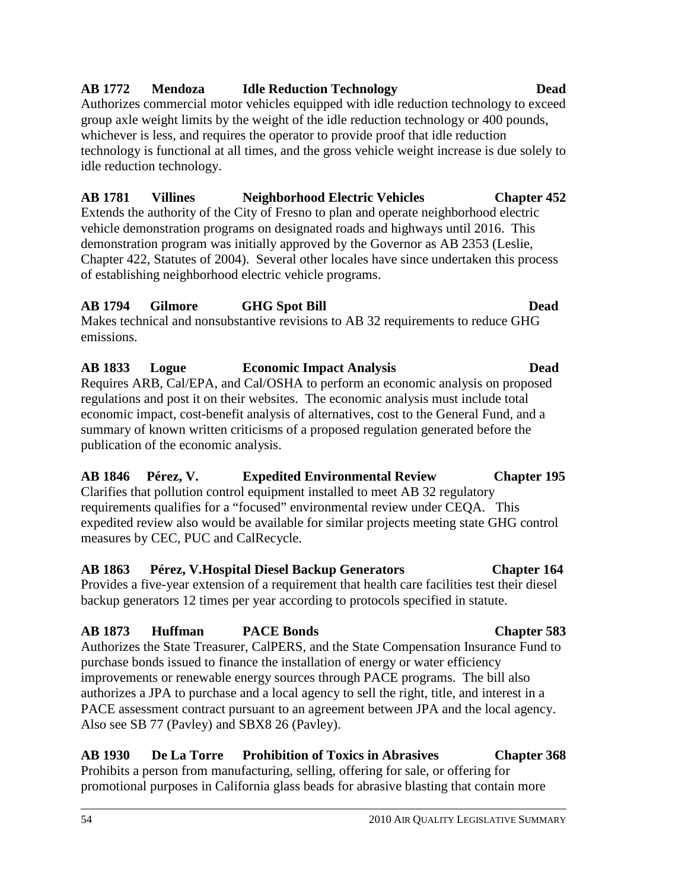**AB 1772 Mendoza Idle Reduction Technology Dead**

Authorizes commercial motor vehicles equipped with idle reduction technology to exceed group axle weight limits by the weight of the idle reduction technology or 400 pounds, whichever is less, and requires the operator to provide proof that idle reduction technology is functional at all times, and the gross vehicle weight increase is due solely to idle reduction technology.

**AB 1781 Villines Neighborhood Electric Vehicles Chapter 452**

Extends the authority of the City of Fresno to plan and operate neighborhood electric vehicle demonstration programs on designated roads and highways until 2016. This demonstration program was initially approved by the Governor as AB 2353 (Leslie, Chapter 422, Statutes of 2004). Several other locales have since undertaken this process of establishing neighborhood electric vehicle programs.

**AB 1794 Gilmore GHG Spot Bill Dead**

Makes technical and nonsubstantive revisions to AB 32 requirements to reduce GHG emissions.

**AB 1833 Logue Economic Impact Analysis Dead**

Requires ARB, Cal/EPA, and Cal/OSHA to perform an economic analysis on proposed regulations and post it on their websites. The economic analysis must include total economic impact, cost-benefit analysis of alternatives, cost to the General Fund, and a summary of known written criticisms of a proposed regulation generated before the publication of the economic analysis.

**AB 1846 Pérez, V. Expedited Environmental Review Chapter 195**

Clarifies that pollution control equipment installed to meet AB 32 regulatory requirements qualifies for a "focused" environmental review under CEQA. This expedited review also would be available for similar projects meeting state GHG control measures by CEC, PUC and CalRecycle.

**AB 1863 Pérez, V. Hospital Diesel Backup Generators Chapter 164**

Provides a five-year extension of a requirement that health care facilities test their diesel backup generators 12 times per year according to protocols specified in statute.

**AB 1873 Huffman PACE Bonds Chapter 583**

Authorizes the State Treasurer, CalPERS, and the State Compensation Insurance Fund to purchase bonds issued to finance the installation of energy or water efficiency improvements or renewable energy sources through PACE programs. The bill also authorizes a JPA to purchase and a local agency to sell the right, title, and interest in a PACE assessment contract pursuant to an agreement between JPA and the local agency. Also see SB 77 (Pavley) and SBX8 26 (Pavley).

**AB 1930 De La Torre Prohibition of Toxics in Abrasives Chapter 368**

Prohibits a person from manufacturing, selling, offering for sale, or offering for promotional purposes in California glass beads for abrasive blasting that contain more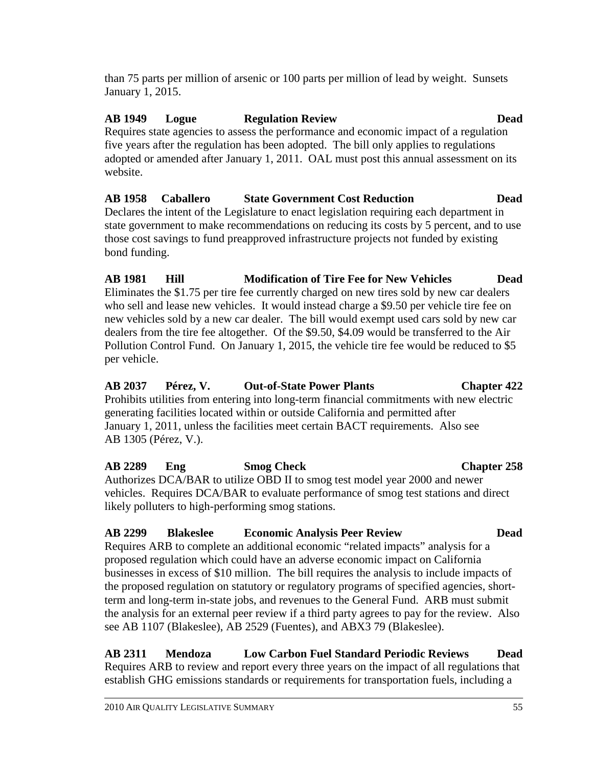than 75 parts per million of arsenic or 100 parts per million of lead by weight. Sunsets January 1, 2015.

**AB 1949 Logue Regulation Review Dead**
Requires state agencies to assess the performance and economic impact of a regulation five years after the regulation has been adopted. The bill only applies to regulations adopted or amended after January 1, 2011. OAL must post this annual assessment on its website.

**AB 1958 Caballero State Government Cost Reduction Dead**
Declares the intent of the Legislature to enact legislation requiring each department in state government to make recommendations on reducing its costs by 5 percent, and to use those cost savings to fund preapproved infrastructure projects not funded by existing bond funding.

**AB 1981 Hill Modification of Tire Fee for New Vehicles Dead**
Eliminates the $1.75 per tire fee currently charged on new tires sold by new car dealers who sell and lease new vehicles. It would instead charge a $9.50 per vehicle tire fee on new vehicles sold by a new car dealer. The bill would exempt used cars sold by new car dealers from the tire fee altogether. Of the $9.50, $4.09 would be transferred to the Air Pollution Control Fund. On January 1, 2015, the vehicle tire fee would be reduced to $5 per vehicle.

**AB 2037 Pérez, V. Out-of-State Power Plants Chapter 422**
Prohibits utilities from entering into long-term financial commitments with new electric generating facilities located within or outside California and permitted after January 1, 2011, unless the facilities meet certain BACT requirements. Also see AB 1305 (Pérez, V.).

**AB 2289 Eng Smog Check Chapter 258**
Authorizes DCA/BAR to utilize OBD II to smog test model year 2000 and newer vehicles. Requires DCA/BAR to evaluate performance of smog test stations and direct likely polluters to high-performing smog stations.

**AB 2299 Blakeslee Economic Analysis Peer Review Dead**
Requires ARB to complete an additional economic "related impacts" analysis for a proposed regulation which could have an adverse economic impact on California businesses in excess of $10 million. The bill requires the analysis to include impacts of the proposed regulation on statutory or regulatory programs of specified agencies, short-term and long-term in-state jobs, and revenues to the General Fund. ARB must submit the analysis for an external peer review if a third party agrees to pay for the review. Also see AB 1107 (Blakeslee), AB 2529 (Fuentes), and ABX3 79 (Blakeslee).

**AB 2311 Mendoza Low Carbon Fuel Standard Periodic Reviews Dead**
Requires ARB to review and report every three years on the impact of all regulations that establish GHG emissions standards or requirements for transportation fuels, including a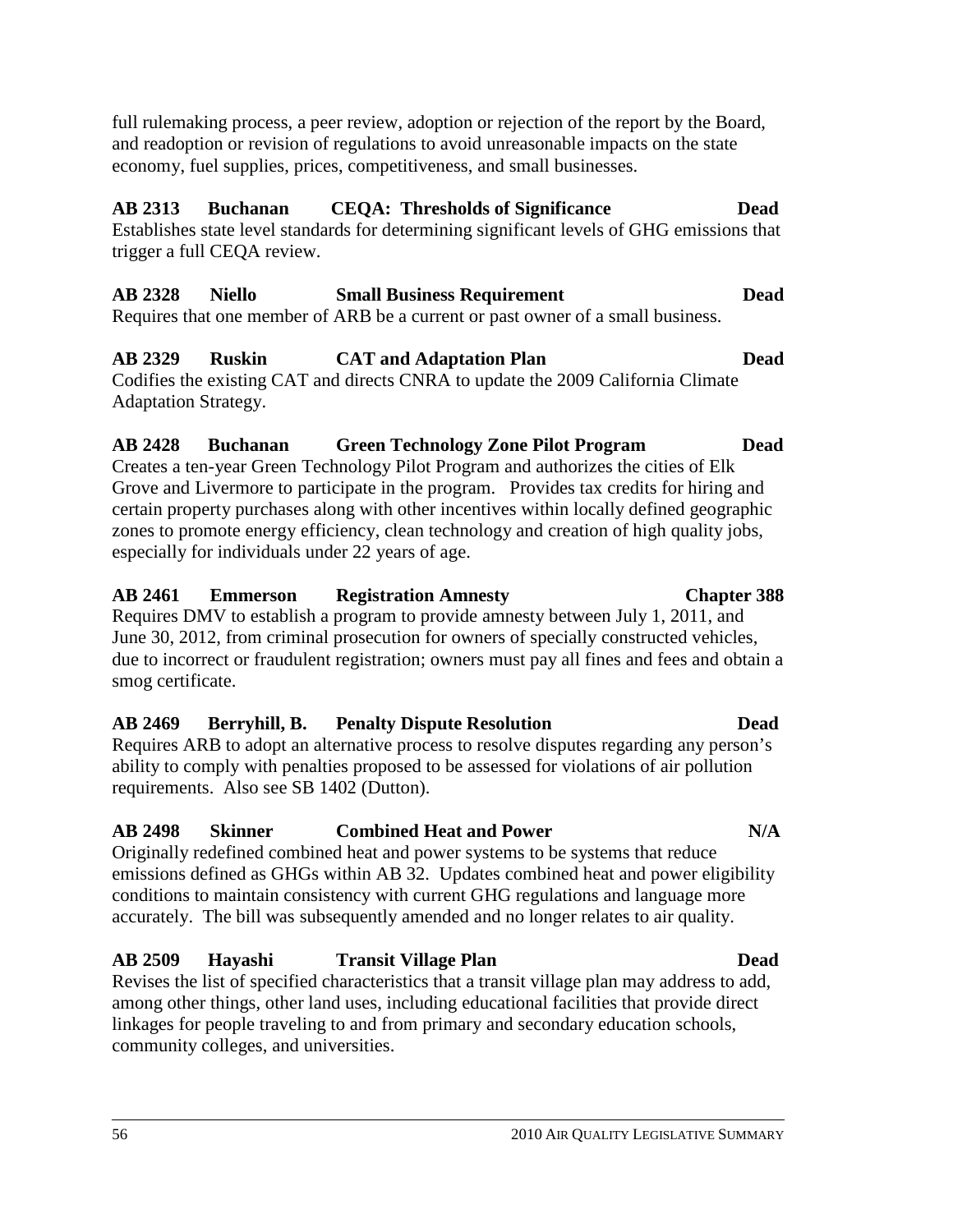full rulemaking process, a peer review, adoption or rejection of the report by the Board, and readoption or revision of regulations to avoid unreasonable impacts on the state economy, fuel supplies, prices, competitiveness, and small businesses.

**AB 2313 Buchanan CEQA: Thresholds of Significance Dead**
Establishes state level standards for determining significant levels of GHG emissions that trigger a full CEQA review.

**AB 2328 Niello Small Business Requirement Dead**
Requires that one member of ARB be a current or past owner of a small business.

**AB 2329 Ruskin CAT and Adaptation Plan Dead**
Codifies the existing CAT and directs CNRA to update the 2009 California Climate Adaptation Strategy.

**AB 2428 Buchanan Green Technology Zone Pilot Program Dead**
Creates a ten-year Green Technology Pilot Program and authorizes the cities of Elk Grove and Livermore to participate in the program. Provides tax credits for hiring and certain property purchases along with other incentives within locally defined geographic zones to promote energy efficiency, clean technology and creation of high quality jobs, especially for individuals under 22 years of age.

**AB 2461 Emmerson Registration Amnesty Chapter 388**
Requires DMV to establish a program to provide amnesty between July 1, 2011, and June 30, 2012, from criminal prosecution for owners of specially constructed vehicles, due to incorrect or fraudulent registration; owners must pay all fines and fees and obtain a smog certificate.

**AB 2469 Berryhill, B. Penalty Dispute Resolution Dead**
Requires ARB to adopt an alternative process to resolve disputes regarding any person's ability to comply with penalties proposed to be assessed for violations of air pollution requirements. Also see SB 1402 (Dutton).

**AB 2498 Skinner Combined Heat and Power N/A**
Originally redefined combined heat and power systems to be systems that reduce emissions defined as GHGs within AB 32. Updates combined heat and power eligibility conditions to maintain consistency with current GHG regulations and language more accurately. The bill was subsequently amended and no longer relates to air quality.

**AB 2509 Hayashi Transit Village Plan Dead**
Revises the list of specified characteristics that a transit village plan may address to add, among other things, other land uses, including educational facilities that provide direct linkages for people traveling to and from primary and secondary education schools, community colleges, and universities.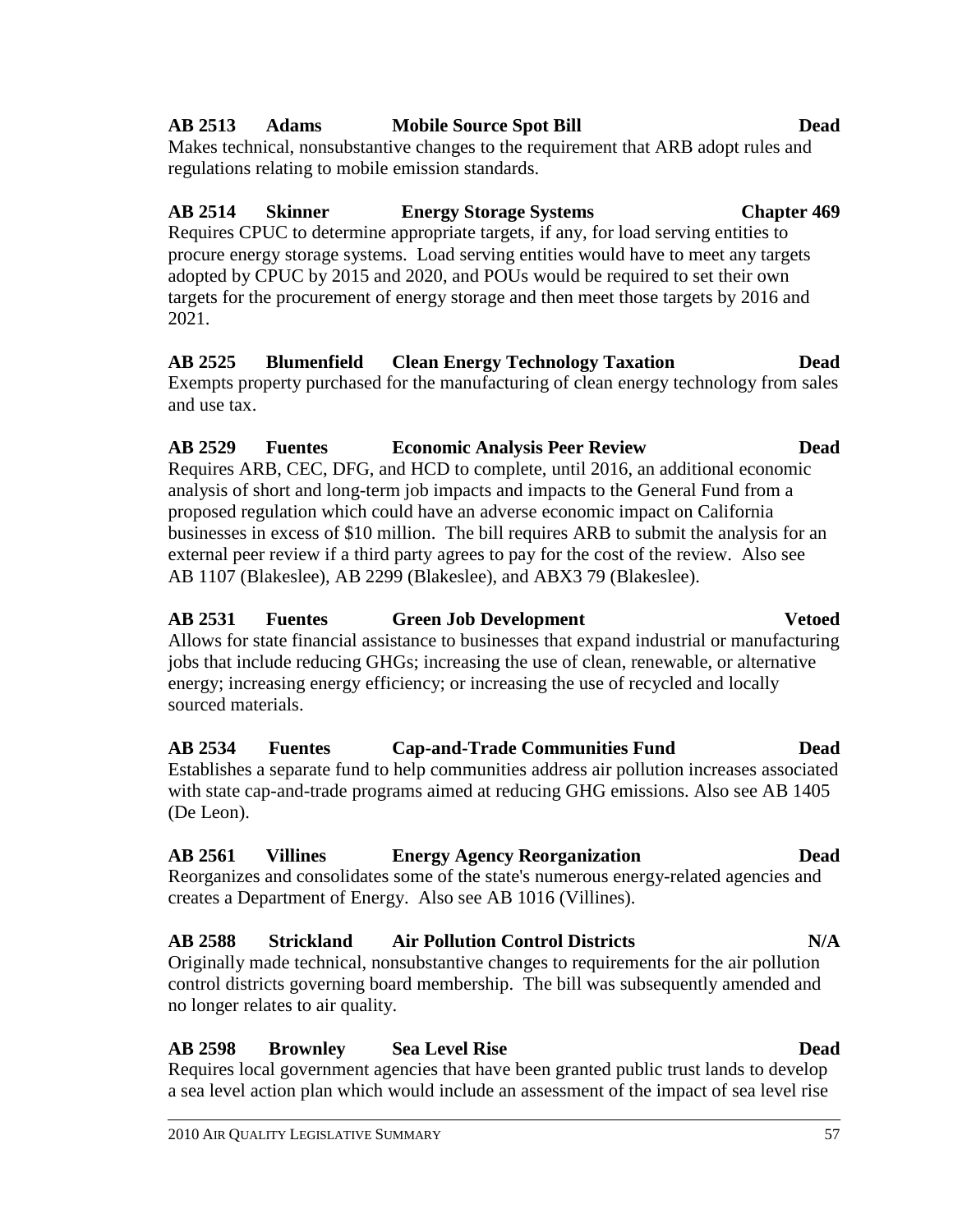**AB 2513 Adams Mobile Source Spot Bill Dead**

Makes technical, nonsubstantive changes to the requirement that ARB adopt rules and regulations relating to mobile emission standards.

**AB 2514 Skinner Energy Storage Systems Chapter 469**

Requires CPUC to determine appropriate targets, if any, for load serving entities to procure energy storage systems. Load serving entities would have to meet any targets adopted by CPUC by 2015 and 2020, and POUs would be required to set their own targets for the procurement of energy storage and then meet those targets by 2016 and 2021.

**AB 2525 Blumenfield Clean Energy Technology Taxation Dead**

Exempts property purchased for the manufacturing of clean energy technology from sales and use tax.

**AB 2529 Fuentes Economic Analysis Peer Review Dead**

Requires ARB, CEC, DFG, and HCD to complete, until 2016, an additional economic analysis of short and long-term job impacts and impacts to the General Fund from a proposed regulation which could have an adverse economic impact on California businesses in excess of $10 million. The bill requires ARB to submit the analysis for an external peer review if a third party agrees to pay for the cost of the review. Also see AB 1107 (Blakeslee), AB 2299 (Blakeslee), and ABX3 79 (Blakeslee).

**AB 2531 Fuentes Green Job Development Vetoed**

Allows for state financial assistance to businesses that expand industrial or manufacturing jobs that include reducing GHGs; increasing the use of clean, renewable, or alternative energy; increasing energy efficiency; or increasing the use of recycled and locally sourced materials.

**AB 2534 Fuentes Cap-and-Trade Communities Fund Dead**

Establishes a separate fund to help communities address air pollution increases associated with state cap-and-trade programs aimed at reducing GHG emissions. Also see AB 1405 (De Leon).

**AB 2561 Villines Energy Agency Reorganization Dead**

Reorganizes and consolidates some of the state's numerous energy-related agencies and creates a Department of Energy. Also see AB 1016 (Villines).

**AB 2588 Strickland Air Pollution Control Districts N/A**

Originally made technical, nonsubstantive changes to requirements for the air pollution control districts governing board membership. The bill was subsequently amended and no longer relates to air quality.

**AB 2598 Brownley Sea Level Rise Dead**

Requires local government agencies that have been granted public trust lands to develop a sea level action plan which would include an assessment of the impact of sea level rise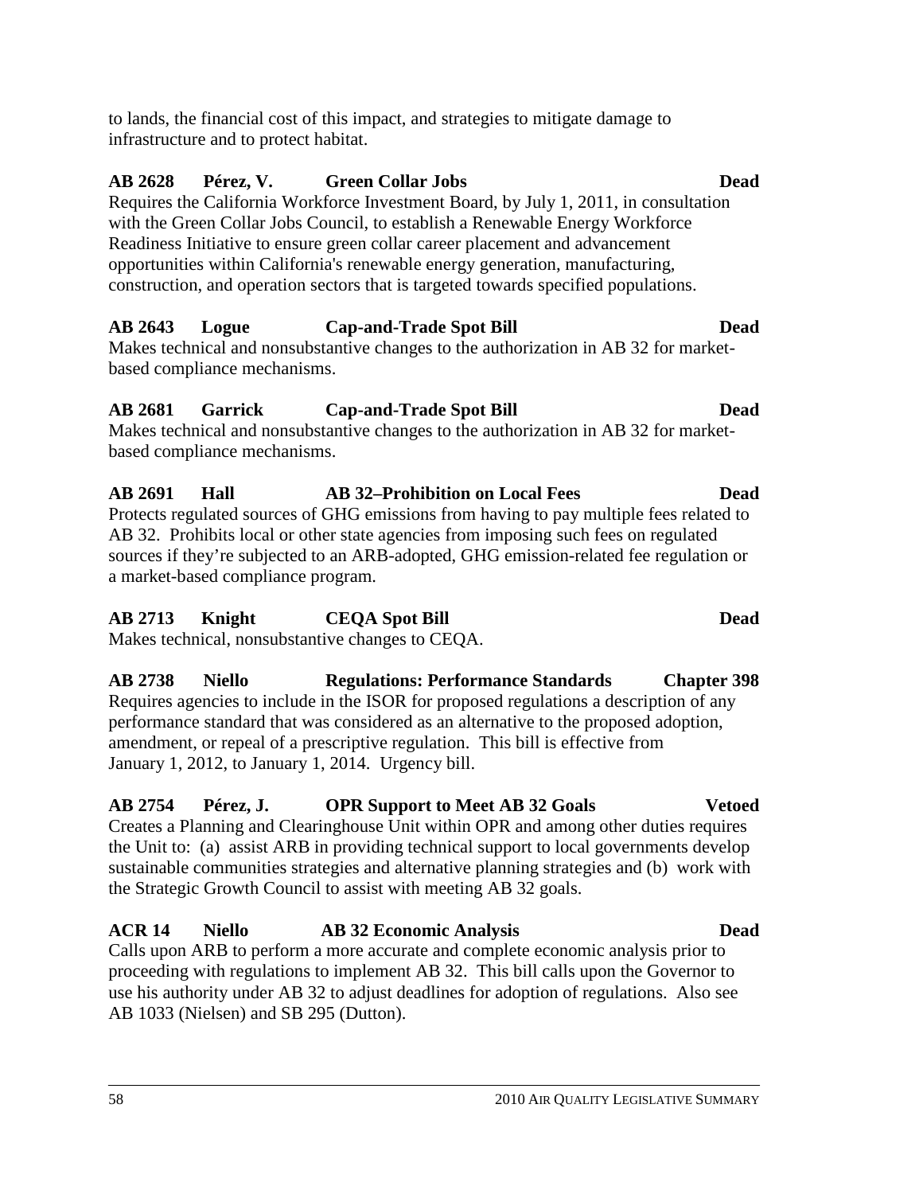to lands, the financial cost of this impact, and strategies to mitigate damage to infrastructure and to protect habitat.

**AB 2628 Pérez, V. Green Collar Jobs Dead**

Requires the California Workforce Investment Board, by July 1, 2011, in consultation with the Green Collar Jobs Council, to establish a Renewable Energy Workforce Readiness Initiative to ensure green collar career placement and advancement opportunities within California's renewable energy generation, manufacturing, construction, and operation sectors that is targeted towards specified populations.

**AB 2643 Logue Cap-and-Trade Spot Bill Dead**

Makes technical and nonsubstantive changes to the authorization in AB 32 for market-based compliance mechanisms.

**AB 2681 Garrick Cap-and-Trade Spot Bill Dead**

Makes technical and nonsubstantive changes to the authorization in AB 32 for market-based compliance mechanisms.

**AB 2691 Hall AB 32–Prohibition on Local Fees Dead**

Protects regulated sources of GHG emissions from having to pay multiple fees related to AB 32. Prohibits local or other state agencies from imposing such fees on regulated sources if they're subjected to an ARB-adopted, GHG emission-related fee regulation or a market-based compliance program.

**AB 2713 Knight CEQA Spot Bill Dead**

Makes technical, nonsubstantive changes to CEQA.

**AB 2738 Niello Regulations: Performance Standards Chapter 398**

Requires agencies to include in the ISOR for proposed regulations a description of any performance standard that was considered as an alternative to the proposed adoption, amendment, or repeal of a prescriptive regulation. This bill is effective from January 1, 2012, to January 1, 2014. Urgency bill.

**AB 2754 Pérez, J. OPR Support to Meet AB 32 Goals Vetoed**

Creates a Planning and Clearinghouse Unit within OPR and among other duties requires the Unit to: (a) assist ARB in providing technical support to local governments develop sustainable communities strategies and alternative planning strategies and (b) work with the Strategic Growth Council to assist with meeting AB 32 goals.

**ACR 14 Niello AB 32 Economic Analysis Dead**

Calls upon ARB to perform a more accurate and complete economic analysis prior to proceeding with regulations to implement AB 32. This bill calls upon the Governor to use his authority under AB 32 to adjust deadlines for adoption of regulations. Also see AB 1033 (Nielsen) and SB 295 (Dutton).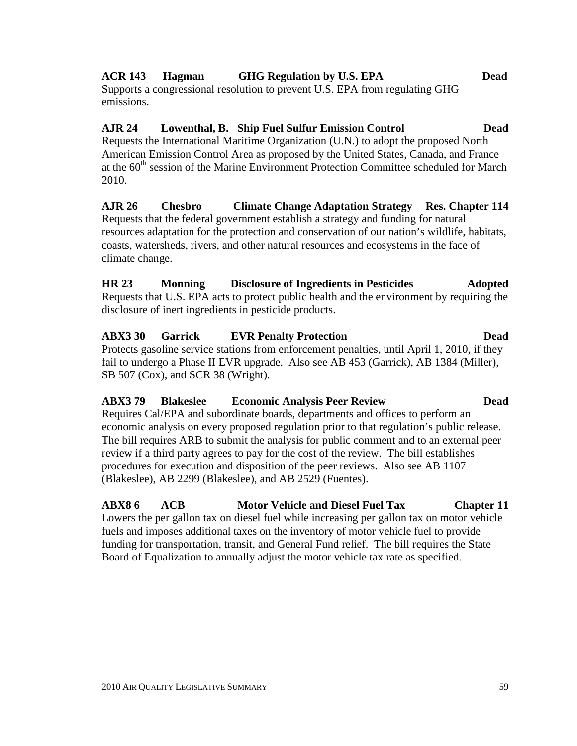**ACR 143 Hagman GHG Regulation by U.S. EPA Dead**
Supports a congressional resolution to prevent U.S. EPA from regulating GHG emissions.

**AJR 24 Lowenthal, B. Ship Fuel Sulfur Emission Control Dead**
Requests the International Maritime Organization (U.N.) to adopt the proposed North American Emission Control Area as proposed by the United States, Canada, and France at the 60th session of the Marine Environment Protection Committee scheduled for March 2010.

**AJR 26 Chesbro Climate Change Adaptation Strategy Res. Chapter 114**
Requests that the federal government establish a strategy and funding for natural resources adaptation for the protection and conservation of our nation's wildlife, habitats, coasts, watersheds, rivers, and other natural resources and ecosystems in the face of climate change.

**HR 23 Monning Disclosure of Ingredients in Pesticides Adopted**
Requests that U.S. EPA acts to protect public health and the environment by requiring the disclosure of inert ingredients in pesticide products.

**ABX3 30 Garrick EVR Penalty Protection Dead**
Protects gasoline service stations from enforcement penalties, until April 1, 2010, if they fail to undergo a Phase II EVR upgrade. Also see AB 453 (Garrick), AB 1384 (Miller), SB 507 (Cox), and SCR 38 (Wright).

**ABX3 79 Blakeslee Economic Analysis Peer Review Dead**
Requires Cal/EPA and subordinate boards, departments and offices to perform an economic analysis on every proposed regulation prior to that regulation's public release. The bill requires ARB to submit the analysis for public comment and to an external peer review if a third party agrees to pay for the cost of the review. The bill establishes procedures for execution and disposition of the peer reviews. Also see AB 1107 (Blakeslee), AB 2299 (Blakeslee), and AB 2529 (Fuentes).

**ABX8 6 ACB Motor Vehicle and Diesel Fuel Tax Chapter 11**
Lowers the per gallon tax on diesel fuel while increasing per gallon tax on motor vehicle fuels and imposes additional taxes on the inventory of motor vehicle fuel to provide funding for transportation, transit, and General Fund relief. The bill requires the State Board of Equalization to annually adjust the motor vehicle tax rate as specified.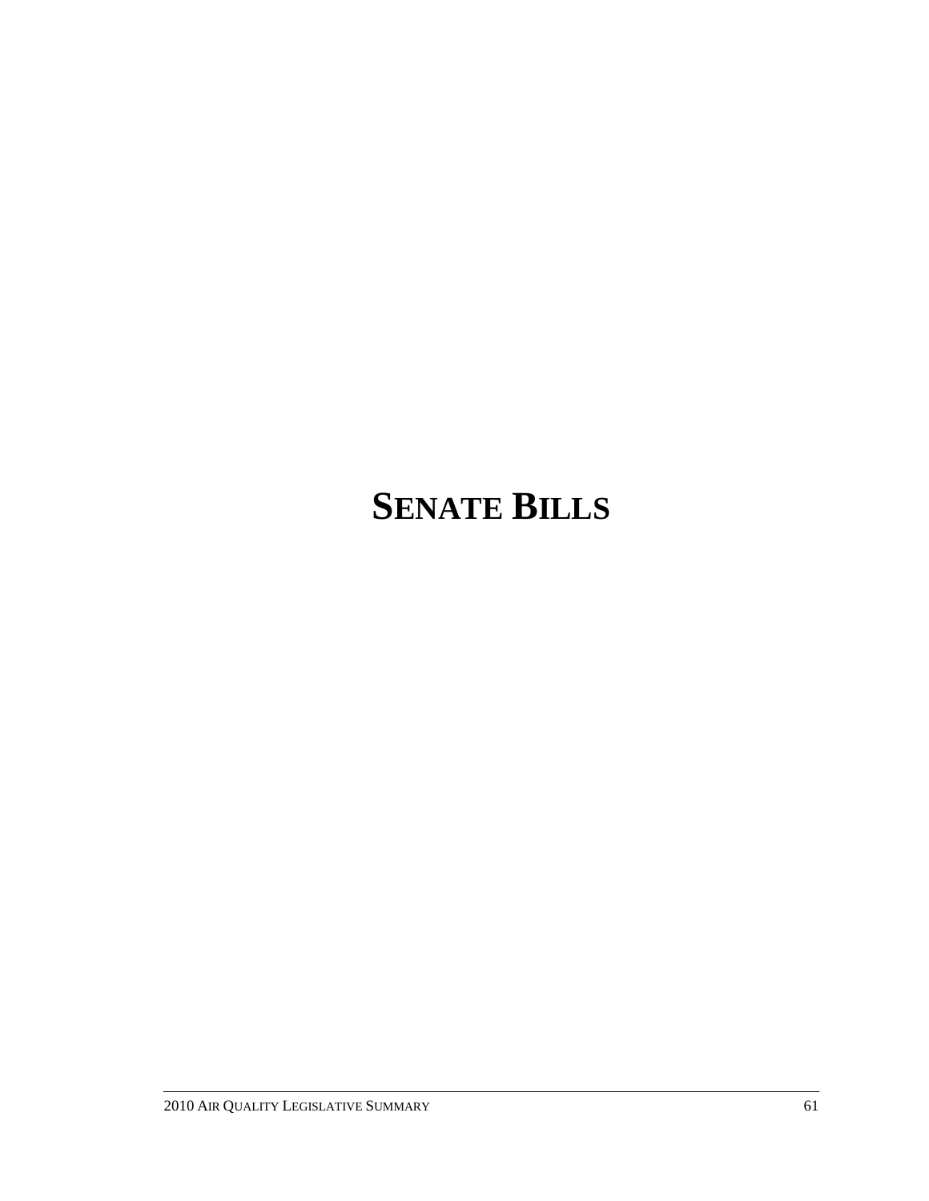# SENATE BILLS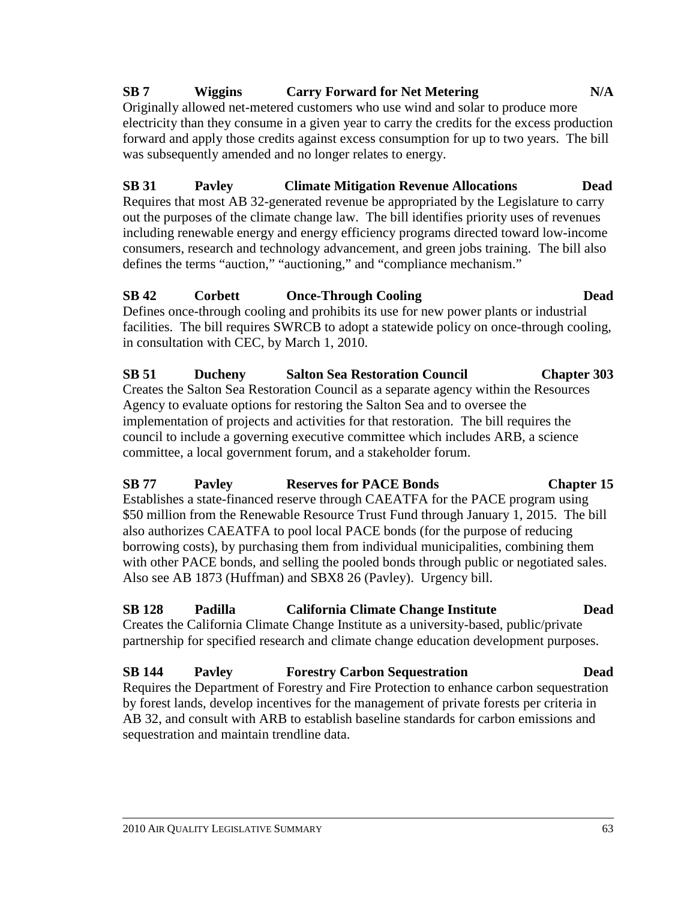**SB 7 Wiggins Carry Forward for Net Metering N/A**

Originally allowed net-metered customers who use wind and solar to produce more electricity than they consume in a given year to carry the credits for the excess production forward and apply those credits against excess consumption for up to two years. The bill was subsequently amended and no longer relates to energy.

**SB 31 Pavley Climate Mitigation Revenue Allocations Dead**

Requires that most AB 32-generated revenue be appropriated by the Legislature to carry out the purposes of the climate change law. The bill identifies priority uses of revenues including renewable energy and energy efficiency programs directed toward low-income consumers, research and technology advancement, and green jobs training. The bill also defines the terms "auction," "auctioning," and "compliance mechanism."

**SB 42 Corbett Once-Through Cooling Dead**

Defines once-through cooling and prohibits its use for new power plants or industrial facilities. The bill requires SWRCB to adopt a statewide policy on once-through cooling, in consultation with CEC, by March 1, 2010.

**SB 51 Ducheny Salton Sea Restoration Council Chapter 303**

Creates the Salton Sea Restoration Council as a separate agency within the Resources Agency to evaluate options for restoring the Salton Sea and to oversee the implementation of projects and activities for that restoration. The bill requires the council to include a governing executive committee which includes ARB, a science committee, a local government forum, and a stakeholder forum.

**SB 77 Pavley Reserves for PACE Bonds Chapter 15**

Establishes a state-financed reserve through CAEATFA for the PACE program using $50 million from the Renewable Resource Trust Fund through January 1, 2015. The bill also authorizes CAEATFA to pool local PACE bonds (for the purpose of reducing borrowing costs), by purchasing them from individual municipalities, combining them with other PACE bonds, and selling the pooled bonds through public or negotiated sales. Also see AB 1873 (Huffman) and SBX8 26 (Pavley). Urgency bill.

**SB 128 Padilla California Climate Change Institute Dead**

Creates the California Climate Change Institute as a university-based, public/private partnership for specified research and climate change education development purposes.

**SB 144 Pavley Forestry Carbon Sequestration Dead**

Requires the Department of Forestry and Fire Protection to enhance carbon sequestration by forest lands, develop incentives for the management of private forests per criteria in AB 32, and consult with ARB to establish baseline standards for carbon emissions and sequestration and maintain trendline data.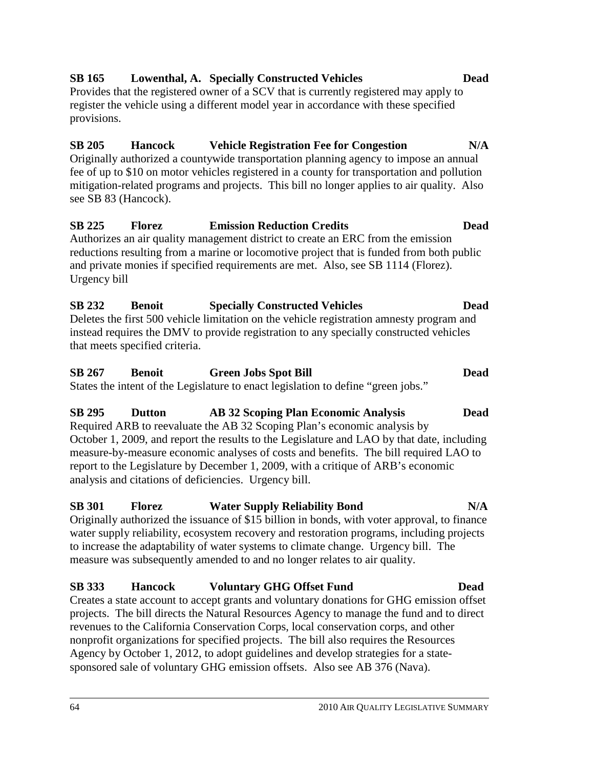**SB 165 Lowenthal, A. Specially Constructed Vehicles Dead**

Provides that the registered owner of a SCV that is currently registered may apply to register the vehicle using a different model year in accordance with these specified provisions.

**SB 205 Hancock Vehicle Registration Fee for Congestion N/A**

Originally authorized a countywide transportation planning agency to impose an annual fee of up to $10 on motor vehicles registered in a county for transportation and pollution mitigation-related programs and projects. This bill no longer applies to air quality. Also see SB 83 (Hancock).

**SB 225 Florez Emission Reduction Credits Dead**

Authorizes an air quality management district to create an ERC from the emission reductions resulting from a marine or locomotive project that is funded from both public and private monies if specified requirements are met. Also, see SB 1114 (Florez). Urgency bill

**SB 232 Benoit Specially Constructed Vehicles Dead**

Deletes the first 500 vehicle limitation on the vehicle registration amnesty program and instead requires the DMV to provide registration to any specially constructed vehicles that meets specified criteria.

**SB 267 Benoit Green Jobs Spot Bill Dead**

States the intent of the Legislature to enact legislation to define "green jobs."

**SB 295 Dutton AB 32 Scoping Plan Economic Analysis Dead**

Required ARB to reevaluate the AB 32 Scoping Plan's economic analysis by October 1, 2009, and report the results to the Legislature and LAO by that date, including measure-by-measure economic analyses of costs and benefits. The bill required LAO to report to the Legislature by December 1, 2009, with a critique of ARB's economic analysis and citations of deficiencies. Urgency bill.

**SB 301 Florez Water Supply Reliability Bond N/A**

Originally authorized the issuance of $15 billion in bonds, with voter approval, to finance water supply reliability, ecosystem recovery and restoration programs, including projects to increase the adaptability of water systems to climate change. Urgency bill. The measure was subsequently amended to and no longer relates to air quality.

**SB 333 Hancock Voluntary GHG Offset Fund Dead**

Creates a state account to accept grants and voluntary donations for GHG emission offset projects. The bill directs the Natural Resources Agency to manage the fund and to direct revenues to the California Conservation Corps, local conservation corps, and other nonprofit organizations for specified projects. The bill also requires the Resources Agency by October 1, 2012, to adopt guidelines and develop strategies for a state-sponsored sale of voluntary GHG emission offsets. Also see AB 376 (Nava).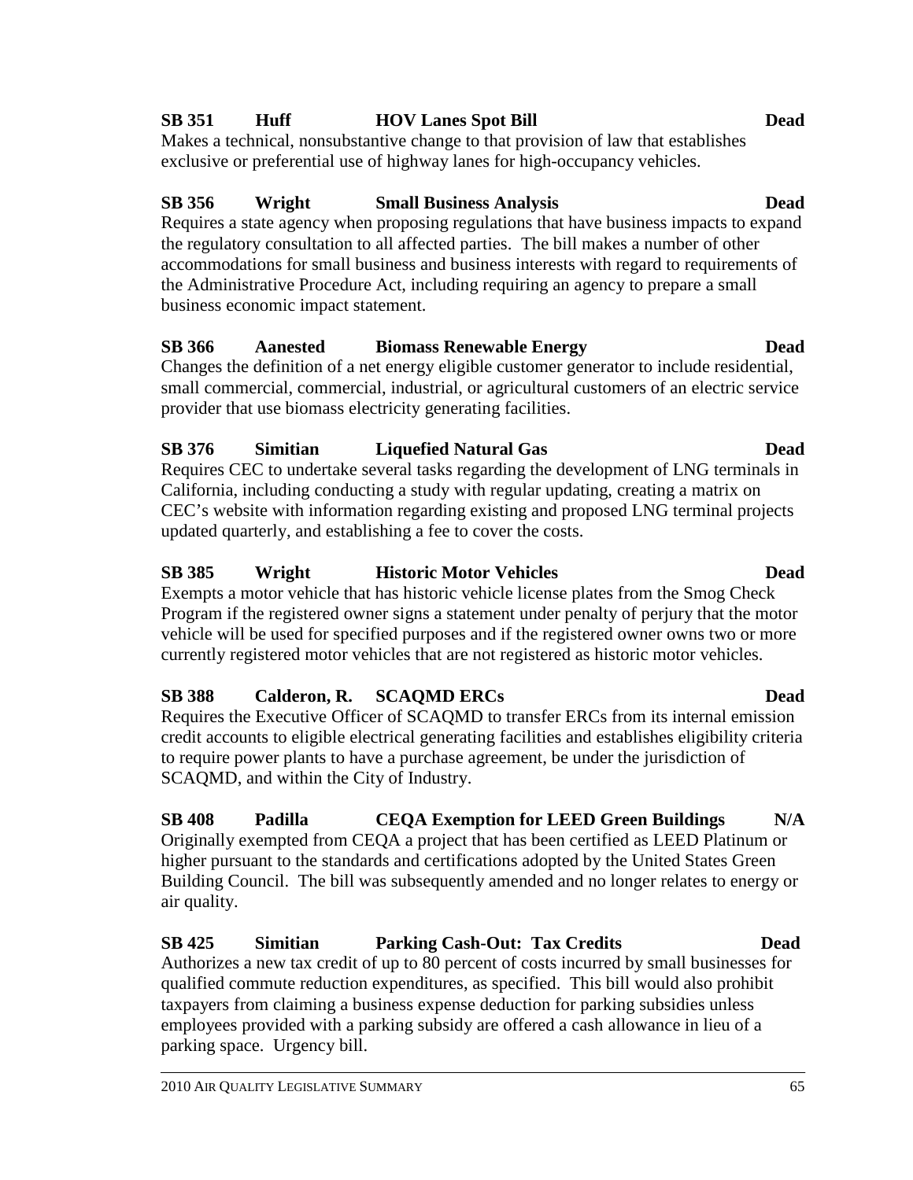**SB 351 Huff HOV Lanes Spot Bill Dead**

Makes a technical, nonsubstantive change to that provision of law that establishes exclusive or preferential use of highway lanes for high-occupancy vehicles.

**SB 356 Wright Small Business Analysis Dead**

Requires a state agency when proposing regulations that have business impacts to expand the regulatory consultation to all affected parties. The bill makes a number of other accommodations for small business and business interests with regard to requirements of the Administrative Procedure Act, including requiring an agency to prepare a small business economic impact statement.

**SB 366 Aanested Biomass Renewable Energy Dead**

Changes the definition of a net energy eligible customer generator to include residential, small commercial, commercial, industrial, or agricultural customers of an electric service provider that use biomass electricity generating facilities.

**SB 376 Simitian Liquefied Natural Gas Dead**

Requires CEC to undertake several tasks regarding the development of LNG terminals in California, including conducting a study with regular updating, creating a matrix on CEC's website with information regarding existing and proposed LNG terminal projects updated quarterly, and establishing a fee to cover the costs.

**SB 385 Wright Historic Motor Vehicles Dead**

Exempts a motor vehicle that has historic vehicle license plates from the Smog Check Program if the registered owner signs a statement under penalty of perjury that the motor vehicle will be used for specified purposes and if the registered owner owns two or more currently registered motor vehicles that are not registered as historic motor vehicles.

**SB 388 Calderon, R. SCAQMD ERCs Dead**

Requires the Executive Officer of SCAQMD to transfer ERCs from its internal emission credit accounts to eligible electrical generating facilities and establishes eligibility criteria to require power plants to have a purchase agreement, be under the jurisdiction of SCAQMD, and within the City of Industry.

**SB 408 Padilla CEQA Exemption for LEED Green Buildings N/A**

Originally exempted from CEQA a project that has been certified as LEED Platinum or higher pursuant to the standards and certifications adopted by the United States Green Building Council. The bill was subsequently amended and no longer relates to energy or air quality.

**SB 425 Simitian Parking Cash-Out: Tax Credits Dead**

Authorizes a new tax credit of up to 80 percent of costs incurred by small businesses for qualified commute reduction expenditures, as specified. This bill would also prohibit taxpayers from claiming a business expense deduction for parking subsidies unless employees provided with a parking subsidy are offered a cash allowance in lieu of a parking space. Urgency bill.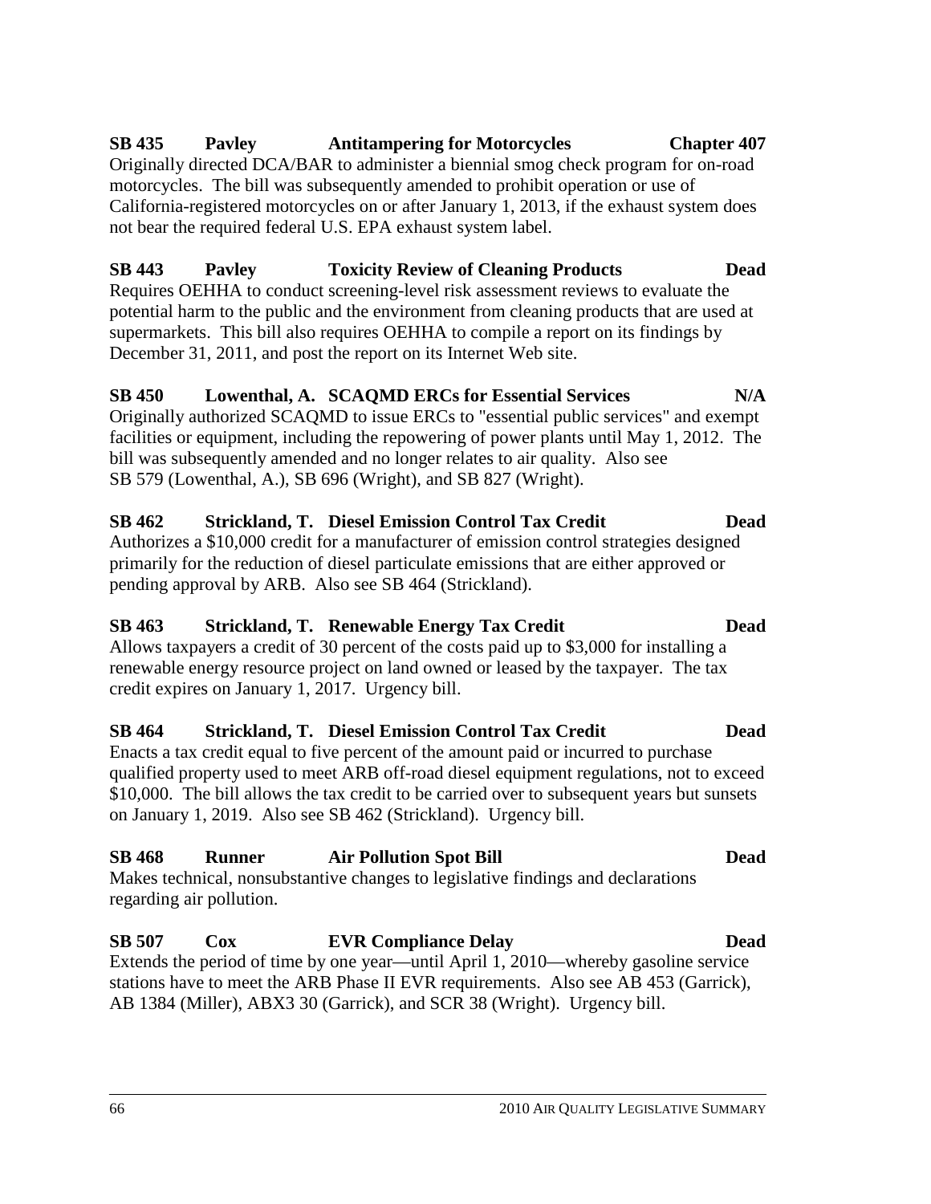**SB 435 Pavley Antitampering for Motorcycles Chapter 407**

Originally directed DCA/BAR to administer a biennial smog check program for on-road motorcycles. The bill was subsequently amended to prohibit operation or use of California-registered motorcycles on or after January 1, 2013, if the exhaust system does not bear the required federal U.S. EPA exhaust system label.

**SB 443 Pavley Toxicity Review of Cleaning Products Dead**

Requires OEHHA to conduct screening-level risk assessment reviews to evaluate the potential harm to the public and the environment from cleaning products that are used at supermarkets. This bill also requires OEHHA to compile a report on its findings by December 31, 2011, and post the report on its Internet Web site.

**SB 450 Lowenthal, A. SCAQMD ERCs for Essential Services N/A**

Originally authorized SCAQMD to issue ERCs to "essential public services" and exempt facilities or equipment, including the repowering of power plants until May 1, 2012. The bill was subsequently amended and no longer relates to air quality. Also see SB 579 (Lowenthal, A.), SB 696 (Wright), and SB 827 (Wright).

**SB 462 Strickland, T. Diesel Emission Control Tax Credit Dead**

Authorizes a $10,000 credit for a manufacturer of emission control strategies designed primarily for the reduction of diesel particulate emissions that are either approved or pending approval by ARB. Also see SB 464 (Strickland).

**SB 463 Strickland, T. Renewable Energy Tax Credit Dead**

Allows taxpayers a credit of 30 percent of the costs paid up to $3,000 for installing a renewable energy resource project on land owned or leased by the taxpayer. The tax credit expires on January 1, 2017. Urgency bill.

**SB 464 Strickland, T. Diesel Emission Control Tax Credit Dead**

Enacts a tax credit equal to five percent of the amount paid or incurred to purchase qualified property used to meet ARB off-road diesel equipment regulations, not to exceed $10,000. The bill allows the tax credit to be carried over to subsequent years but sunsets on January 1, 2019. Also see SB 462 (Strickland). Urgency bill.

**SB 468 Runner Air Pollution Spot Bill Dead**

Makes technical, nonsubstantive changes to legislative findings and declarations regarding air pollution.

**SB 507 Cox EVR Compliance Delay Dead**

Extends the period of time by one year—until April 1, 2010—whereby gasoline service stations have to meet the ARB Phase II EVR requirements. Also see AB 453 (Garrick), AB 1384 (Miller), ABX3 30 (Garrick), and SCR 38 (Wright). Urgency bill.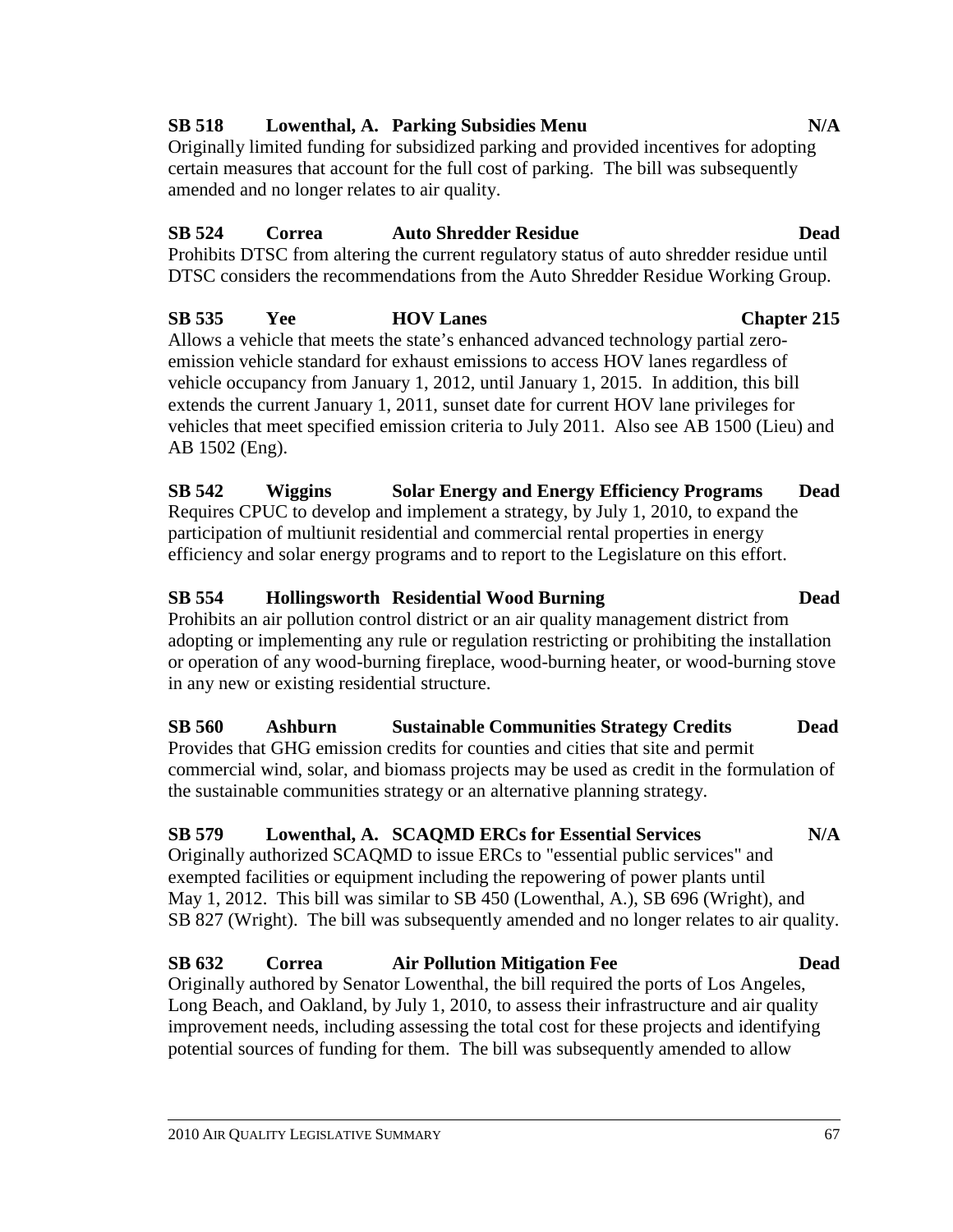**SB 518 Lowenthal, A. Parking Subsidies Menu N/A**

Originally limited funding for subsidized parking and provided incentives for adopting certain measures that account for the full cost of parking. The bill was subsequently amended and no longer relates to air quality.

**SB 524 Correa Auto Shredder Residue Dead**

Prohibits DTSC from altering the current regulatory status of auto shredder residue until DTSC considers the recommendations from the Auto Shredder Residue Working Group.

**SB 535 Yee HOV Lanes Chapter 215**

Allows a vehicle that meets the state's enhanced advanced technology partial zero-emission vehicle standard for exhaust emissions to access HOV lanes regardless of vehicle occupancy from January 1, 2012, until January 1, 2015. In addition, this bill extends the current January 1, 2011, sunset date for current HOV lane privileges for vehicles that meet specified emission criteria to July 2011. Also see AB 1500 (Lieu) and AB 1502 (Eng).

**SB 542 Wiggins Solar Energy and Energy Efficiency Programs Dead**

Requires CPUC to develop and implement a strategy, by July 1, 2010, to expand the participation of multiunit residential and commercial rental properties in energy efficiency and solar energy programs and to report to the Legislature on this effort.

**SB 554 Hollingsworth Residential Wood Burning Dead**

Prohibits an air pollution control district or an air quality management district from adopting or implementing any rule or regulation restricting or prohibiting the installation or operation of any wood-burning fireplace, wood-burning heater, or wood-burning stove in any new or existing residential structure.

**SB 560 Ashburn Sustainable Communities Strategy Credits Dead**

Provides that GHG emission credits for counties and cities that site and permit commercial wind, solar, and biomass projects may be used as credit in the formulation of the sustainable communities strategy or an alternative planning strategy.

**SB 579 Lowenthal, A. SCAQMD ERCs for Essential Services N/A**

Originally authorized SCAQMD to issue ERCs to "essential public services" and exempted facilities or equipment including the repowering of power plants until May 1, 2012. This bill was similar to SB 450 (Lowenthal, A.), SB 696 (Wright), and SB 827 (Wright). The bill was subsequently amended and no longer relates to air quality.

**SB 632 Correa Air Pollution Mitigation Fee Dead**

Originally authored by Senator Lowenthal, the bill required the ports of Los Angeles, Long Beach, and Oakland, by July 1, 2010, to assess their infrastructure and air quality improvement needs, including assessing the total cost for these projects and identifying potential sources of funding for them. The bill was subsequently amended to allow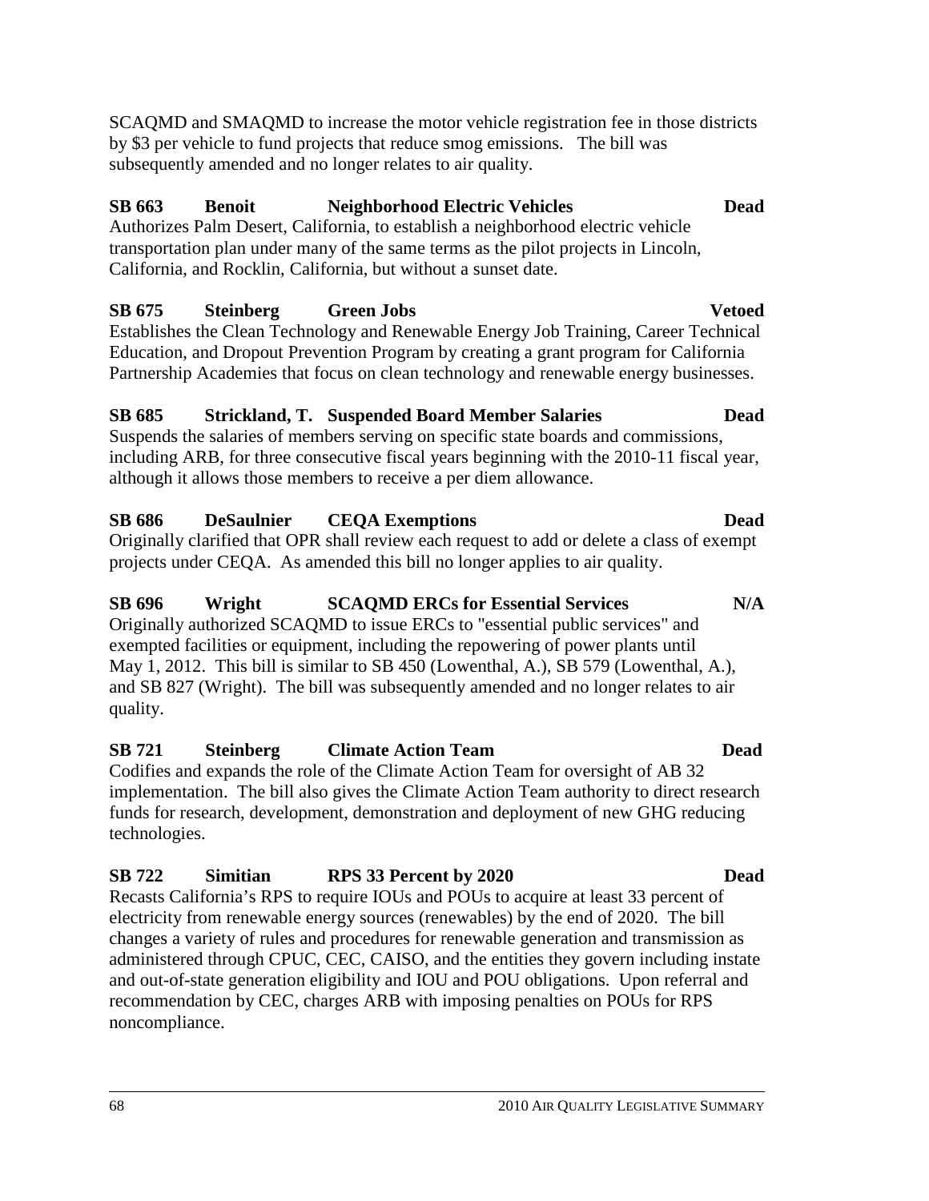SCAQMD and SMAQMD to increase the motor vehicle registration fee in those districts by $3 per vehicle to fund projects that reduce smog emissions. The bill was subsequently amended and no longer relates to air quality.

**SB 663 Benoit Neighborhood Electric Vehicles Dead**

Authorizes Palm Desert, California, to establish a neighborhood electric vehicle transportation plan under many of the same terms as the pilot projects in Lincoln, California, and Rocklin, California, but without a sunset date.

**SB 675 Steinberg Green Jobs Vetoed**

Establishes the Clean Technology and Renewable Energy Job Training, Career Technical Education, and Dropout Prevention Program by creating a grant program for California Partnership Academies that focus on clean technology and renewable energy businesses.

**SB 685 Strickland, T. Suspended Board Member Salaries Dead**

Suspends the salaries of members serving on specific state boards and commissions, including ARB, for three consecutive fiscal years beginning with the 2010-11 fiscal year, although it allows those members to receive a per diem allowance.

**SB 686 DeSaulnier CEQA Exemptions Dead**

Originally clarified that OPR shall review each request to add or delete a class of exempt projects under CEQA. As amended this bill no longer applies to air quality.

**SB 696 Wright SCAQMD ERCs for Essential Services N/A**

Originally authorized SCAQMD to issue ERCs to "essential public services" and exempted facilities or equipment, including the repowering of power plants until May 1, 2012. This bill is similar to SB 450 (Lowenthal, A.), SB 579 (Lowenthal, A.), and SB 827 (Wright). The bill was subsequently amended and no longer relates to air quality.

**SB 721 Steinberg Climate Action Team Dead**

Codifies and expands the role of the Climate Action Team for oversight of AB 32 implementation. The bill also gives the Climate Action Team authority to direct research funds for research, development, demonstration and deployment of new GHG reducing technologies.

**SB 722 Simitian RPS 33 Percent by 2020 Dead**

Recasts California's RPS to require IOUs and POUs to acquire at least 33 percent of electricity from renewable energy sources (renewables) by the end of 2020. The bill changes a variety of rules and procedures for renewable generation and transmission as administered through CPUC, CEC, CAISO, and the entities they govern including instate and out-of-state generation eligibility and IOU and POU obligations. Upon referral and recommendation by CEC, charges ARB with imposing penalties on POUs for RPS noncompliance.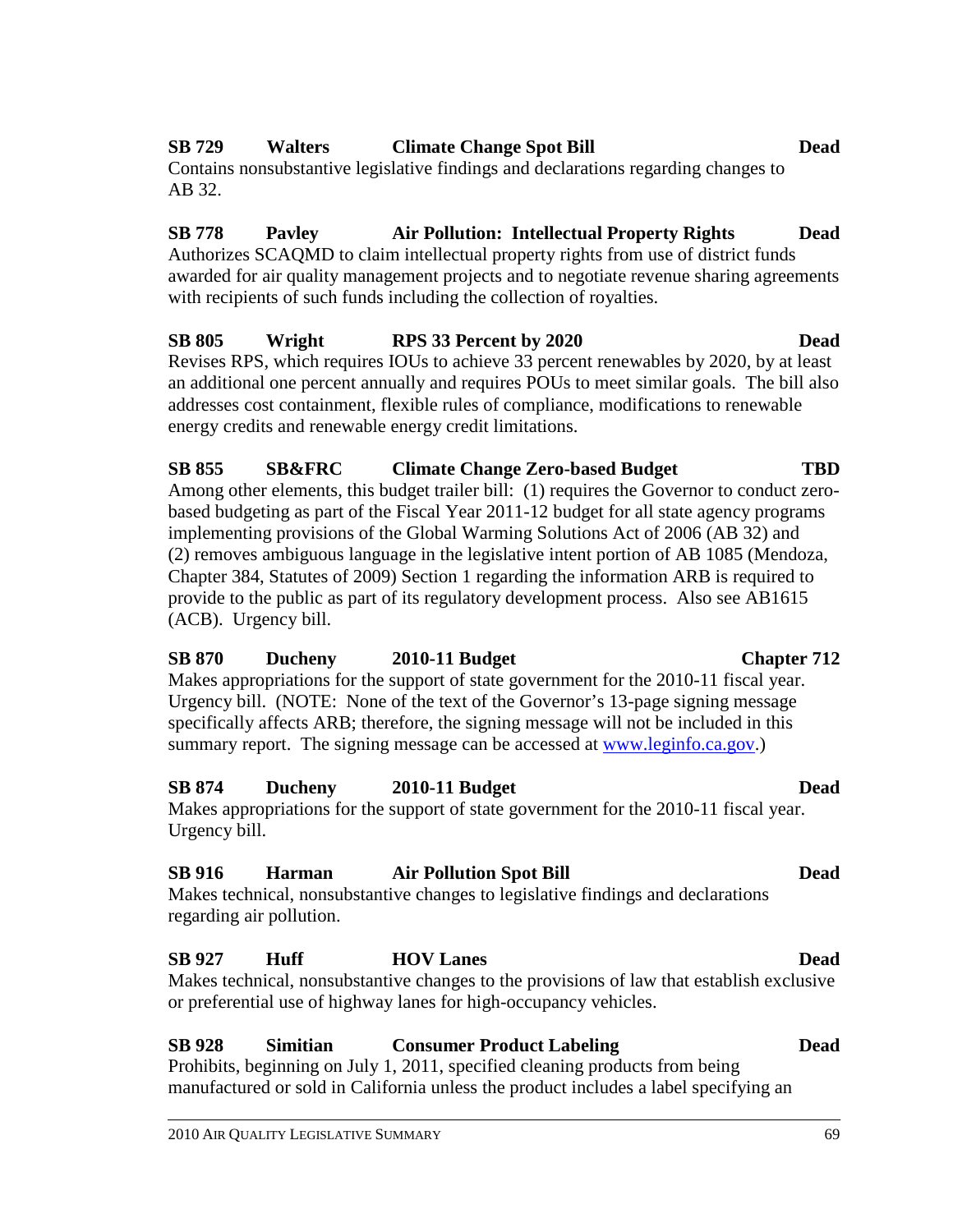**SB 729 Walters Climate Change Spot Bill Dead**

Contains nonsubstantive legislative findings and declarations regarding changes to AB 32.

**SB 778 Pavley Air Pollution: Intellectual Property Rights Dead**

Authorizes SCAQMD to claim intellectual property rights from use of district funds awarded for air quality management projects and to negotiate revenue sharing agreements with recipients of such funds including the collection of royalties.

**SB 805 Wright RPS 33 Percent by 2020 Dead**

Revises RPS, which requires IOUs to achieve 33 percent renewables by 2020, by at least an additional one percent annually and requires POUs to meet similar goals. The bill also addresses cost containment, flexible rules of compliance, modifications to renewable energy credits and renewable energy credit limitations.

**SB 855 SB&FRC Climate Change Zero-based Budget TBD**

Among other elements, this budget trailer bill: (1) requires the Governor to conduct zero-based budgeting as part of the Fiscal Year 2011-12 budget for all state agency programs implementing provisions of the Global Warming Solutions Act of 2006 (AB 32) and (2) removes ambiguous language in the legislative intent portion of AB 1085 (Mendoza, Chapter 384, Statutes of 2009) Section 1 regarding the information ARB is required to provide to the public as part of its regulatory development process. Also see AB1615 (ACB). Urgency bill.

**SB 870 Ducheny 2010-11 Budget Chapter 712**

Makes appropriations for the support of state government for the 2010-11 fiscal year. Urgency bill. (NOTE: None of the text of the Governor's 13-page signing message specifically affects ARB; therefore, the signing message will not be included in this summary report. The signing message can be accessed at www.leginfo.ca.gov.)

**SB 874 Ducheny 2010-11 Budget Dead**

Makes appropriations for the support of state government for the 2010-11 fiscal year. Urgency bill.

**SB 916 Harman Air Pollution Spot Bill Dead**

Makes technical, nonsubstantive changes to legislative findings and declarations regarding air pollution.

**SB 927 Huff HOV Lanes Dead**

Makes technical, nonsubstantive changes to the provisions of law that establish exclusive or preferential use of highway lanes for high-occupancy vehicles.

**SB 928 Simitian Consumer Product Labeling Dead**

Prohibits, beginning on July 1, 2011, specified cleaning products from being manufactured or sold in California unless the product includes a label specifying an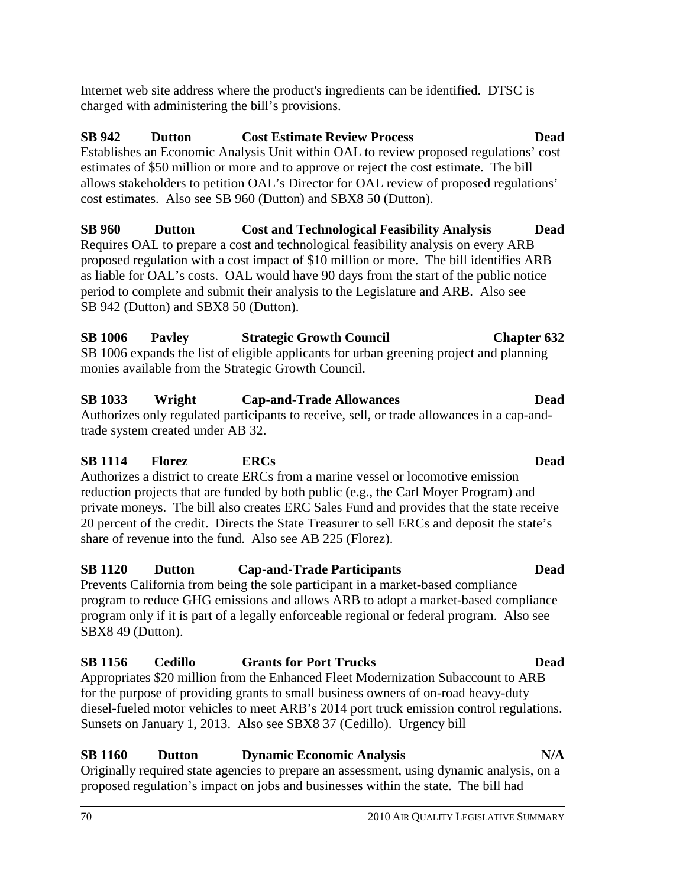Internet web site address where the product's ingredients can be identified. DTSC is charged with administering the bill's provisions.

**SB 942 Dutton Cost Estimate Review Process Dead**
Establishes an Economic Analysis Unit within OAL to review proposed regulations' cost estimates of $50 million or more and to approve or reject the cost estimate. The bill allows stakeholders to petition OAL's Director for OAL review of proposed regulations' cost estimates. Also see SB 960 (Dutton) and SBX8 50 (Dutton).

**SB 960 Dutton Cost and Technological Feasibility Analysis Dead**
Requires OAL to prepare a cost and technological feasibility analysis on every ARB proposed regulation with a cost impact of $10 million or more. The bill identifies ARB as liable for OAL's costs. OAL would have 90 days from the start of the public notice period to complete and submit their analysis to the Legislature and ARB. Also see SB 942 (Dutton) and SBX8 50 (Dutton).

**SB 1006 Pavley Strategic Growth Council Chapter 632**
SB 1006 expands the list of eligible applicants for urban greening project and planning monies available from the Strategic Growth Council.

**SB 1033 Wright Cap-and-Trade Allowances Dead**
Authorizes only regulated participants to receive, sell, or trade allowances in a cap-and-trade system created under AB 32.

**SB 1114 Florez ERCs Dead**
Authorizes a district to create ERCs from a marine vessel or locomotive emission reduction projects that are funded by both public (e.g., the Carl Moyer Program) and private moneys. The bill also creates ERC Sales Fund and provides that the state receive 20 percent of the credit. Directs the State Treasurer to sell ERCs and deposit the state's share of revenue into the fund. Also see AB 225 (Florez).

**SB 1120 Dutton Cap-and-Trade Participants Dead**
Prevents California from being the sole participant in a market-based compliance program to reduce GHG emissions and allows ARB to adopt a market-based compliance program only if it is part of a legally enforceable regional or federal program. Also see SBX8 49 (Dutton).

**SB 1156 Cedillo Grants for Port Trucks Dead**
Appropriates $20 million from the Enhanced Fleet Modernization Subaccount to ARB for the purpose of providing grants to small business owners of on-road heavy-duty diesel-fueled motor vehicles to meet ARB's 2014 port truck emission control regulations. Sunsets on January 1, 2013. Also see SBX8 37 (Cedillo). Urgency bill

**SB 1160 Dutton Dynamic Economic Analysis N/A**
Originally required state agencies to prepare an assessment, using dynamic analysis, on a proposed regulation's impact on jobs and businesses within the state. The bill had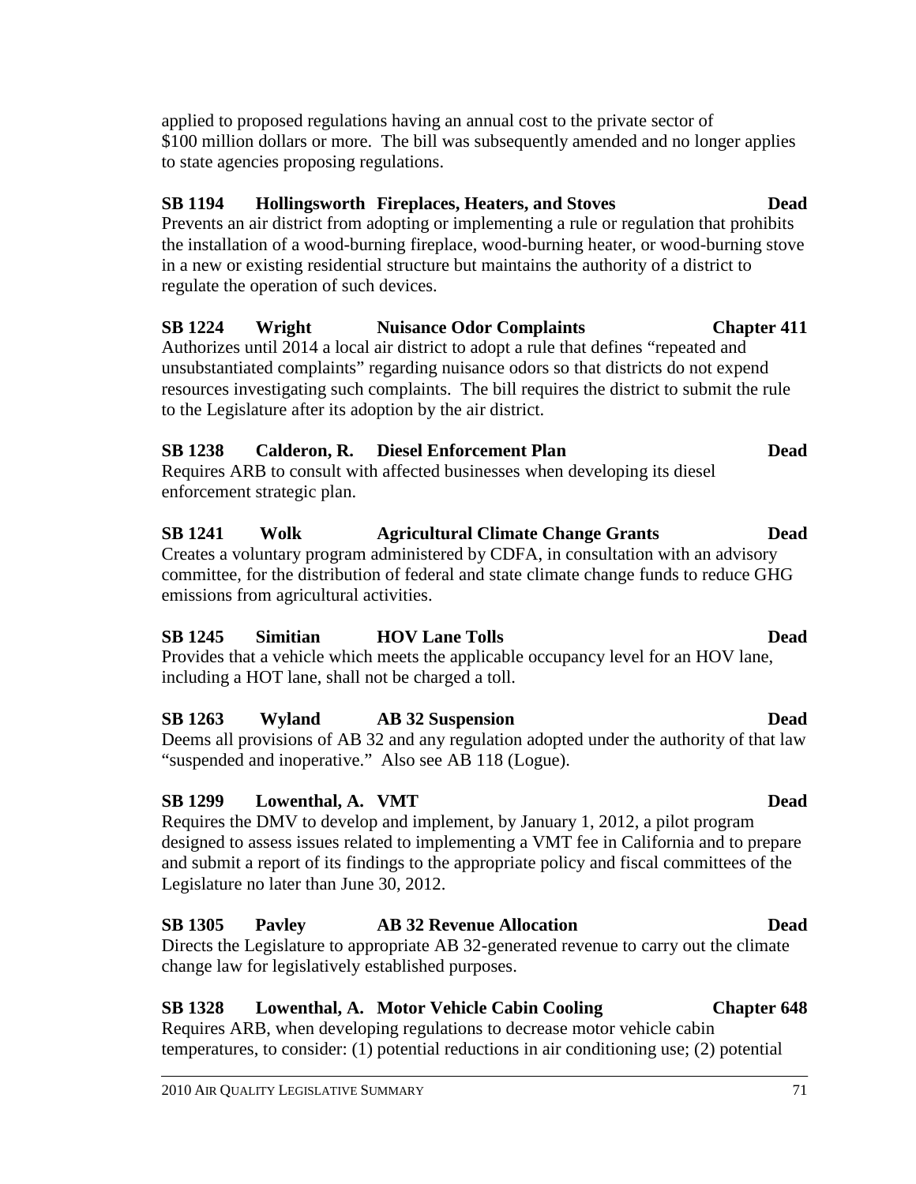applied to proposed regulations having an annual cost to the private sector of $100 million dollars or more. The bill was subsequently amended and no longer applies to state agencies proposing regulations.

**SB 1194 Hollingsworth Fireplaces, Heaters, and Stoves Dead**

Prevents an air district from adopting or implementing a rule or regulation that prohibits the installation of a wood-burning fireplace, wood-burning heater, or wood-burning stove in a new or existing residential structure but maintains the authority of a district to regulate the operation of such devices.

**SB 1224 Wright Nuisance Odor Complaints Chapter 411**

Authorizes until 2014 a local air district to adopt a rule that defines "repeated and unsubstantiated complaints" regarding nuisance odors so that districts do not expend resources investigating such complaints. The bill requires the district to submit the rule to the Legislature after its adoption by the air district.

**SB 1238 Calderon, R. Diesel Enforcement Plan Dead**

Requires ARB to consult with affected businesses when developing its diesel enforcement strategic plan.

**SB 1241 Wolk Agricultural Climate Change Grants Dead**

Creates a voluntary program administered by CDFA, in consultation with an advisory committee, for the distribution of federal and state climate change funds to reduce GHG emissions from agricultural activities.

**SB 1245 Simitian HOV Lane Tolls Dead**

Provides that a vehicle which meets the applicable occupancy level for an HOV lane, including a HOT lane, shall not be charged a toll.

**SB 1263 Wyland AB 32 Suspension Dead**

Deems all provisions of AB 32 and any regulation adopted under the authority of that law "suspended and inoperative." Also see AB 118 (Logue).

**SB 1299 Lowenthal, A. VMT Dead**

Requires the DMV to develop and implement, by January 1, 2012, a pilot program designed to assess issues related to implementing a VMT fee in California and to prepare and submit a report of its findings to the appropriate policy and fiscal committees of the Legislature no later than June 30, 2012.

**SB 1305 Pavley AB 32 Revenue Allocation Dead**

Directs the Legislature to appropriate AB 32-generated revenue to carry out the climate change law for legislatively established purposes.

**SB 1328 Lowenthal, A. Motor Vehicle Cabin Cooling Chapter 648**

Requires ARB, when developing regulations to decrease motor vehicle cabin temperatures, to consider: (1) potential reductions in air conditioning use; (2) potential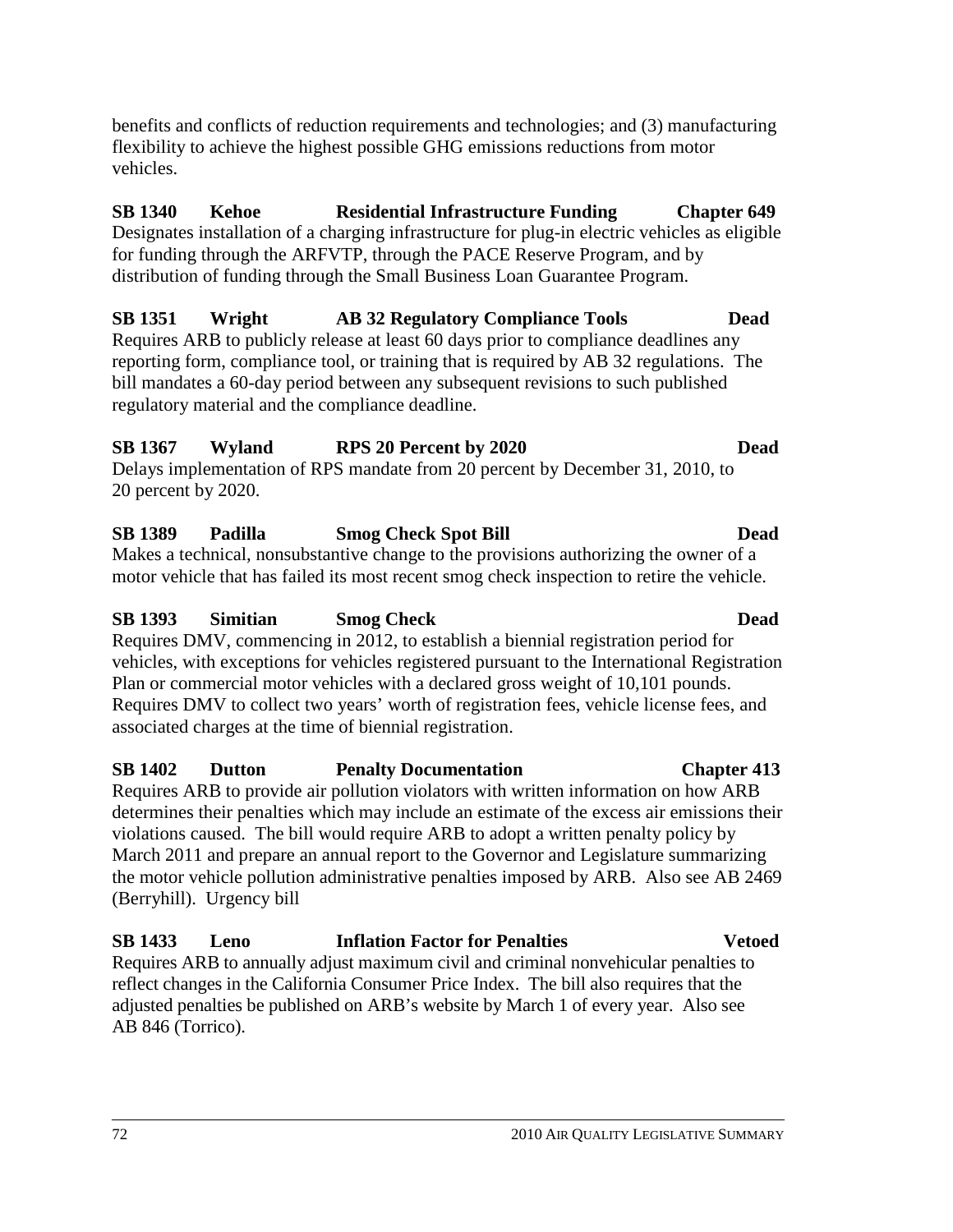benefits and conflicts of reduction requirements and technologies; and (3) manufacturing flexibility to achieve the highest possible GHG emissions reductions from motor vehicles.

**SB 1340 Kehoe Residential Infrastructure Funding Chapter 649**
Designates installation of a charging infrastructure for plug-in electric vehicles as eligible for funding through the ARFVTP, through the PACE Reserve Program, and by distribution of funding through the Small Business Loan Guarantee Program.

**SB 1351 Wright AB 32 Regulatory Compliance Tools Dead**
Requires ARB to publicly release at least 60 days prior to compliance deadlines any reporting form, compliance tool, or training that is required by AB 32 regulations. The bill mandates a 60-day period between any subsequent revisions to such published regulatory material and the compliance deadline.

**SB 1367 Wyland RPS 20 Percent by 2020 Dead**
Delays implementation of RPS mandate from 20 percent by December 31, 2010, to 20 percent by 2020.

**SB 1389 Padilla Smog Check Spot Bill Dead**
Makes a technical, nonsubstantive change to the provisions authorizing the owner of a motor vehicle that has failed its most recent smog check inspection to retire the vehicle.

**SB 1393 Simitian Smog Check Dead**
Requires DMV, commencing in 2012, to establish a biennial registration period for vehicles, with exceptions for vehicles registered pursuant to the International Registration Plan or commercial motor vehicles with a declared gross weight of 10,101 pounds. Requires DMV to collect two years' worth of registration fees, vehicle license fees, and associated charges at the time of biennial registration.

**SB 1402 Dutton Penalty Documentation Chapter 413**
Requires ARB to provide air pollution violators with written information on how ARB determines their penalties which may include an estimate of the excess air emissions their violations caused. The bill would require ARB to adopt a written penalty policy by March 2011 and prepare an annual report to the Governor and Legislature summarizing the motor vehicle pollution administrative penalties imposed by ARB. Also see AB 2469 (Berryhill). Urgency bill

**SB 1433 Leno Inflation Factor for Penalties Vetoed**
Requires ARB to annually adjust maximum civil and criminal nonvehicular penalties to reflect changes in the California Consumer Price Index. The bill also requires that the adjusted penalties be published on ARB's website by March 1 of every year. Also see AB 846 (Torrico).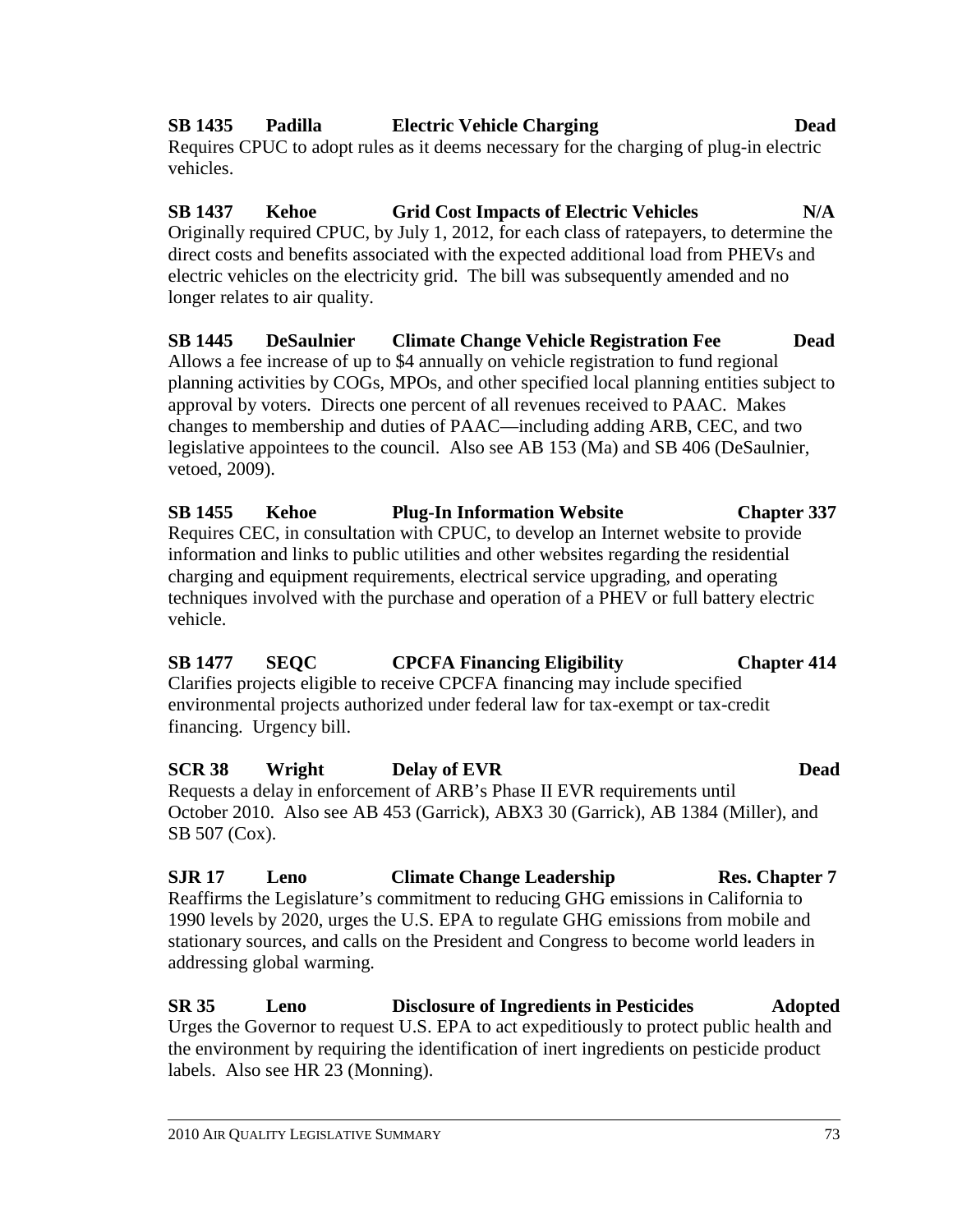**SB 1435 Padilla Electric Vehicle Charging Dead**

Requires CPUC to adopt rules as it deems necessary for the charging of plug-in electric vehicles.

**SB 1437 Kehoe Grid Cost Impacts of Electric Vehicles N/A**

Originally required CPUC, by July 1, 2012, for each class of ratepayers, to determine the direct costs and benefits associated with the expected additional load from PHEVs and electric vehicles on the electricity grid. The bill was subsequently amended and no longer relates to air quality.

**SB 1445 DeSaulnier Climate Change Vehicle Registration Fee Dead**

Allows a fee increase of up to $4 annually on vehicle registration to fund regional planning activities by COGs, MPOs, and other specified local planning entities subject to approval by voters. Directs one percent of all revenues received to PAAC. Makes changes to membership and duties of PAAC—including adding ARB, CEC, and two legislative appointees to the council. Also see AB 153 (Ma) and SB 406 (DeSaulnier, vetoed, 2009).

**SB 1455 Kehoe Plug-In Information Website Chapter 337**

Requires CEC, in consultation with CPUC, to develop an Internet website to provide information and links to public utilities and other websites regarding the residential charging and equipment requirements, electrical service upgrading, and operating techniques involved with the purchase and operation of a PHEV or full battery electric vehicle.

**SB 1477 SEQC CPCFA Financing Eligibility Chapter 414**

Clarifies projects eligible to receive CPCFA financing may include specified environmental projects authorized under federal law for tax-exempt or tax-credit financing. Urgency bill.

**SCR 38 Wright Delay of EVR Dead**

Requests a delay in enforcement of ARB's Phase II EVR requirements until October 2010. Also see AB 453 (Garrick), ABX3 30 (Garrick), AB 1384 (Miller), and SB 507 (Cox).

**SJR 17 Leno Climate Change Leadership Res. Chapter 7**

Reaffirms the Legislature's commitment to reducing GHG emissions in California to 1990 levels by 2020, urges the U.S. EPA to regulate GHG emissions from mobile and stationary sources, and calls on the President and Congress to become world leaders in addressing global warming.

**SR 35 Leno Disclosure of Ingredients in Pesticides Adopted**

Urges the Governor to request U.S. EPA to act expeditiously to protect public health and the environment by requiring the identification of inert ingredients on pesticide product labels. Also see HR 23 (Monning).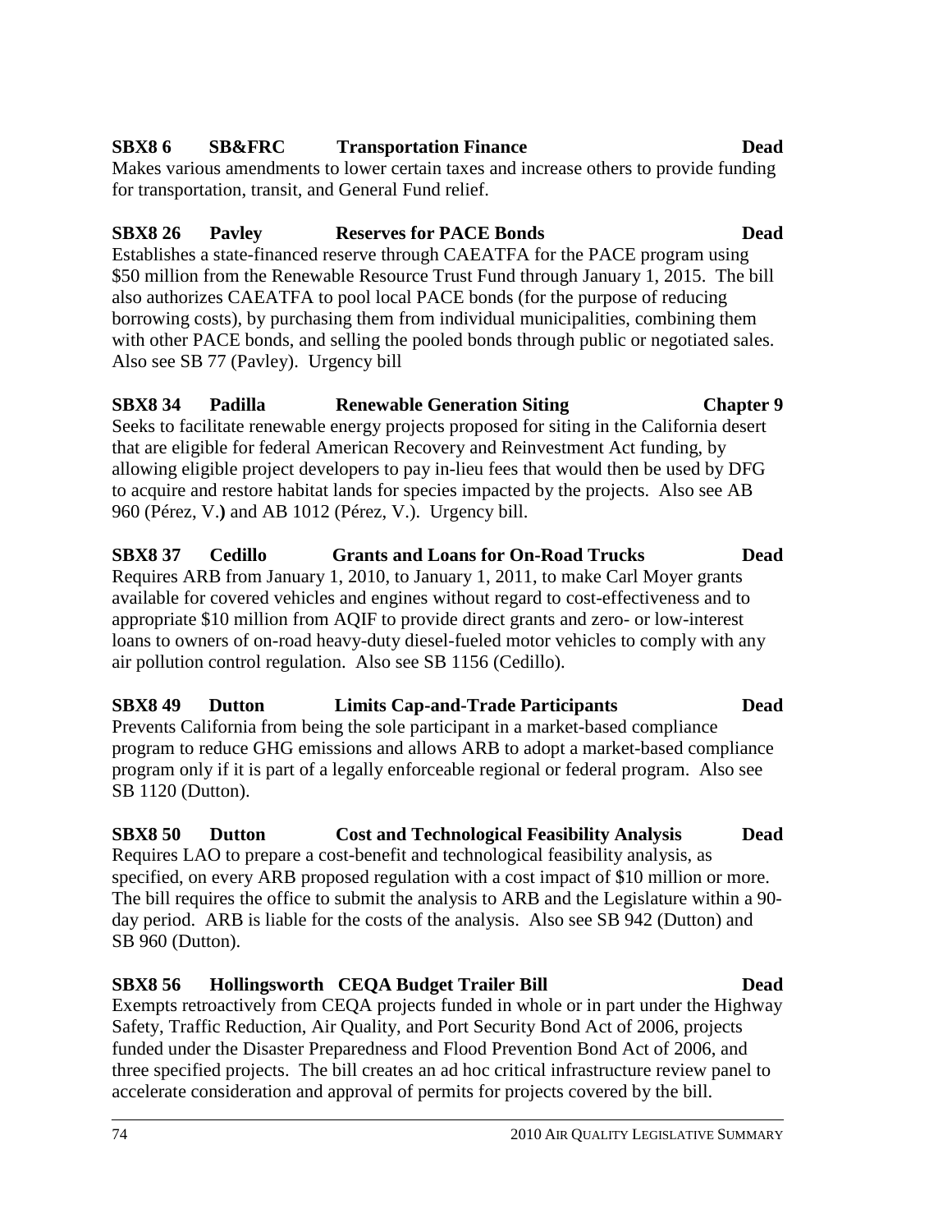**SBX8 6 SB&FRC Transportation Finance Dead**

Makes various amendments to lower certain taxes and increase others to provide funding for transportation, transit, and General Fund relief.

**SBX8 26 Pavley Reserves for PACE Bonds Dead**

Establishes a state-financed reserve through CAEATFA for the PACE program using $50 million from the Renewable Resource Trust Fund through January 1, 2015. The bill also authorizes CAEATFA to pool local PACE bonds (for the purpose of reducing borrowing costs), by purchasing them from individual municipalities, combining them with other PACE bonds, and selling the pooled bonds through public or negotiated sales. Also see SB 77 (Pavley). Urgency bill

**SBX8 34 Padilla Renewable Generation Siting Chapter 9**

Seeks to facilitate renewable energy projects proposed for siting in the California desert that are eligible for federal American Recovery and Reinvestment Act funding, by allowing eligible project developers to pay in-lieu fees that would then be used by DFG to acquire and restore habitat lands for species impacted by the projects. Also see AB 960 (Pérez, V.**)** and AB 1012 (Pérez, V.). Urgency bill.

**SBX8 37 Cedillo Grants and Loans for On-Road Trucks Dead**

Requires ARB from January 1, 2010, to January 1, 2011, to make Carl Moyer grants available for covered vehicles and engines without regard to cost-effectiveness and to appropriate $10 million from AQIF to provide direct grants and zero- or low-interest loans to owners of on-road heavy-duty diesel-fueled motor vehicles to comply with any air pollution control regulation. Also see SB 1156 (Cedillo).

**SBX8 49 Dutton Limits Cap-and-Trade Participants Dead**

Prevents California from being the sole participant in a market-based compliance program to reduce GHG emissions and allows ARB to adopt a market-based compliance program only if it is part of a legally enforceable regional or federal program. Also see SB 1120 (Dutton).

**SBX8 50 Dutton Cost and Technological Feasibility Analysis Dead**

Requires LAO to prepare a cost-benefit and technological feasibility analysis, as specified, on every ARB proposed regulation with a cost impact of $10 million or more. The bill requires the office to submit the analysis to ARB and the Legislature within a 90-day period. ARB is liable for the costs of the analysis. Also see SB 942 (Dutton) and SB 960 (Dutton).

**SBX8 56 Hollingsworth CEQA Budget Trailer Bill Dead**

Exempts retroactively from CEQA projects funded in whole or in part under the Highway Safety, Traffic Reduction, Air Quality, and Port Security Bond Act of 2006, projects funded under the Disaster Preparedness and Flood Prevention Bond Act of 2006, and three specified projects. The bill creates an ad hoc critical infrastructure review panel to accelerate consideration and approval of permits for projects covered by the bill.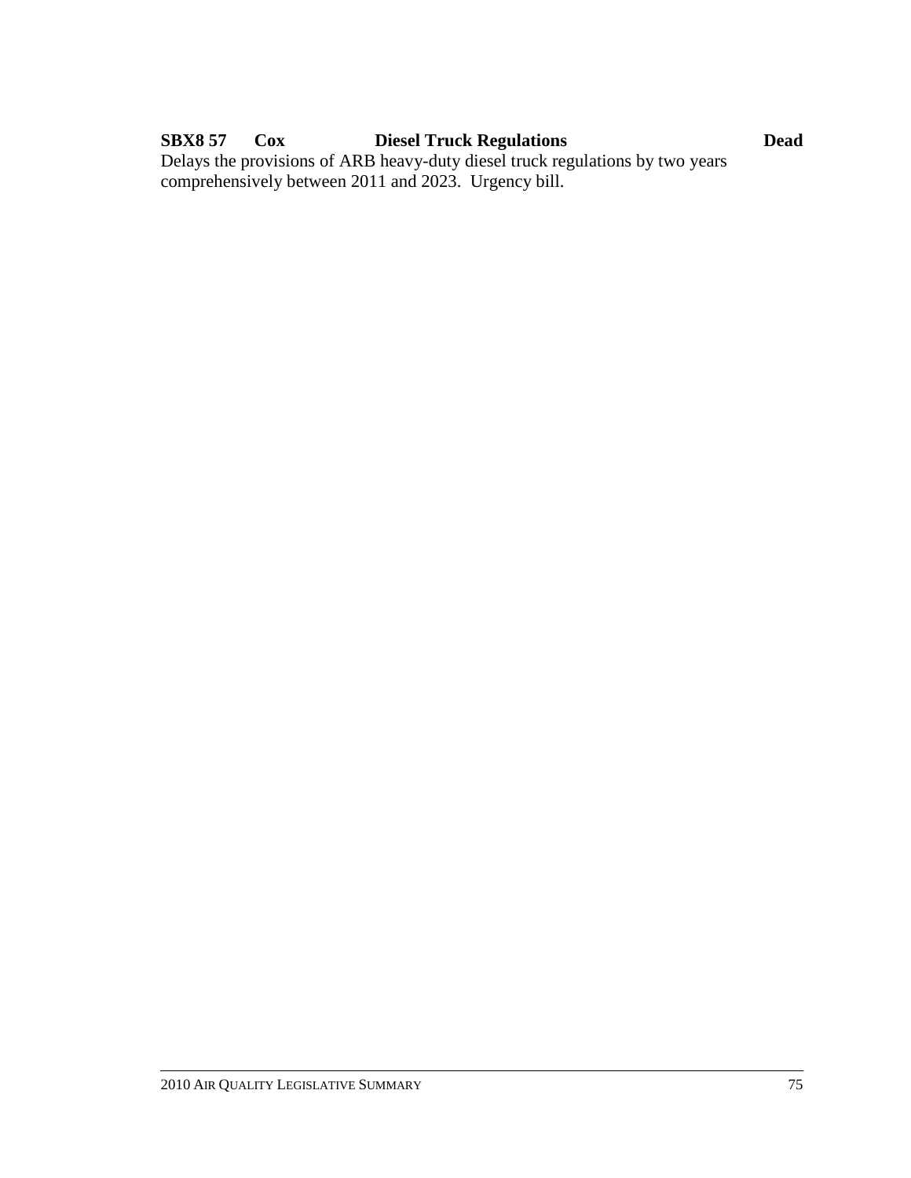**SBX8 57 Cox Diesel Truck Regulations Dead**

Delays the provisions of ARB heavy-duty diesel truck regulations by two years comprehensively between 2011 and 2023. Urgency bill.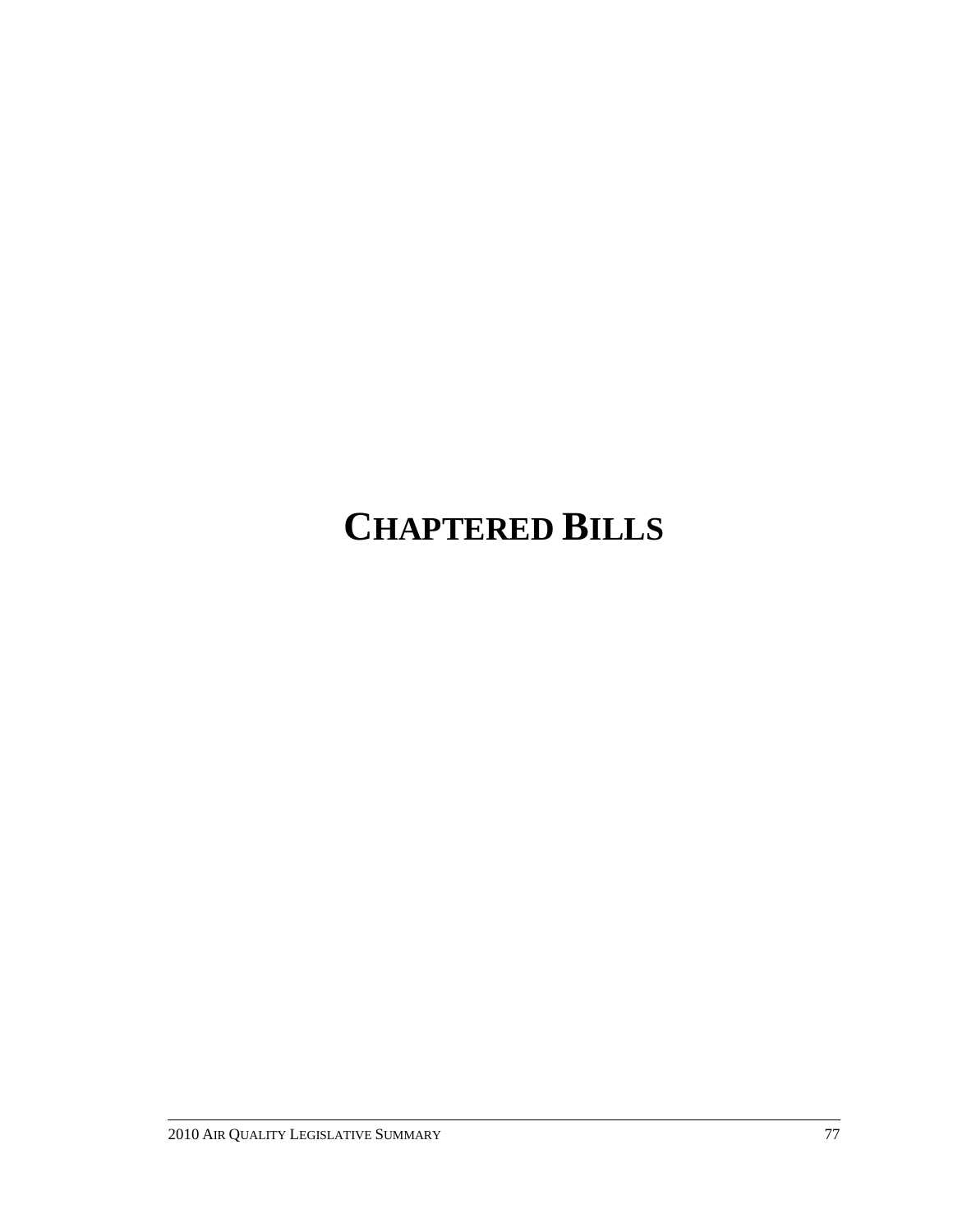# CHAPTERED BILLS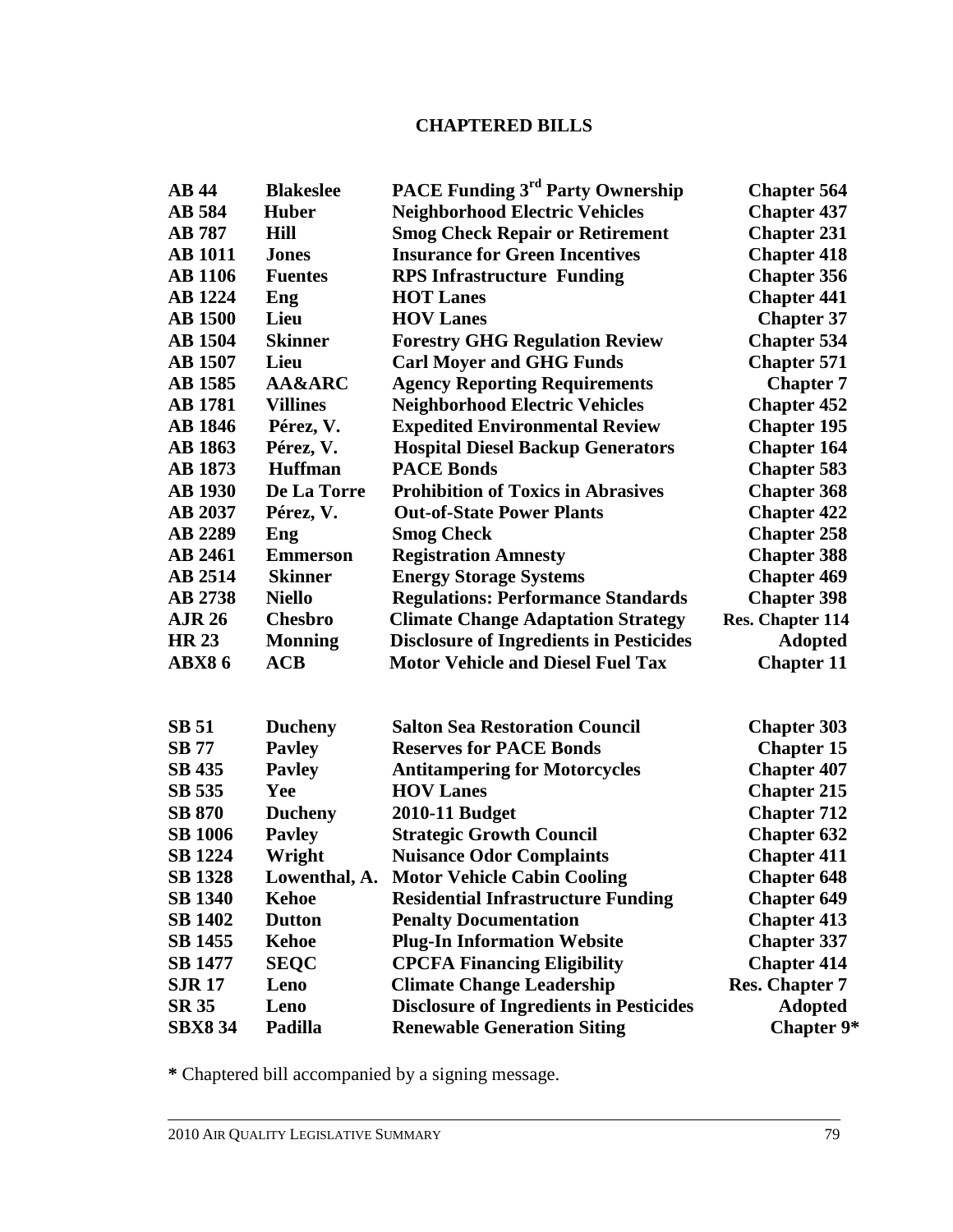## CHAPTERED BILLS

| | | | |
|---|---|---|---|
| **AB 44** | **Blakeslee** | **PACE Funding 3rd Party Ownership** | **Chapter 564** |
| **AB 584** | **Huber** | **Neighborhood Electric Vehicles** | **Chapter 437** |
| **AB 787** | **Hill** | **Smog Check Repair or Retirement** | **Chapter 231** |
| **AB 1011** | **Jones** | **Insurance for Green Incentives** | **Chapter 418** |
| **AB 1106** | **Fuentes** | **RPS Infrastructure Funding** | **Chapter 356** |
| **AB 1224** | **Eng** | **HOT Lanes** | **Chapter 441** |
| **AB 1500** | **Lieu** | **HOV Lanes** | **Chapter 37** |
| **AB 1504** | **Skinner** | **Forestry GHG Regulation Review** | **Chapter 534** |
| **AB 1507** | **Lieu** | **Carl Moyer and GHG Funds** | **Chapter 571** |
| **AB 1585** | **AA&ARC** | **Agency Reporting Requirements** | **Chapter 7** |
| **AB 1781** | **Villines** | **Neighborhood Electric Vehicles** | **Chapter 452** |
| **AB 1846** | **Pérez, V.** | **Expedited Environmental Review** | **Chapter 195** |
| **AB 1863** | **Pérez, V.** | **Hospital Diesel Backup Generators** | **Chapter 164** |
| **AB 1873** | **Huffman** | **PACE Bonds** | **Chapter 583** |
| **AB 1930** | **De La Torre** | **Prohibition of Toxics in Abrasives** | **Chapter 368** |
| **AB 2037** | **Pérez, V.** | **Out-of-State Power Plants** | **Chapter 422** |
| **AB 2289** | **Eng** | **Smog Check** | **Chapter 258** |
| **AB 2461** | **Emmerson** | **Registration Amnesty** | **Chapter 388** |
| **AB 2514** | **Skinner** | **Energy Storage Systems** | **Chapter 469** |
| **AB 2738** | **Niello** | **Regulations: Performance Standards** | **Chapter 398** |
| **AJR 26** | **Chesbro** | **Climate Change Adaptation Strategy** | **Res. Chapter 114** |
| **HR 23** | **Monning** | **Disclosure of Ingredients in Pesticides** | **Adopted** |
| **ABX8 6** | **ACB** | **Motor Vehicle and Diesel Fuel Tax** | **Chapter 11** |

| | | | |
|---|---|---|---|
| **SB 51** | **Ducheny** | **Salton Sea Restoration Council** | **Chapter 303** |
| **SB 77** | **Pavley** | **Reserves for PACE Bonds** | **Chapter 15** |
| **SB 435** | **Pavley** | **Antitampering for Motorcycles** | **Chapter 407** |
| **SB 535** | **Yee** | **HOV Lanes** | **Chapter 215** |
| **SB 870** | **Ducheny** | **2010-11 Budget** | **Chapter 712** |
| **SB 1006** | **Pavley** | **Strategic Growth Council** | **Chapter 632** |
| **SB 1224** | **Wright** | **Nuisance Odor Complaints** | **Chapter 411** |
| **SB 1328** | **Lowenthal, A.** | **Motor Vehicle Cabin Cooling** | **Chapter 648** |
| **SB 1340** | **Kehoe** | **Residential Infrastructure Funding** | **Chapter 649** |
| **SB 1402** | **Dutton** | **Penalty Documentation** | **Chapter 413** |
| **SB 1455** | **Kehoe** | **Plug-In Information Website** | **Chapter 337** |
| **SB 1477** | **SEQC** | **CPCFA Financing Eligibility** | **Chapter 414** |
| **SJR 17** | **Leno** | **Climate Change Leadership** | **Res. Chapter 7** |
| **SR 35** | **Leno** | **Disclosure of Ingredients in Pesticides** | **Adopted** |
| **SBX8 34** | **Padilla** | **Renewable Generation Siting** | **Chapter 9*** |

**\*** Chaptered bill accompanied by a signing message.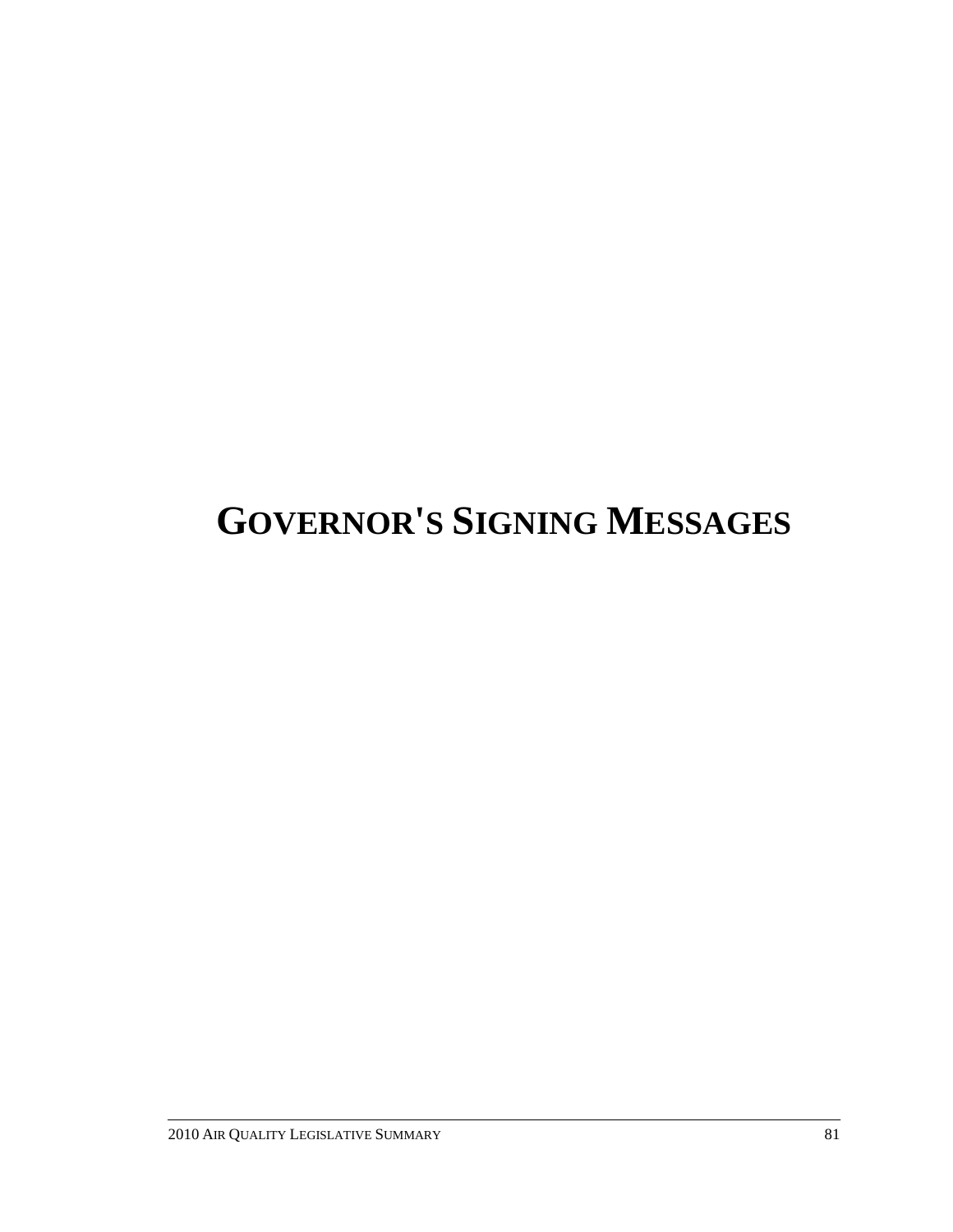# GOVERNOR'S SIGNING MESSAGES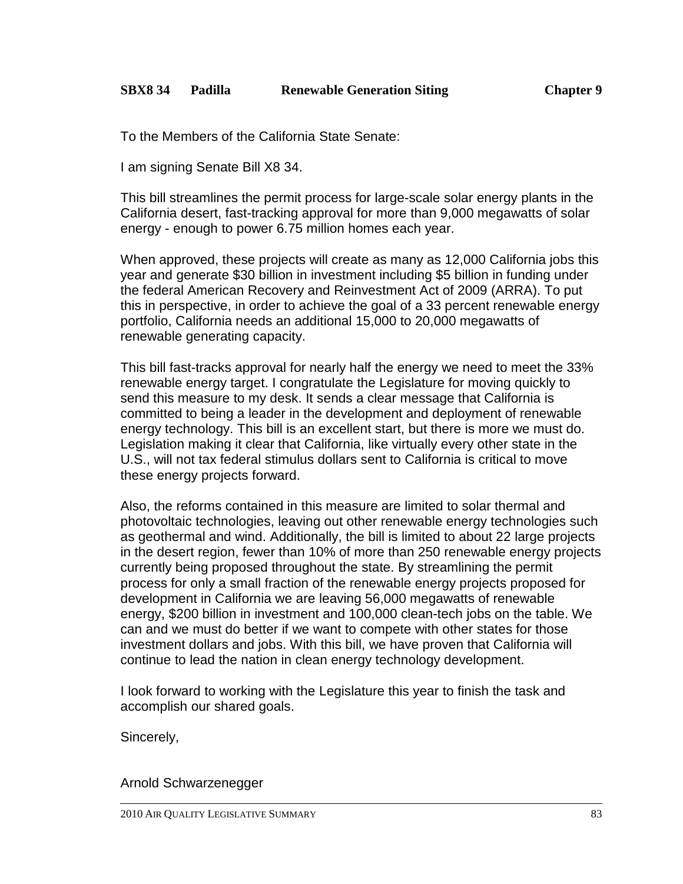**SBX8 34 Padilla Renewable Generation Siting Chapter 9**

To the Members of the California State Senate:

I am signing Senate Bill X8 34.

This bill streamlines the permit process for large-scale solar energy plants in the California desert, fast-tracking approval for more than 9,000 megawatts of solar energy - enough to power 6.75 million homes each year.

When approved, these projects will create as many as 12,000 California jobs this year and generate $30 billion in investment including $5 billion in funding under the federal American Recovery and Reinvestment Act of 2009 (ARRA). To put this in perspective, in order to achieve the goal of a 33 percent renewable energy portfolio, California needs an additional 15,000 to 20,000 megawatts of renewable generating capacity.

This bill fast-tracks approval for nearly half the energy we need to meet the 33% renewable energy target. I congratulate the Legislature for moving quickly to send this measure to my desk. It sends a clear message that California is committed to being a leader in the development and deployment of renewable energy technology. This bill is an excellent start, but there is more we must do. Legislation making it clear that California, like virtually every other state in the U.S., will not tax federal stimulus dollars sent to California is critical to move these energy projects forward.

Also, the reforms contained in this measure are limited to solar thermal and photovoltaic technologies, leaving out other renewable energy technologies such as geothermal and wind. Additionally, the bill is limited to about 22 large projects in the desert region, fewer than 10% of more than 250 renewable energy projects currently being proposed throughout the state. By streamlining the permit process for only a small fraction of the renewable energy projects proposed for development in California we are leaving 56,000 megawatts of renewable energy, $200 billion in investment and 100,000 clean-tech jobs on the table. We can and we must do better if we want to compete with other states for those investment dollars and jobs. With this bill, we have proven that California will continue to lead the nation in clean energy technology development.

I look forward to working with the Legislature this year to finish the task and accomplish our shared goals.

Sincerely,

Arnold Schwarzenegger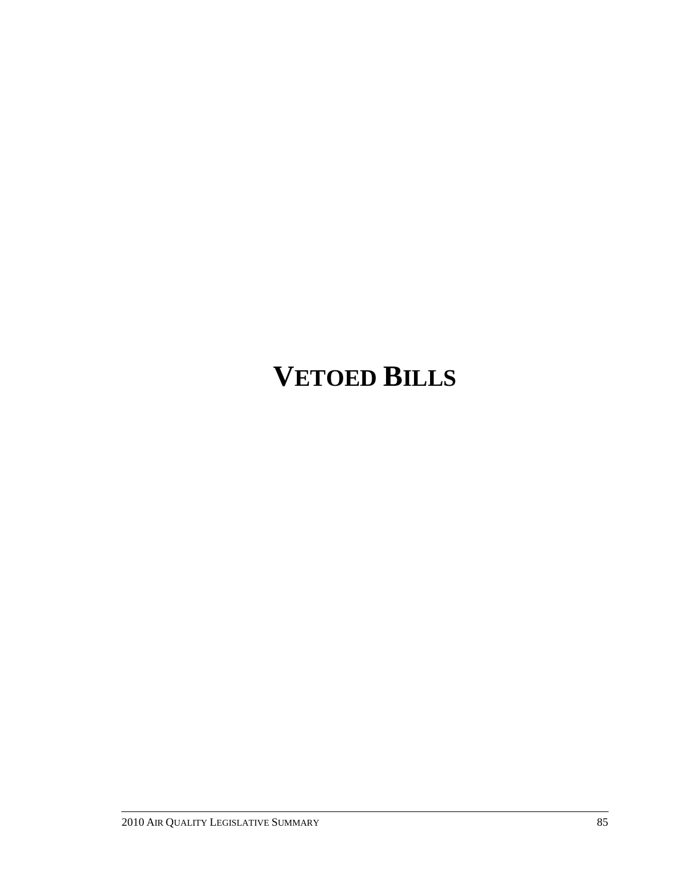# VETOED BILLS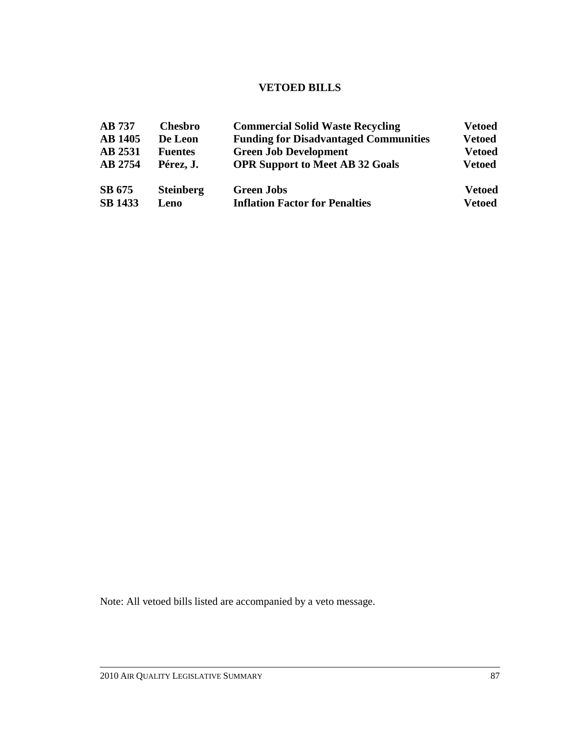# VETOED BILLS

| | | | |
|---|---|---|---|
| **AB 737** | **Chesbro** | **Commercial Solid Waste Recycling** | **Vetoed** |
| **AB 1405** | **De Leon** | **Funding for Disadvantaged Communities** | **Vetoed** |
| **AB 2531** | **Fuentes** | **Green Job Development** | **Vetoed** |
| **AB 2754** | **Pérez, J.** | **OPR Support to Meet AB 32 Goals** | **Vetoed** |
| **SB 675** | **Steinberg** | **Green Jobs** | **Vetoed** |
| **SB 1433** | **Leno** | **Inflation Factor for Penalties** | **Vetoed** |

Note: All vetoed bills listed are accompanied by a veto message.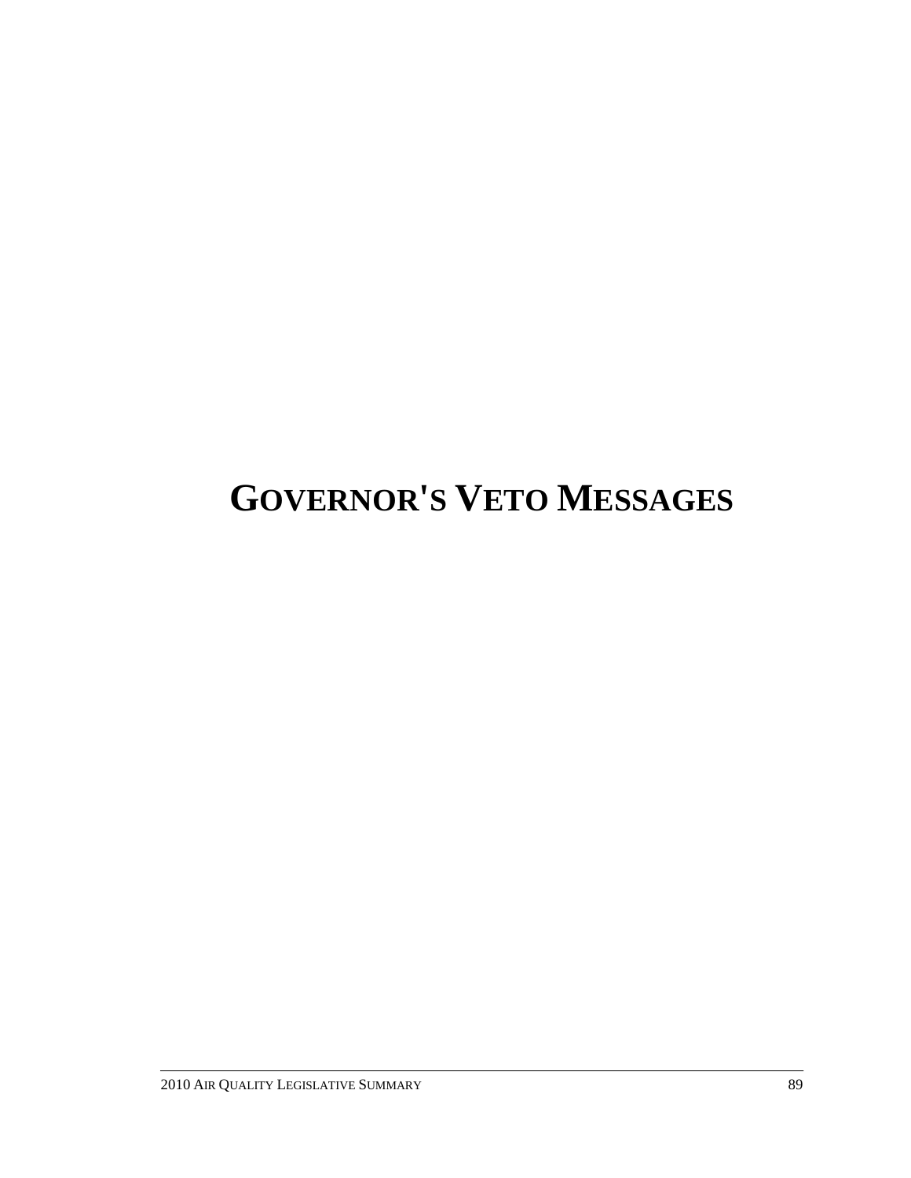# GOVERNOR'S VETO MESSAGES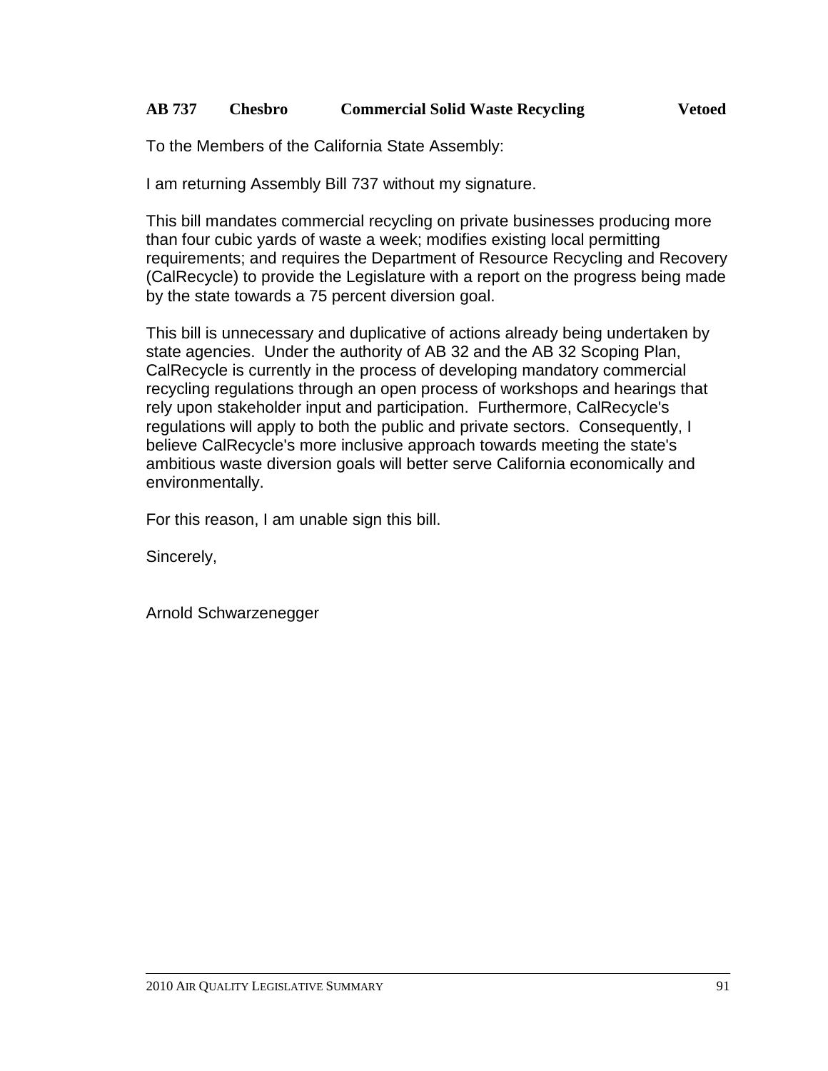**AB 737 Chesbro Commercial Solid Waste Recycling Vetoed**

To the Members of the California State Assembly:

I am returning Assembly Bill 737 without my signature.

This bill mandates commercial recycling on private businesses producing more than four cubic yards of waste a week; modifies existing local permitting requirements; and requires the Department of Resource Recycling and Recovery (CalRecycle) to provide the Legislature with a report on the progress being made by the state towards a 75 percent diversion goal.

This bill is unnecessary and duplicative of actions already being undertaken by state agencies. Under the authority of AB 32 and the AB 32 Scoping Plan, CalRecycle is currently in the process of developing mandatory commercial recycling regulations through an open process of workshops and hearings that rely upon stakeholder input and participation. Furthermore, CalRecycle's regulations will apply to both the public and private sectors. Consequently, I believe CalRecycle's more inclusive approach towards meeting the state's ambitious waste diversion goals will better serve California economically and environmentally.

For this reason, I am unable sign this bill.

Sincerely,

Arnold Schwarzenegger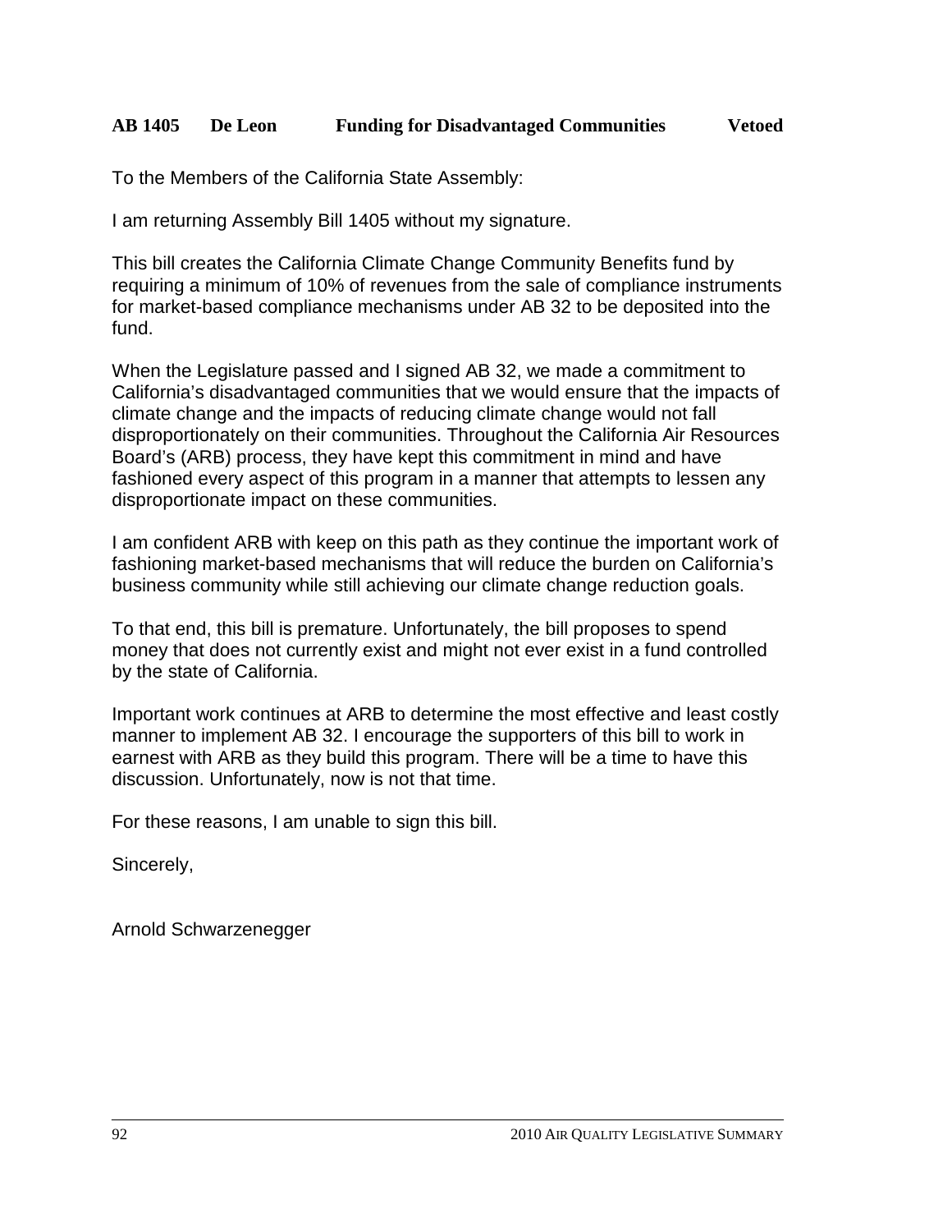**AB 1405 De Leon Funding for Disadvantaged Communities Vetoed**

To the Members of the California State Assembly:

I am returning Assembly Bill 1405 without my signature.

This bill creates the California Climate Change Community Benefits fund by requiring a minimum of 10% of revenues from the sale of compliance instruments for market-based compliance mechanisms under AB 32 to be deposited into the fund.

When the Legislature passed and I signed AB 32, we made a commitment to California's disadvantaged communities that we would ensure that the impacts of climate change and the impacts of reducing climate change would not fall disproportionately on their communities. Throughout the California Air Resources Board's (ARB) process, they have kept this commitment in mind and have fashioned every aspect of this program in a manner that attempts to lessen any disproportionate impact on these communities.

I am confident ARB with keep on this path as they continue the important work of fashioning market-based mechanisms that will reduce the burden on California's business community while still achieving our climate change reduction goals.

To that end, this bill is premature. Unfortunately, the bill proposes to spend money that does not currently exist and might not ever exist in a fund controlled by the state of California.

Important work continues at ARB to determine the most effective and least costly manner to implement AB 32. I encourage the supporters of this bill to work in earnest with ARB as they build this program. There will be a time to have this discussion. Unfortunately, now is not that time.

For these reasons, I am unable to sign this bill.

Sincerely,

Arnold Schwarzenegger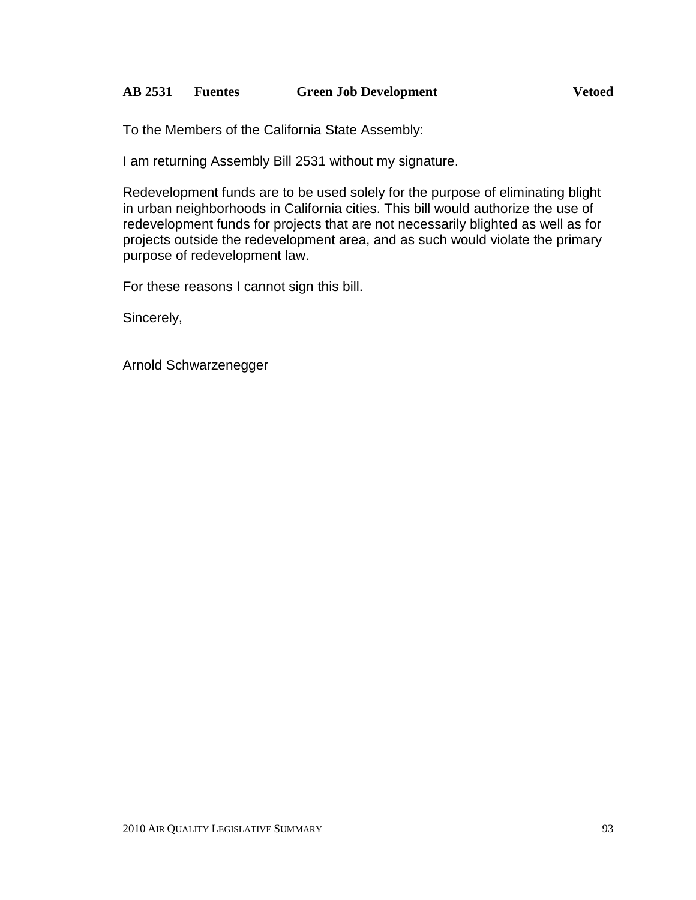**AB 2531 Fuentes Green Job Development Vetoed**

To the Members of the California State Assembly:

I am returning Assembly Bill 2531 without my signature.

Redevelopment funds are to be used solely for the purpose of eliminating blight in urban neighborhoods in California cities. This bill would authorize the use of redevelopment funds for projects that are not necessarily blighted as well as for projects outside the redevelopment area, and as such would violate the primary purpose of redevelopment law.

For these reasons I cannot sign this bill.

Sincerely,

Arnold Schwarzenegger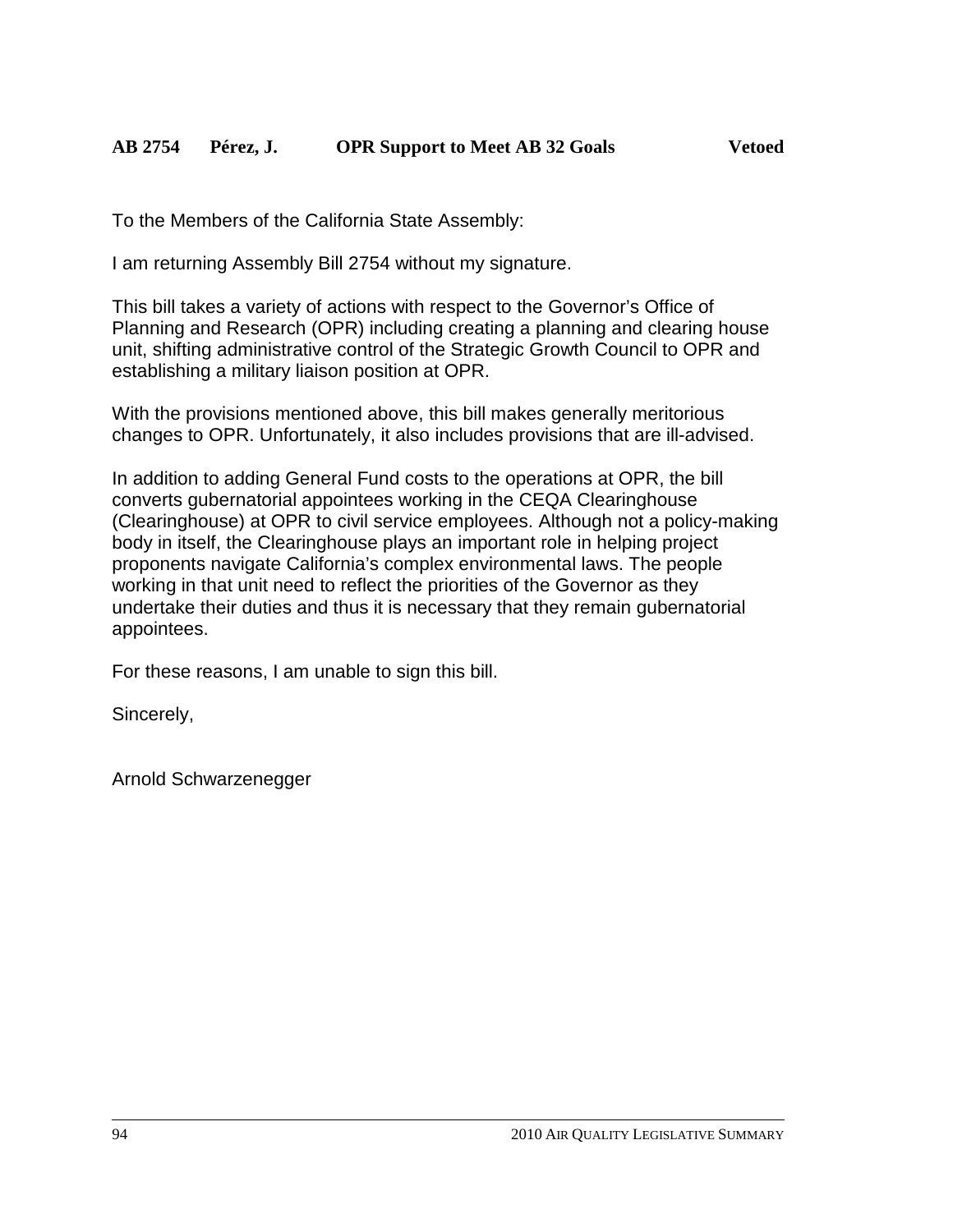**AB 2754 Pérez, J. OPR Support to Meet AB 32 Goals Vetoed**

To the Members of the California State Assembly:

I am returning Assembly Bill 2754 without my signature.

This bill takes a variety of actions with respect to the Governor's Office of Planning and Research (OPR) including creating a planning and clearing house unit, shifting administrative control of the Strategic Growth Council to OPR and establishing a military liaison position at OPR.

With the provisions mentioned above, this bill makes generally meritorious changes to OPR. Unfortunately, it also includes provisions that are ill-advised.

In addition to adding General Fund costs to the operations at OPR, the bill converts gubernatorial appointees working in the CEQA Clearinghouse (Clearinghouse) at OPR to civil service employees. Although not a policy-making body in itself, the Clearinghouse plays an important role in helping project proponents navigate California's complex environmental laws. The people working in that unit need to reflect the priorities of the Governor as they undertake their duties and thus it is necessary that they remain gubernatorial appointees.

For these reasons, I am unable to sign this bill.

Sincerely,

Arnold Schwarzenegger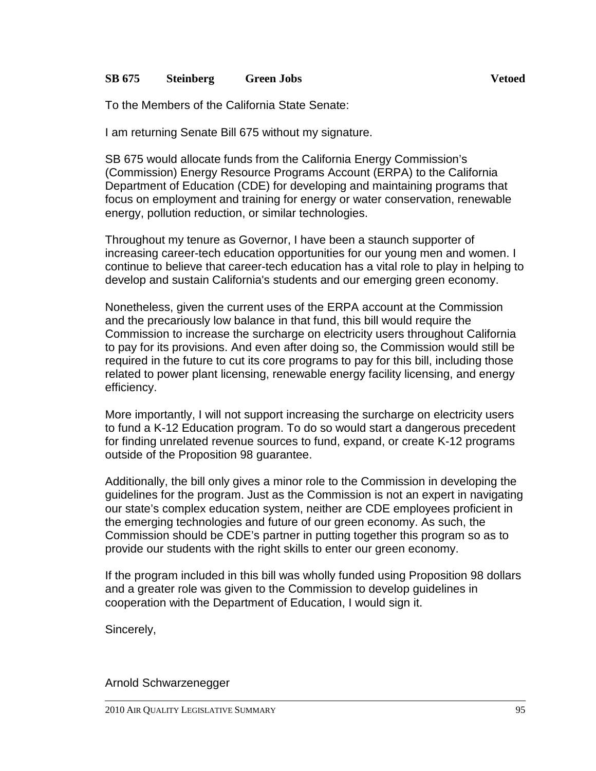**SB 675 Steinberg Green Jobs Vetoed**

To the Members of the California State Senate:

I am returning Senate Bill 675 without my signature.

SB 675 would allocate funds from the California Energy Commission's (Commission) Energy Resource Programs Account (ERPA) to the California Department of Education (CDE) for developing and maintaining programs that focus on employment and training for energy or water conservation, renewable energy, pollution reduction, or similar technologies.

Throughout my tenure as Governor, I have been a staunch supporter of increasing career-tech education opportunities for our young men and women. I continue to believe that career-tech education has a vital role to play in helping to develop and sustain California's students and our emerging green economy.

Nonetheless, given the current uses of the ERPA account at the Commission and the precariously low balance in that fund, this bill would require the Commission to increase the surcharge on electricity users throughout California to pay for its provisions. And even after doing so, the Commission would still be required in the future to cut its core programs to pay for this bill, including those related to power plant licensing, renewable energy facility licensing, and energy efficiency.

More importantly, I will not support increasing the surcharge on electricity users to fund a K-12 Education program. To do so would start a dangerous precedent for finding unrelated revenue sources to fund, expand, or create K-12 programs outside of the Proposition 98 guarantee.

Additionally, the bill only gives a minor role to the Commission in developing the guidelines for the program. Just as the Commission is not an expert in navigating our state's complex education system, neither are CDE employees proficient in the emerging technologies and future of our green economy. As such, the Commission should be CDE's partner in putting together this program so as to provide our students with the right skills to enter our green economy.

If the program included in this bill was wholly funded using Proposition 98 dollars and a greater role was given to the Commission to develop guidelines in cooperation with the Department of Education, I would sign it.

Sincerely,

Arnold Schwarzenegger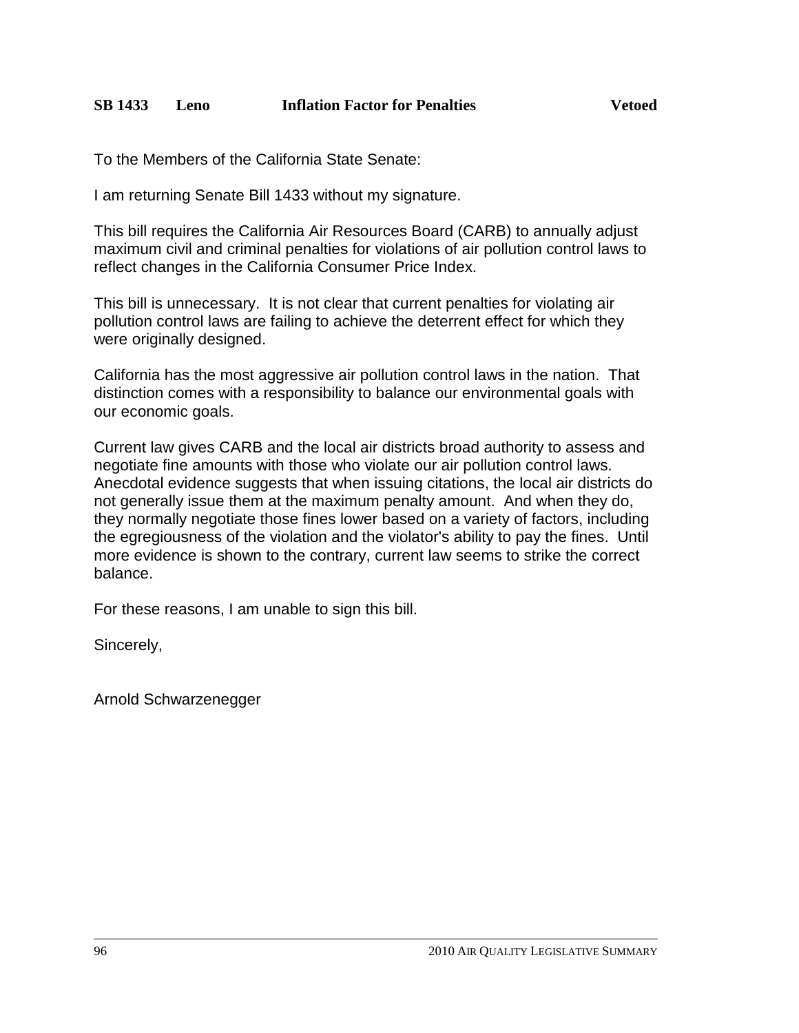**SB 1433 Leno Inflation Factor for Penalties Vetoed**

To the Members of the California State Senate:

I am returning Senate Bill 1433 without my signature.

This bill requires the California Air Resources Board (CARB) to annually adjust maximum civil and criminal penalties for violations of air pollution control laws to reflect changes in the California Consumer Price Index.

This bill is unnecessary. It is not clear that current penalties for violating air pollution control laws are failing to achieve the deterrent effect for which they were originally designed.

California has the most aggressive air pollution control laws in the nation. That distinction comes with a responsibility to balance our environmental goals with our economic goals.

Current law gives CARB and the local air districts broad authority to assess and negotiate fine amounts with those who violate our air pollution control laws. Anecdotal evidence suggests that when issuing citations, the local air districts do not generally issue them at the maximum penalty amount. And when they do, they normally negotiate those fines lower based on a variety of factors, including the egregiousness of the violation and the violator's ability to pay the fines. Until more evidence is shown to the contrary, current law seems to strike the correct balance.

For these reasons, I am unable to sign this bill.

Sincerely,

Arnold Schwarzenegger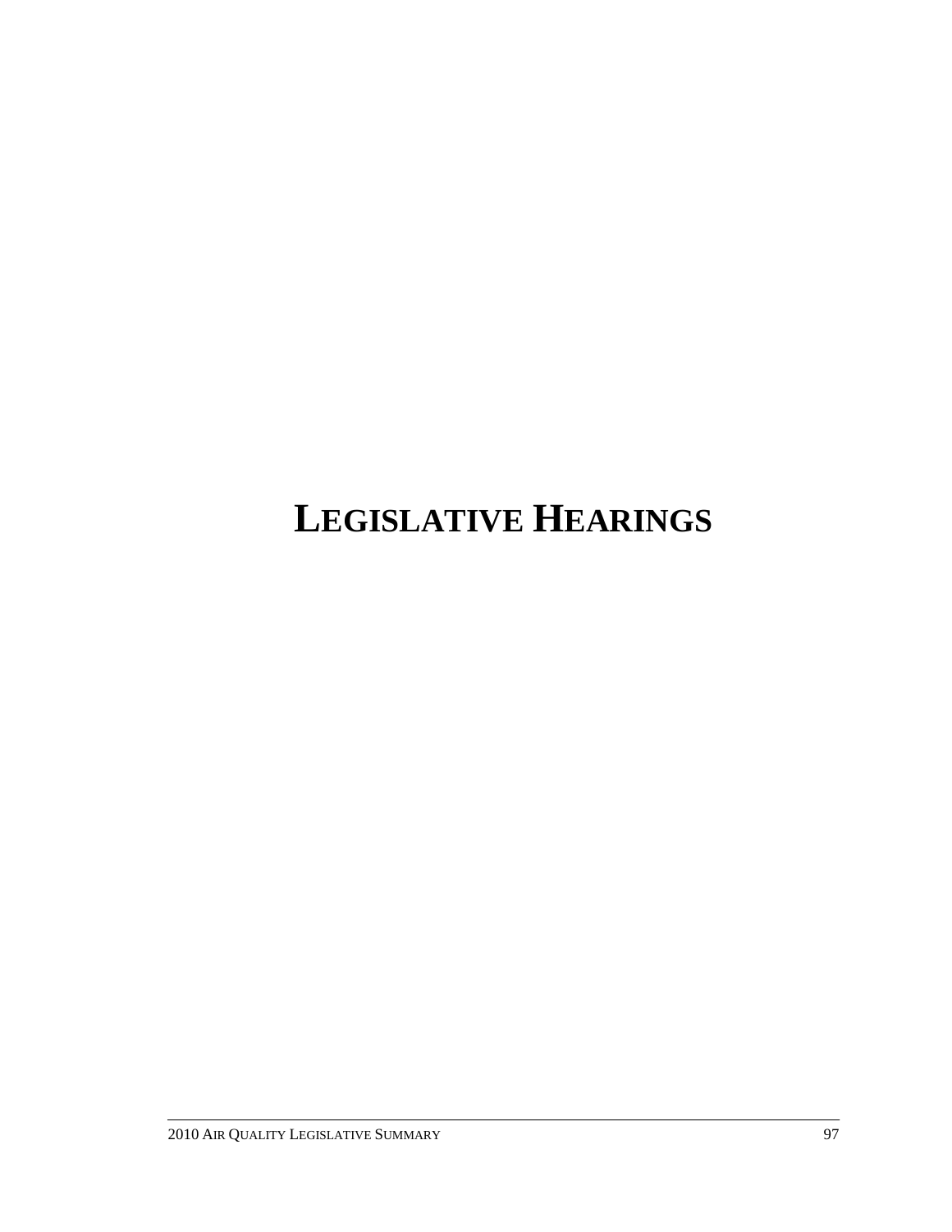# LEGISLATIVE HEARINGS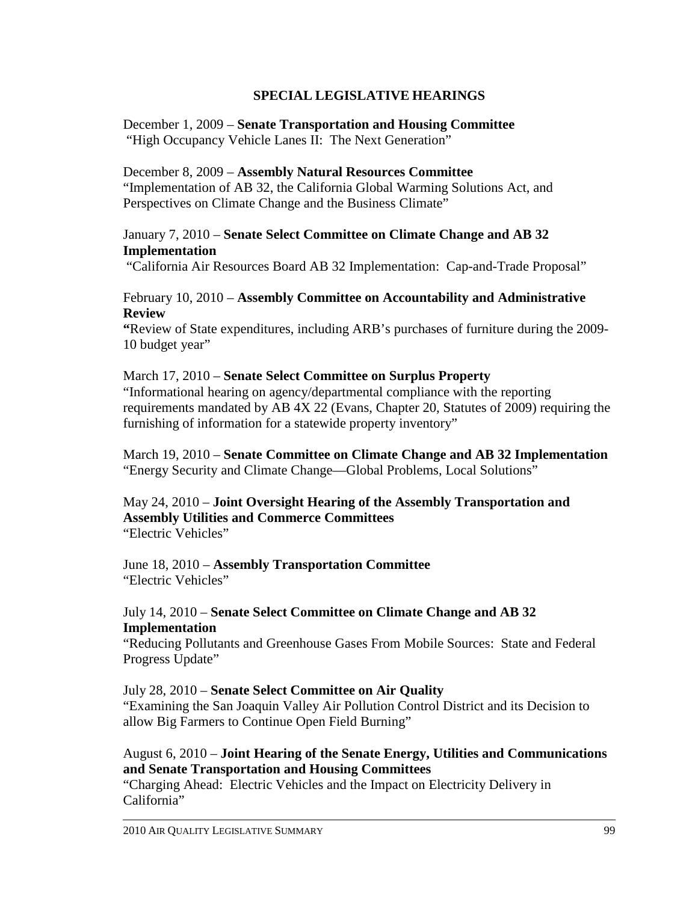## SPECIAL LEGISLATIVE HEARINGS

December 1, 2009 – **Senate Transportation and Housing Committee**
"High Occupancy Vehicle Lanes II: The Next Generation"

December 8, 2009 – **Assembly Natural Resources Committee**
"Implementation of AB 32, the California Global Warming Solutions Act, and Perspectives on Climate Change and the Business Climate"

January 7, 2010 – **Senate Select Committee on Climate Change and AB 32 Implementation**
"California Air Resources Board AB 32 Implementation: Cap-and-Trade Proposal"

February 10, 2010 – **Assembly Committee on Accountability and Administrative Review**
**"**Review of State expenditures, including ARB's purchases of furniture during the 2009-10 budget year"

March 17, 2010 – **Senate Select Committee on Surplus Property**
"Informational hearing on agency/departmental compliance with the reporting requirements mandated by AB 4X 22 (Evans, Chapter 20, Statutes of 2009) requiring the furnishing of information for a statewide property inventory"

March 19, 2010 – **Senate Committee on Climate Change and AB 32 Implementation**
"Energy Security and Climate Change—Global Problems, Local Solutions"

May 24, 2010 – **Joint Oversight Hearing of the Assembly Transportation and Assembly Utilities and Commerce Committees**
"Electric Vehicles"

June 18, 2010 – **Assembly Transportation Committee**
"Electric Vehicles"

July 14, 2010 – **Senate Select Committee on Climate Change and AB 32 Implementation**
"Reducing Pollutants and Greenhouse Gases From Mobile Sources: State and Federal Progress Update"

July 28, 2010 – **Senate Select Committee on Air Quality**
"Examining the San Joaquin Valley Air Pollution Control District and its Decision to allow Big Farmers to Continue Open Field Burning"

August 6, 2010 – **Joint Hearing of the Senate Energy, Utilities and Communications and Senate Transportation and Housing Committees**
"Charging Ahead: Electric Vehicles and the Impact on Electricity Delivery in California"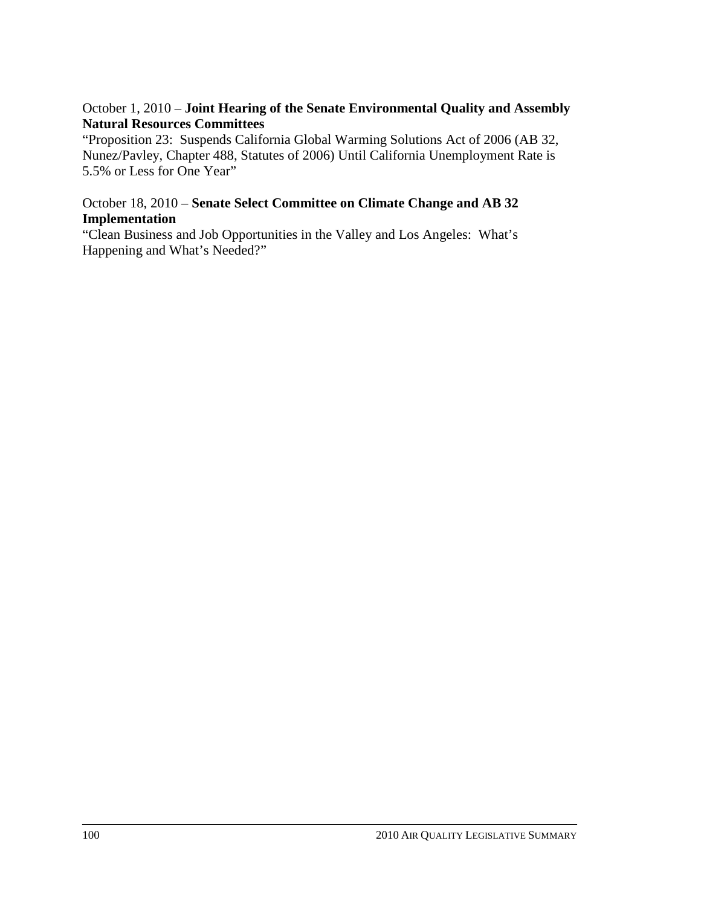October 1, 2010 – **Joint Hearing of the Senate Environmental Quality and Assembly Natural Resources Committees**
"Proposition 23: Suspends California Global Warming Solutions Act of 2006 (AB 32, Nunez/Pavley, Chapter 488, Statutes of 2006) Until California Unemployment Rate is 5.5% or Less for One Year"

October 18, 2010 – **Senate Select Committee on Climate Change and AB 32 Implementation**
"Clean Business and Job Opportunities in the Valley and Los Angeles: What's Happening and What's Needed?"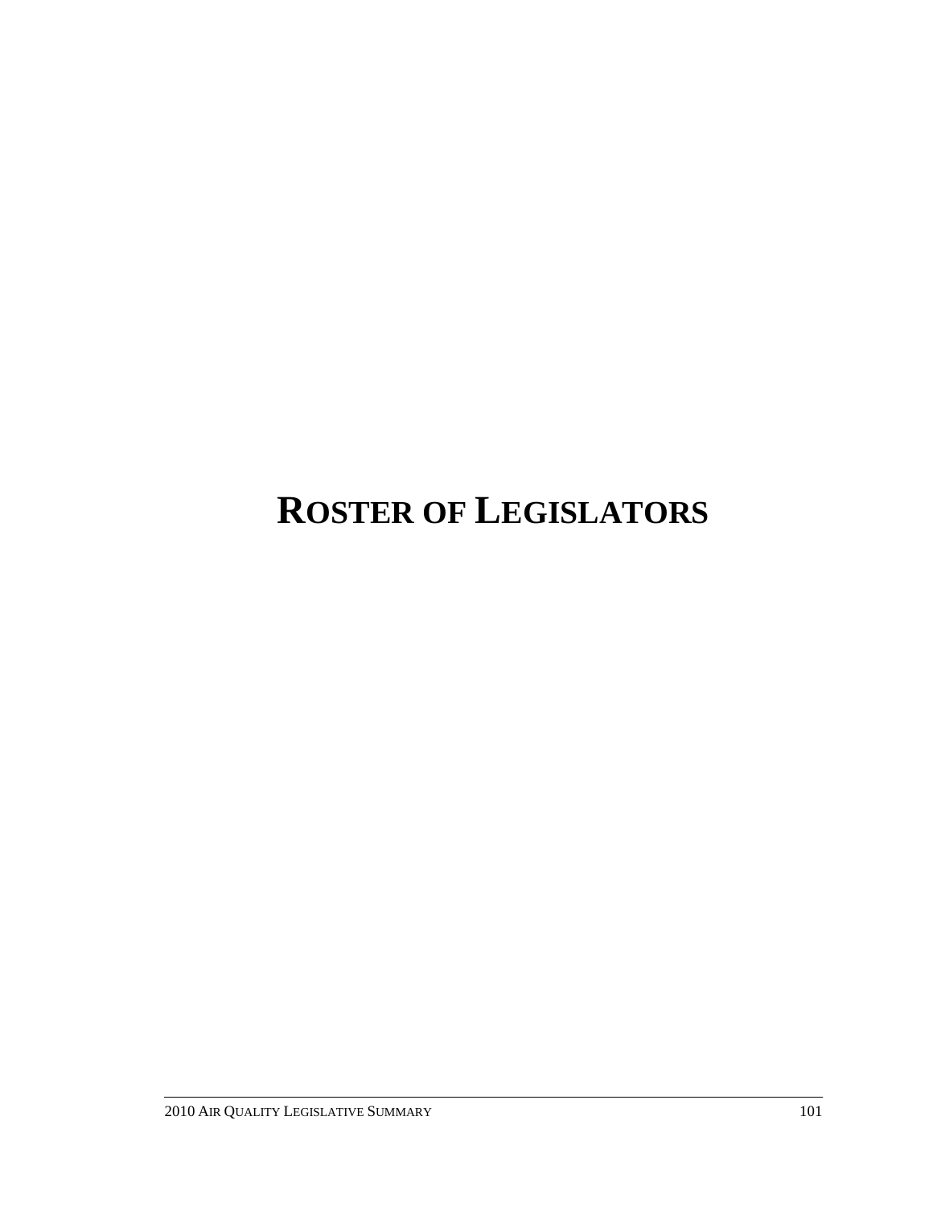# ROSTER OF LEGISLATORS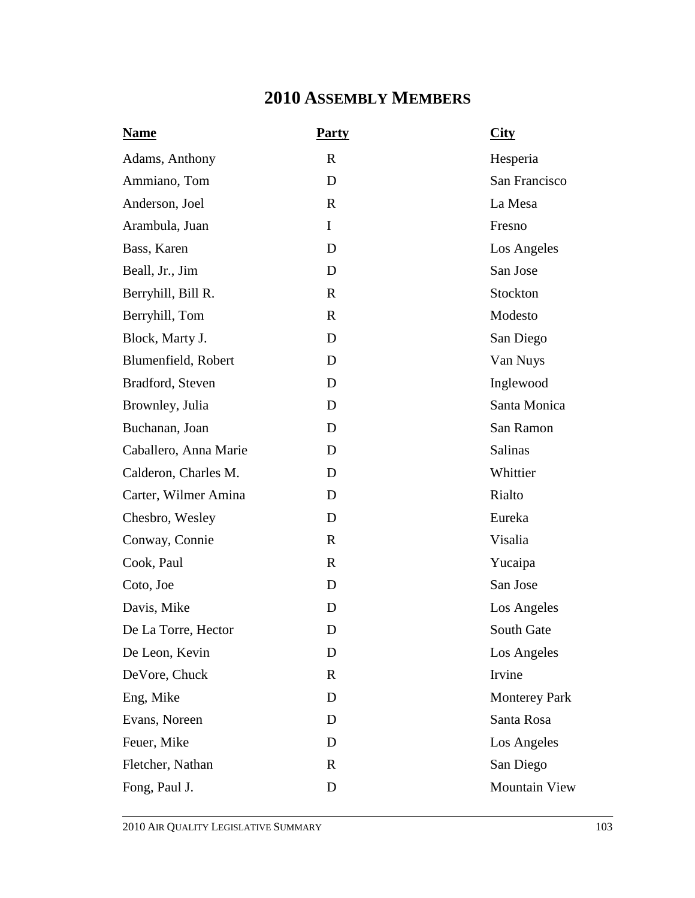# 2010 Assembly Members

| Name | Party | City |
|---|---|---|
| Adams, Anthony | R | Hesperia |
| Ammiano, Tom | D | San Francisco |
| Anderson, Joel | R | La Mesa |
| Arambula, Juan | I | Fresno |
| Bass, Karen | D | Los Angeles |
| Beall, Jr., Jim | D | San Jose |
| Berryhill, Bill R. | R | Stockton |
| Berryhill, Tom | R | Modesto |
| Block, Marty J. | D | San Diego |
| Blumenfield, Robert | D | Van Nuys |
| Bradford, Steven | D | Inglewood |
| Brownley, Julia | D | Santa Monica |
| Buchanan, Joan | D | San Ramon |
| Caballero, Anna Marie | D | Salinas |
| Calderon, Charles M. | D | Whittier |
| Carter, Wilmer Amina | D | Rialto |
| Chesbro, Wesley | D | Eureka |
| Conway, Connie | R | Visalia |
| Cook, Paul | R | Yucaipa |
| Coto, Joe | D | San Jose |
| Davis, Mike | D | Los Angeles |
| De La Torre, Hector | D | South Gate |
| De Leon, Kevin | D | Los Angeles |
| DeVore, Chuck | R | Irvine |
| Eng, Mike | D | Monterey Park |
| Evans, Noreen | D | Santa Rosa |
| Feuer, Mike | D | Los Angeles |
| Fletcher, Nathan | R | San Diego |
| Fong, Paul J. | D | Mountain View |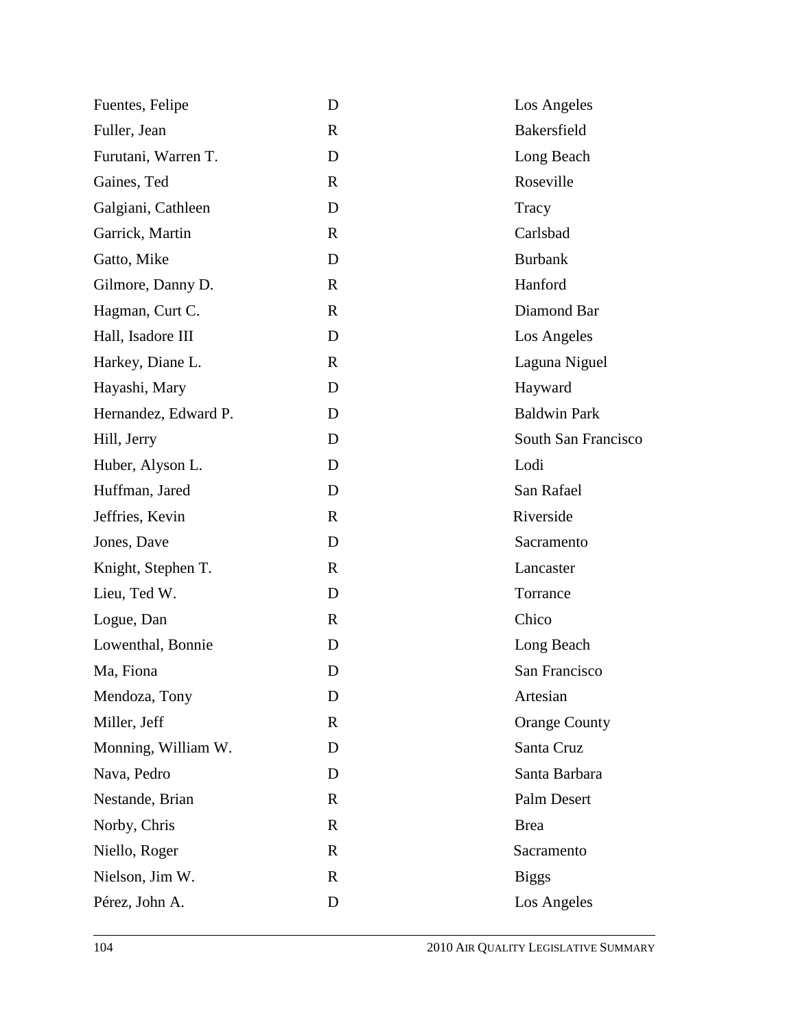| | | |
|---|---|---|
| Fuentes, Felipe | D | Los Angeles |
| Fuller, Jean | R | Bakersfield |
| Furutani, Warren T. | D | Long Beach |
| Gaines, Ted | R | Roseville |
| Galgiani, Cathleen | D | Tracy |
| Garrick, Martin | R | Carlsbad |
| Gatto, Mike | D | Burbank |
| Gilmore, Danny D. | R | Hanford |
| Hagman, Curt C. | R | Diamond Bar |
| Hall, Isadore III | D | Los Angeles |
| Harkey, Diane L. | R | Laguna Niguel |
| Hayashi, Mary | D | Hayward |
| Hernandez, Edward P. | D | Baldwin Park |
| Hill, Jerry | D | South San Francisco |
| Huber, Alyson L. | D | Lodi |
| Huffman, Jared | D | San Rafael |
| Jeffries, Kevin | R | Riverside |
| Jones, Dave | D | Sacramento |
| Knight, Stephen T. | R | Lancaster |
| Lieu, Ted W. | D | Torrance |
| Logue, Dan | R | Chico |
| Lowenthal, Bonnie | D | Long Beach |
| Ma, Fiona | D | San Francisco |
| Mendoza, Tony | D | Artesian |
| Miller, Jeff | R | Orange County |
| Monning, William W. | D | Santa Cruz |
| Nava, Pedro | D | Santa Barbara |
| Nestande, Brian | R | Palm Desert |
| Norby, Chris | R | Brea |
| Niello, Roger | R | Sacramento |
| Nielson, Jim W. | R | Biggs |
| Pérez, John A. | D | Los Angeles |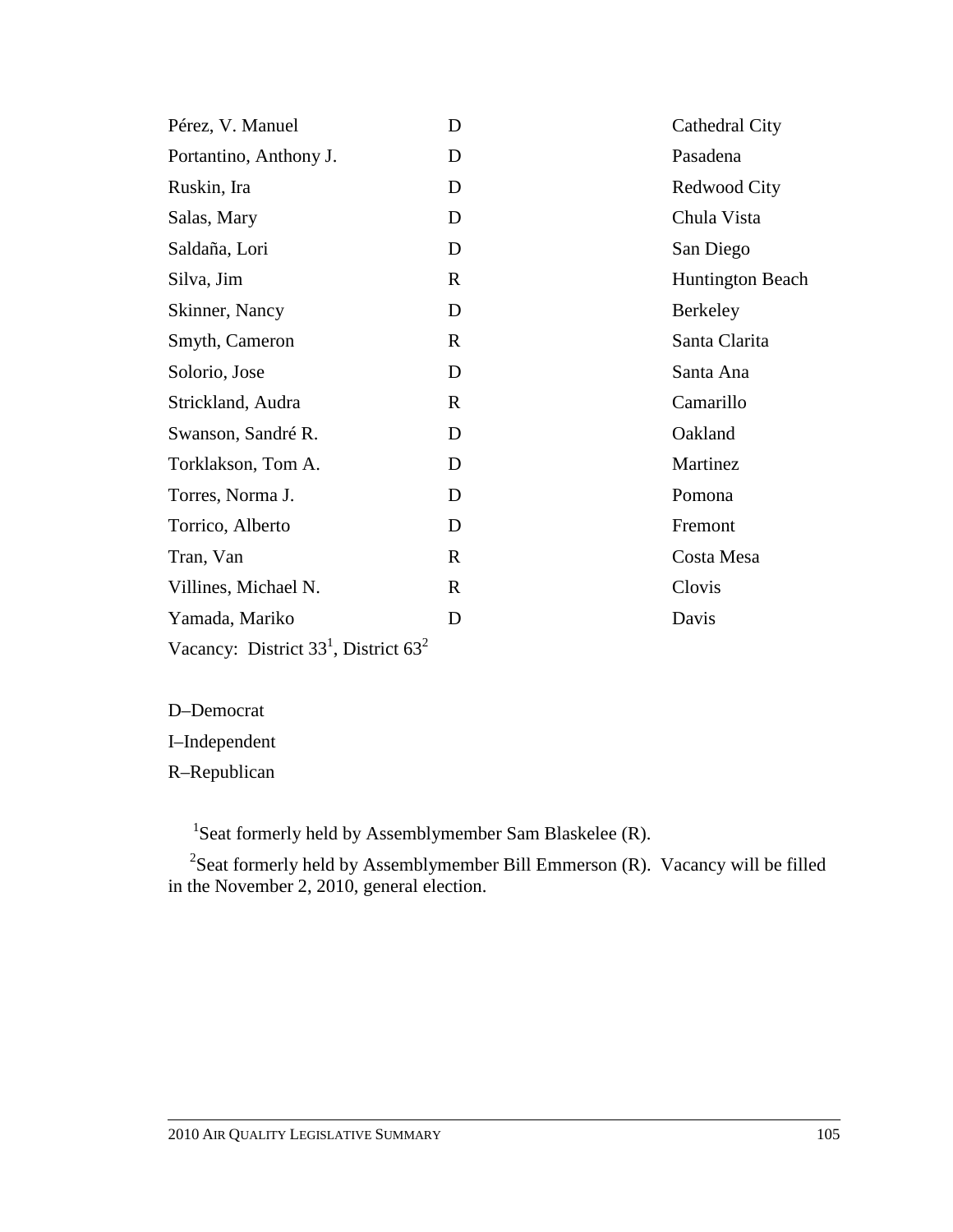| | | |
|---|---|---|
| Pérez, V. Manuel | D | Cathedral City |
| Portantino, Anthony J. | D | Pasadena |
| Ruskin, Ira | D | Redwood City |
| Salas, Mary | D | Chula Vista |
| Saldaña, Lori | D | San Diego |
| Silva, Jim | R | Huntington Beach |
| Skinner, Nancy | D | Berkeley |
| Smyth, Cameron | R | Santa Clarita |
| Solorio, Jose | D | Santa Ana |
| Strickland, Audra | R | Camarillo |
| Swanson, Sandré R. | D | Oakland |
| Torklakson, Tom A. | D | Martinez |
| Torres, Norma J. | D | Pomona |
| Torrico, Alberto | D | Fremont |
| Tran, Van | R | Costa Mesa |
| Villines, Michael N. | R | Clovis |
| Yamada, Mariko | D | Davis |

Vacancy: District 33[1], District 63[2]

D–Democrat

I–Independent

R–Republican

[1]Seat formerly held by Assemblymember Sam Blaskelee (R).

[2]Seat formerly held by Assemblymember Bill Emmerson (R). Vacancy will be filled in the November 2, 2010, general election.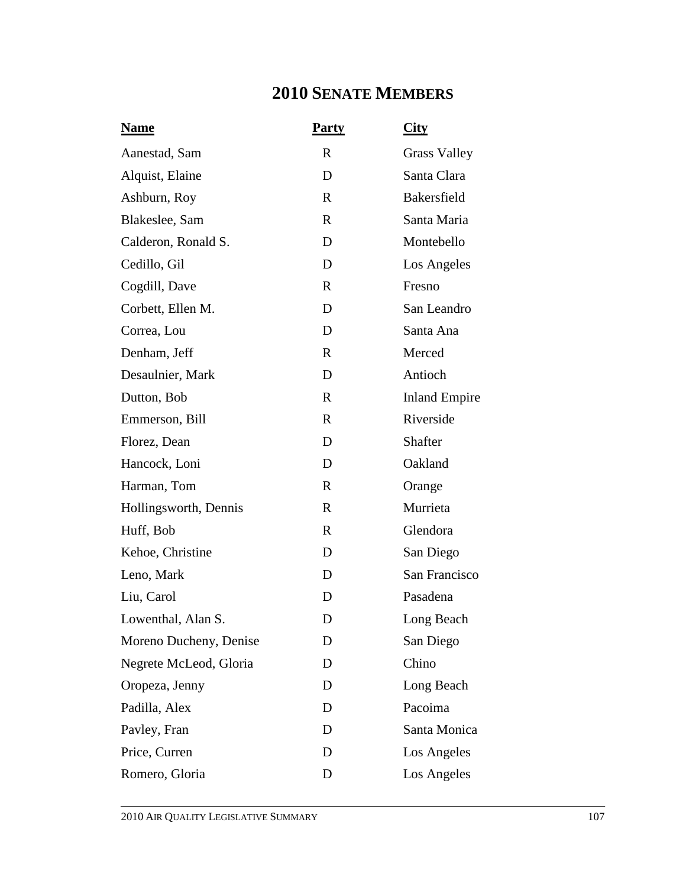## 2010 SENATE MEMBERS

| Name | Party | City |
|---|---|---|
| Aanestad, Sam | R | Grass Valley |
| Alquist, Elaine | D | Santa Clara |
| Ashburn, Roy | R | Bakersfield |
| Blakeslee, Sam | R | Santa Maria |
| Calderon, Ronald S. | D | Montebello |
| Cedillo, Gil | D | Los Angeles |
| Cogdill, Dave | R | Fresno |
| Corbett, Ellen M. | D | San Leandro |
| Correa, Lou | D | Santa Ana |
| Denham, Jeff | R | Merced |
| Desaulnier, Mark | D | Antioch |
| Dutton, Bob | R | Inland Empire |
| Emmerson, Bill | R | Riverside |
| Florez, Dean | D | Shafter |
| Hancock, Loni | D | Oakland |
| Harman, Tom | R | Orange |
| Hollingsworth, Dennis | R | Murrieta |
| Huff, Bob | R | Glendora |
| Kehoe, Christine | D | San Diego |
| Leno, Mark | D | San Francisco |
| Liu, Carol | D | Pasadena |
| Lowenthal, Alan S. | D | Long Beach |
| Moreno Ducheny, Denise | D | San Diego |
| Negrete McLeod, Gloria | D | Chino |
| Oropeza, Jenny | D | Long Beach |
| Padilla, Alex | D | Pacoima |
| Pavley, Fran | D | Santa Monica |
| Price, Curren | D | Los Angeles |
| Romero, Gloria | D | Los Angeles |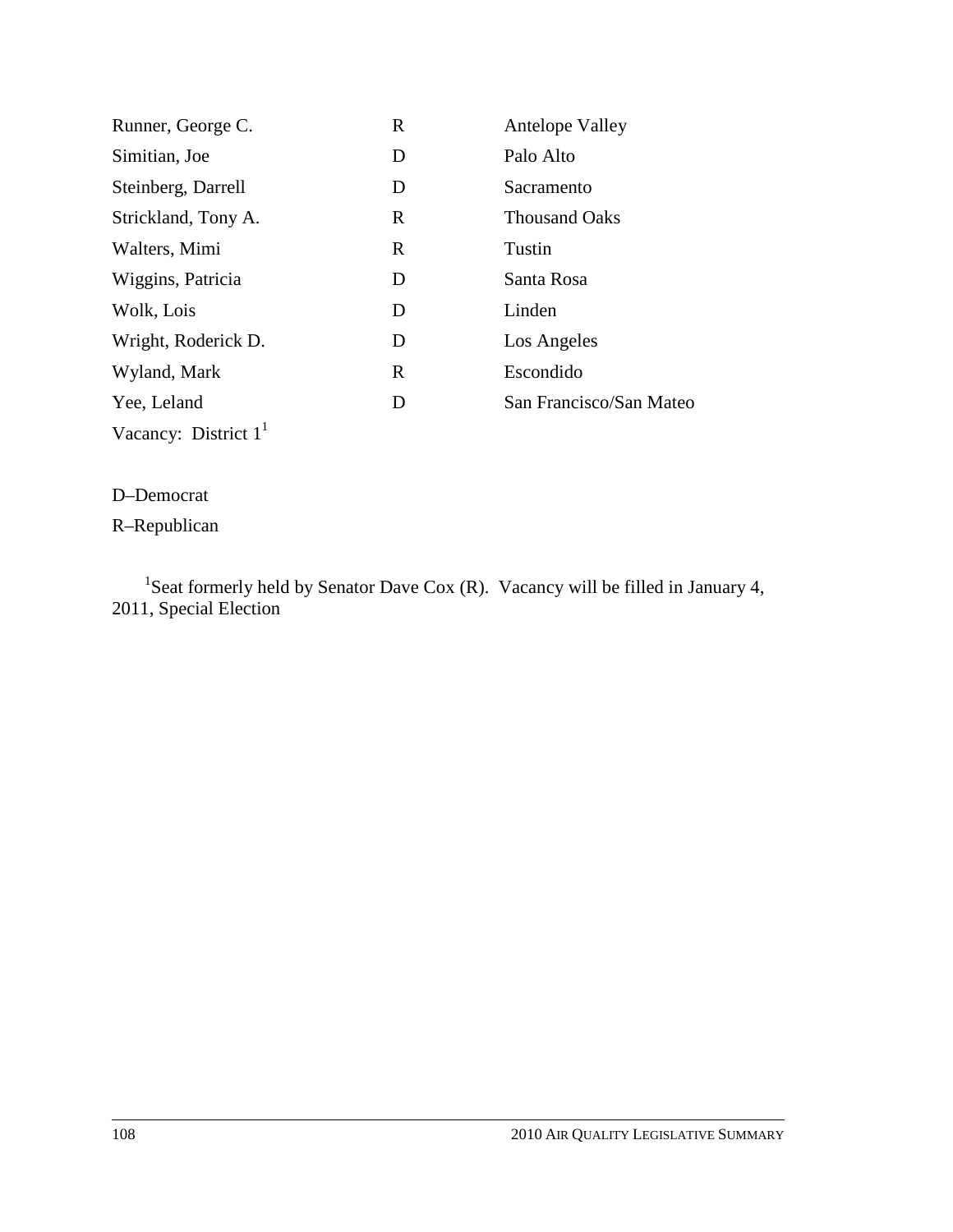| | | |
|---|---|---|
| Runner, George C. | R | Antelope Valley |
| Simitian, Joe | D | Palo Alto |
| Steinberg, Darrell | D | Sacramento |
| Strickland, Tony A. | R | Thousand Oaks |
| Walters, Mimi | R | Tustin |
| Wiggins, Patricia | D | Santa Rosa |
| Wolk, Lois | D | Linden |
| Wright, Roderick D. | D | Los Angeles |
| Wyland, Mark | R | Escondido |
| Yee, Leland | D | San Francisco/San Mateo |
| Vacancy: District 1[1] | | |

D–Democrat

R–Republican

[1]Seat formerly held by Senator Dave Cox (R). Vacancy will be filled in January 4, 2011, Special Election